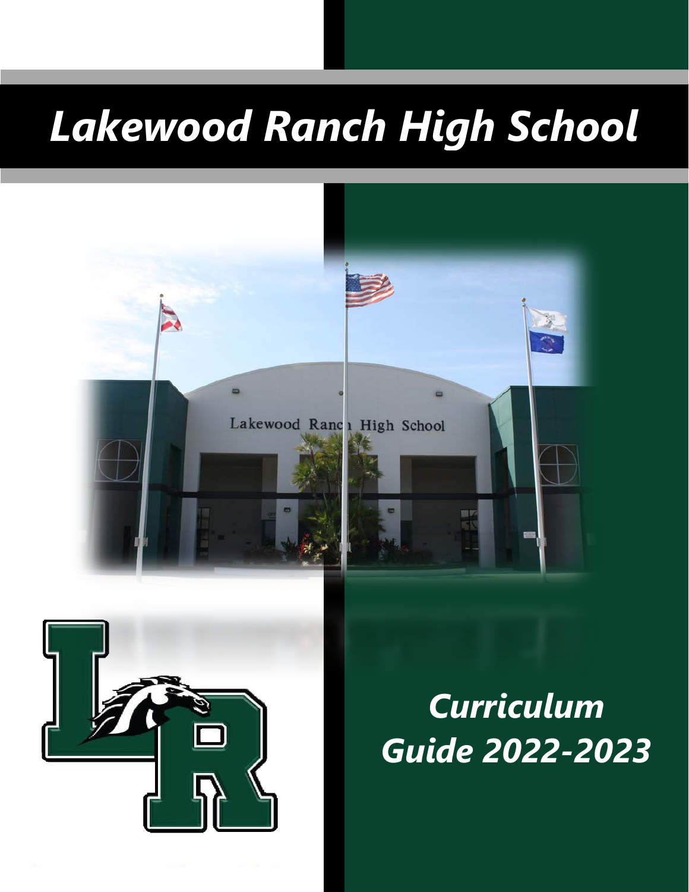# Lakewood Ranch High School

## Curriculum Guide 2022-2023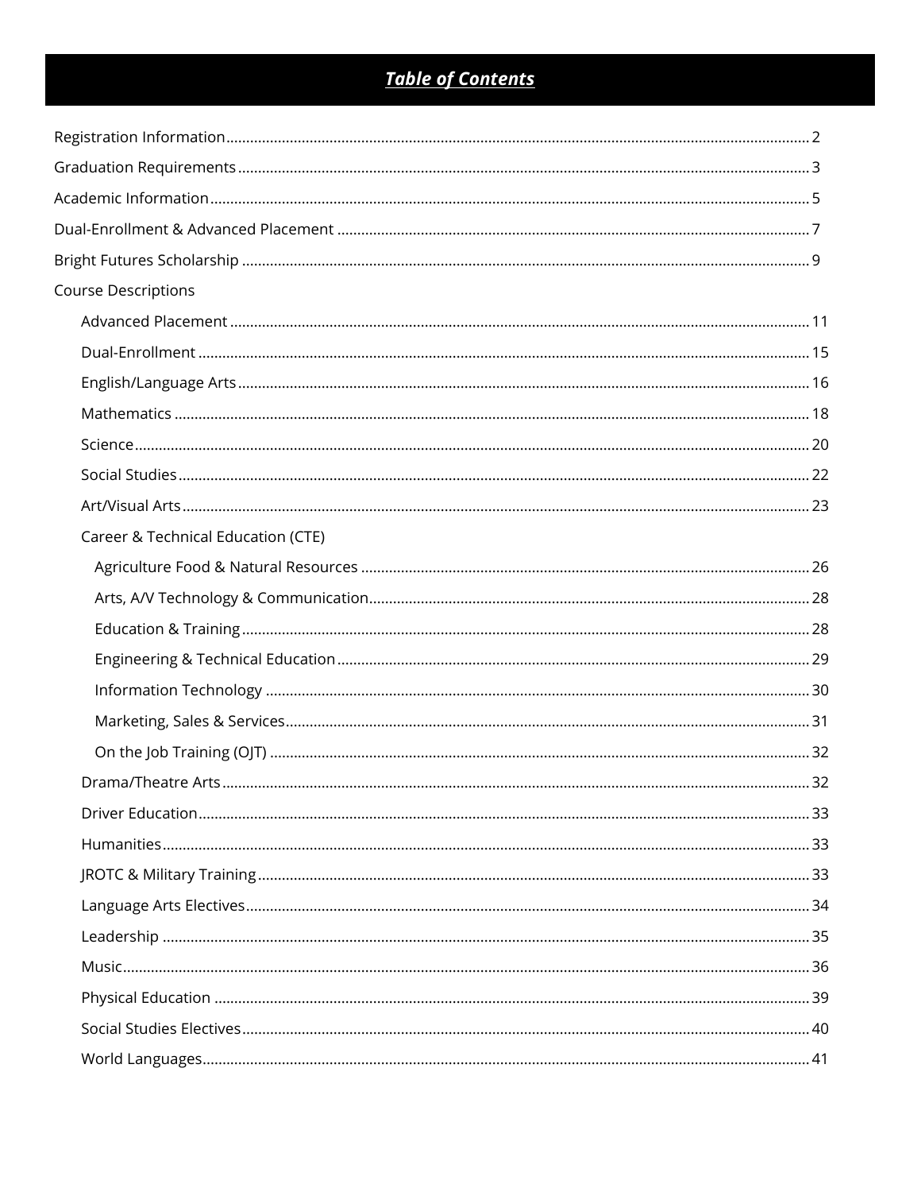# ***Table of Contents***

Registration Information .......... 2

Graduation Requirements .......... 3

Academic Information .......... 5

Dual-Enrollment & Advanced Placement .......... 7

Bright Futures Scholarship .......... 9

Course Descriptions

- Advanced Placement .......... 11
- Dual-Enrollment .......... 15
- English/Language Arts .......... 16
- Mathematics .......... 18
- Science .......... 20
- Social Studies .......... 22
- Art/Visual Arts .......... 23
- Career & Technical Education (CTE)
  - Agriculture Food & Natural Resources .......... 26
  - Arts, A/V Technology & Communication .......... 28
  - Education & Training .......... 28
  - Engineering & Technical Education .......... 29
  - Information Technology .......... 30
  - Marketing, Sales & Services .......... 31
  - On the Job Training (OJT) .......... 32
- Drama/Theatre Arts .......... 32
- Driver Education .......... 33
- Humanities .......... 33
- JROTC & Military Training .......... 33
- Language Arts Electives .......... 34
- Leadership .......... 35
- Music .......... 36
- Physical Education .......... 39
- Social Studies Electives .......... 40
- World Languages .......... 41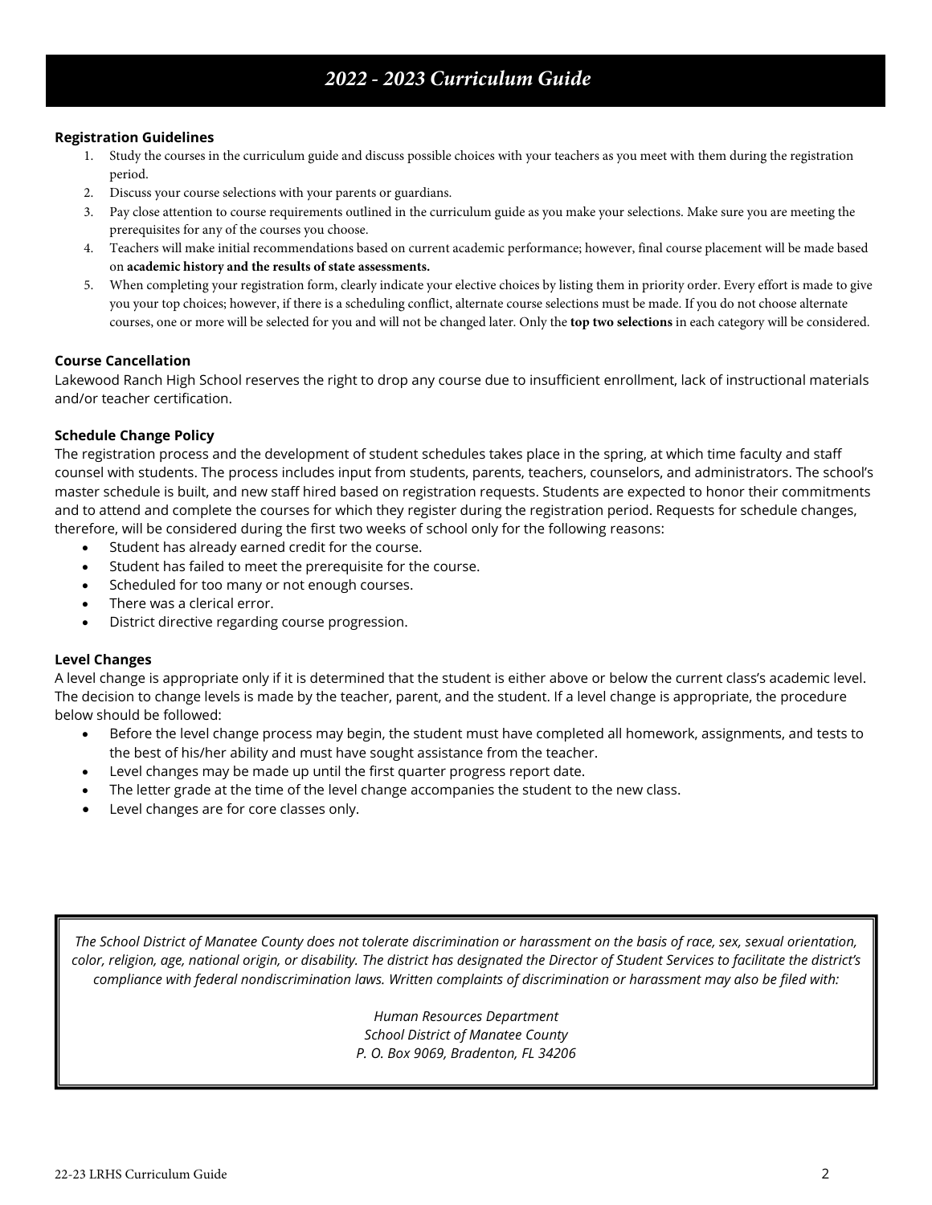# 2022 - 2023 Curriculum Guide

**Registration Guidelines**

1. Study the courses in the curriculum guide and discuss possible choices with your teachers as you meet with them during the registration period.
2. Discuss your course selections with your parents or guardians.
3. Pay close attention to course requirements outlined in the curriculum guide as you make your selections. Make sure you are meeting the prerequisites for any of the courses you choose.
4. Teachers will make initial recommendations based on current academic performance; however, final course placement will be made based on **academic history and the results of state assessments.**
5. When completing your registration form, clearly indicate your elective choices by listing them in priority order. Every effort is made to give you your top choices; however, if there is a scheduling conflict, alternate course selections must be made. If you do not choose alternate courses, one or more will be selected for you and will not be changed later. Only the **top two selections** in each category will be considered.

**Course Cancellation**

Lakewood Ranch High School reserves the right to drop any course due to insufficient enrollment, lack of instructional materials and/or teacher certification.

**Schedule Change Policy**

The registration process and the development of student schedules takes place in the spring, at which time faculty and staff counsel with students. The process includes input from students, parents, teachers, counselors, and administrators. The school's master schedule is built, and new staff hired based on registration requests. Students are expected to honor their commitments and to attend and complete the courses for which they register during the registration period. Requests for schedule changes, therefore, will be considered during the first two weeks of school only for the following reasons:

- Student has already earned credit for the course.
- Student has failed to meet the prerequisite for the course.
- Scheduled for too many or not enough courses.
- There was a clerical error.
- District directive regarding course progression.

**Level Changes**

A level change is appropriate only if it is determined that the student is either above or below the current class's academic level. The decision to change levels is made by the teacher, parent, and the student. If a level change is appropriate, the procedure below should be followed:

- Before the level change process may begin, the student must have completed all homework, assignments, and tests to the best of his/her ability and must have sought assistance from the teacher.
- Level changes may be made up until the first quarter progress report date.
- The letter grade at the time of the level change accompanies the student to the new class.
- Level changes are for core classes only.

*The School District of Manatee County does not tolerate discrimination or harassment on the basis of race, sex, sexual orientation, color, religion, age, national origin, or disability. The district has designated the Director of Student Services to facilitate the district's compliance with federal nondiscrimination laws. Written complaints of discrimination or harassment may also be filed with:*

*Human Resources Department*
*School District of Manatee County*
*P. O. Box 9069, Bradenton, FL 34206*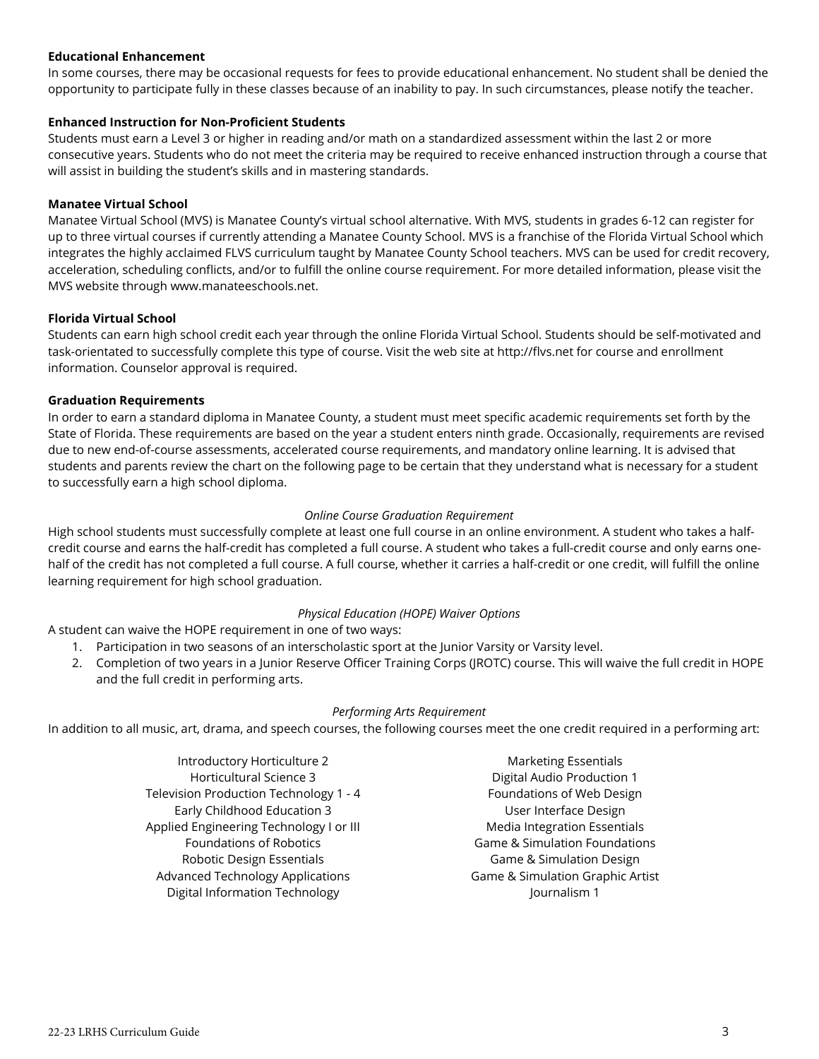**Educational Enhancement**

In some courses, there may be occasional requests for fees to provide educational enhancement. No student shall be denied the opportunity to participate fully in these classes because of an inability to pay. In such circumstances, please notify the teacher.

**Enhanced Instruction for Non-Proficient Students**

Students must earn a Level 3 or higher in reading and/or math on a standardized assessment within the last 2 or more consecutive years. Students who do not meet the criteria may be required to receive enhanced instruction through a course that will assist in building the student's skills and in mastering standards.

**Manatee Virtual School**

Manatee Virtual School (MVS) is Manatee County's virtual school alternative. With MVS, students in grades 6-12 can register for up to three virtual courses if currently attending a Manatee County School. MVS is a franchise of the Florida Virtual School which integrates the highly acclaimed FLVS curriculum taught by Manatee County School teachers. MVS can be used for credit recovery, acceleration, scheduling conflicts, and/or to fulfill the online course requirement. For more detailed information, please visit the MVS website through www.manateeschools.net.

**Florida Virtual School**

Students can earn high school credit each year through the online Florida Virtual School. Students should be self-motivated and task-orientated to successfully complete this type of course. Visit the web site at http://flvs.net for course and enrollment information. Counselor approval is required.

**Graduation Requirements**

In order to earn a standard diploma in Manatee County, a student must meet specific academic requirements set forth by the State of Florida. These requirements are based on the year a student enters ninth grade. Occasionally, requirements are revised due to new end-of-course assessments, accelerated course requirements, and mandatory online learning. It is advised that students and parents review the chart on the following page to be certain that they understand what is necessary for a student to successfully earn a high school diploma.

*Online Course Graduation Requirement*

High school students must successfully complete at least one full course in an online environment. A student who takes a half-credit course and earns the half-credit has completed a full course. A student who takes a full-credit course and only earns one-half of the credit has not completed a full course. A full course, whether it carries a half-credit or one credit, will fulfill the online learning requirement for high school graduation.

*Physical Education (HOPE) Waiver Options*

A student can waive the HOPE requirement in one of two ways:

1. Participation in two seasons of an interscholastic sport at the Junior Varsity or Varsity level.
2. Completion of two years in a Junior Reserve Officer Training Corps (JROTC) course. This will waive the full credit in HOPE and the full credit in performing arts.

*Performing Arts Requirement*

In addition to all music, art, drama, and speech courses, the following courses meet the one credit required in a performing art:

- Introductory Horticulture 2
- Horticultural Science 3
- Television Production Technology 1 - 4
- Early Childhood Education 3
- Applied Engineering Technology I or III
- Foundations of Robotics
- Robotic Design Essentials
- Advanced Technology Applications
- Digital Information Technology
- Marketing Essentials
- Digital Audio Production 1
- Foundations of Web Design
- User Interface Design
- Media Integration Essentials
- Game & Simulation Foundations
- Game & Simulation Design
- Game & Simulation Graphic Artist
- Journalism 1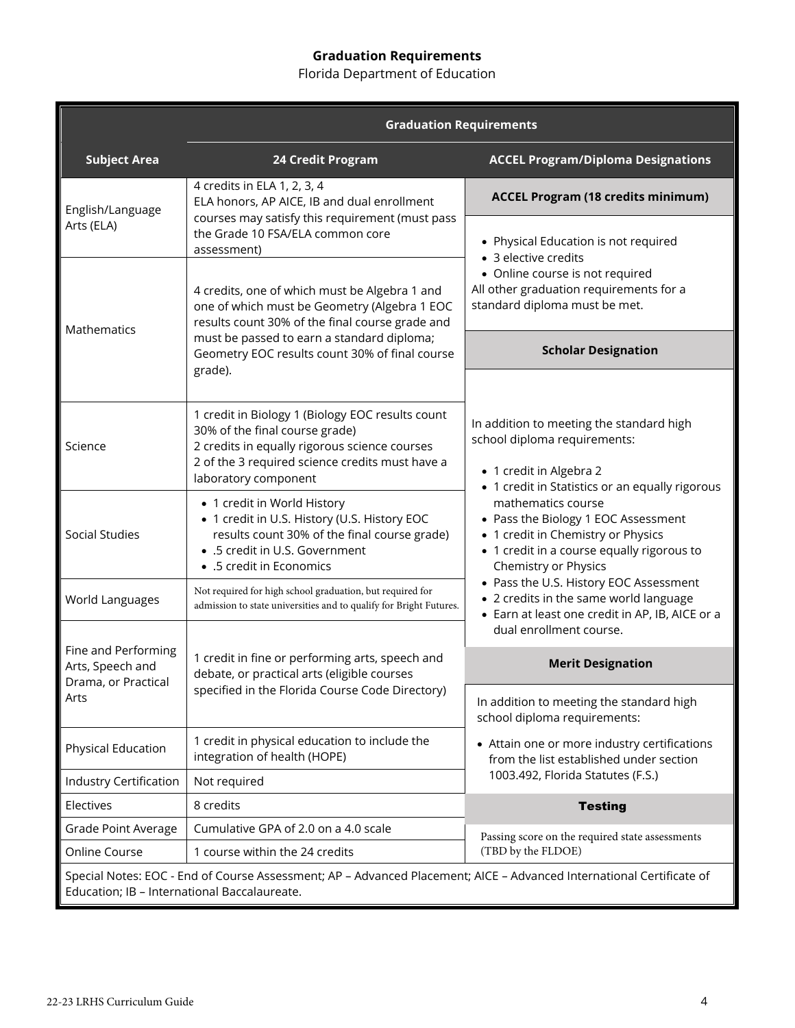**Graduation Requirements**

Florida Department of Education

| Subject Area | Graduation Requirements: 24 Credit Program |
|---|---|
| English/Language Arts (ELA) | 4 credits in ELA 1, 2, 3, 4<br>ELA honors, AP AICE, IB and dual enrollment courses may satisfy this requirement (must pass the Grade 10 FSA/ELA common core assessment) |
| Mathematics | 4 credits, one of which must be Algebra 1 and one of which must be Geometry (Algebra 1 EOC results count 30% of the final course grade and must be passed to earn a standard diploma; Geometry EOC results count 30% of final course grade). |
| Science | 1 credit in Biology 1 (Biology EOC results count 30% of the final course grade)<br>2 credits in equally rigorous science courses<br>2 of the 3 required science credits must have a laboratory component |
| Social Studies | • 1 credit in World History<br>• 1 credit in U.S. History (U.S. History EOC results count 30% of the final course grade)<br>• .5 credit in U.S. Government<br>• .5 credit in Economics |
| World Languages | Not required for high school graduation, but required for admission to state universities and to qualify for Bright Futures. |
| Fine and Performing Arts, Speech and Drama, or Practical Arts | 1 credit in fine or performing arts, speech and debate, or practical arts (eligible courses specified in the Florida Course Code Directory) |
| Physical Education | 1 credit in physical education to include the integration of health (HOPE) |
| Industry Certification | Not required |
| Electives | 8 credits |
| Grade Point Average | Cumulative GPA of 2.0 on a 4.0 scale |
| Online Course | 1 course within the 24 credits |

**ACCEL Program/Diploma Designations**

**ACCEL Program (18 credits minimum)**

- Physical Education is not required
- 3 elective credits
- Online course is not required

All other graduation requirements for a standard diploma must be met.

**Scholar Designation**

In addition to meeting the standard high school diploma requirements:

- 1 credit in Algebra 2
- 1 credit in Statistics or an equally rigorous mathematics course
- Pass the Biology 1 EOC Assessment
- 1 credit in Chemistry or Physics
- 1 credit in a course equally rigorous to Chemistry or Physics
- Pass the U.S. History EOC Assessment
- 2 credits in the same world language
- Earn at least one credit in AP, IB, AICE or a dual enrollment course.

**Merit Designation**

In addition to meeting the standard high school diploma requirements:

- Attain one or more industry certifications from the list established under section 1003.492, Florida Statutes (F.S.)

**Testing**

Passing score on the required state assessments (TBD by the FLDOE)

Special Notes: EOC - End of Course Assessment; AP – Advanced Placement; AICE – Advanced International Certificate of Education; IB – International Baccalaureate.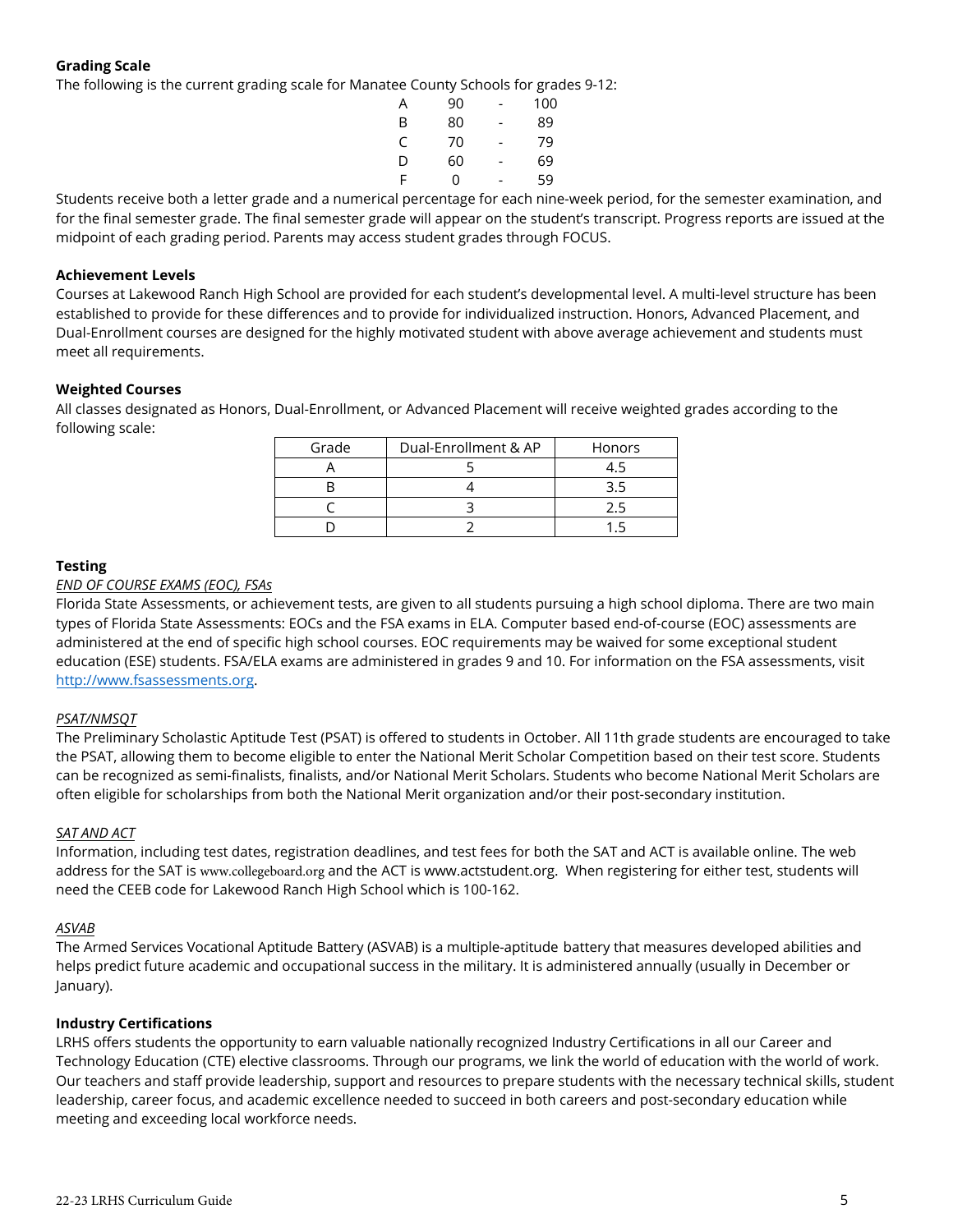**Grading Scale**

The following is the current grading scale for Manatee County Schools for grades 9-12:

| Grade | Range |
|---|---|
| A | 90 - 100 |
| B | 80 - 89 |
| C | 70 - 79 |
| D | 60 - 69 |
| F | 0 - 59 |

Students receive both a letter grade and a numerical percentage for each nine-week period, for the semester examination, and for the final semester grade. The final semester grade will appear on the student's transcript. Progress reports are issued at the midpoint of each grading period. Parents may access student grades through FOCUS.

**Achievement Levels**

Courses at Lakewood Ranch High School are provided for each student's developmental level. A multi-level structure has been established to provide for these differences and to provide for individualized instruction. Honors, Advanced Placement, and Dual-Enrollment courses are designed for the highly motivated student with above average achievement and students must meet all requirements.

**Weighted Courses**

All classes designated as Honors, Dual-Enrollment, or Advanced Placement will receive weighted grades according to the following scale:

| Grade | Dual-Enrollment & AP | Honors |
|---|---|---|
| A | 5 | 4.5 |
| B | 4 | 3.5 |
| C | 3 | 2.5 |
| D | 2 | 1.5 |

**Testing**

*END OF COURSE EXAMS (EOC), FSAs*

Florida State Assessments, or achievement tests, are given to all students pursuing a high school diploma. There are two main types of Florida State Assessments: EOCs and the FSA exams in ELA. Computer based end-of-course (EOC) assessments are administered at the end of specific high school courses. EOC requirements may be waived for some exceptional student education (ESE) students. FSA/ELA exams are administered in grades 9 and 10. For information on the FSA assessments, visit http://www.fsassessments.org.

*PSAT/NMSQT*

The Preliminary Scholastic Aptitude Test (PSAT) is offered to students in October. All 11th grade students are encouraged to take the PSAT, allowing them to become eligible to enter the National Merit Scholar Competition based on their test score. Students can be recognized as semi-finalists, finalists, and/or National Merit Scholars. Students who become National Merit Scholars are often eligible for scholarships from both the National Merit organization and/or their post-secondary institution.

*SAT AND ACT*

Information, including test dates, registration deadlines, and test fees for both the SAT and ACT is available online. The web address for the SAT is www.collegeboard.org and the ACT is www.actstudent.org. When registering for either test, students will need the CEEB code for Lakewood Ranch High School which is 100-162.

*ASVAB*

The Armed Services Vocational Aptitude Battery (ASVAB) is a multiple-aptitude battery that measures developed abilities and helps predict future academic and occupational success in the military. It is administered annually (usually in December or January).

**Industry Certifications**

LRHS offers students the opportunity to earn valuable nationally recognized Industry Certifications in all our Career and Technology Education (CTE) elective classrooms. Through our programs, we link the world of education with the world of work. Our teachers and staff provide leadership, support and resources to prepare students with the necessary technical skills, student leadership, career focus, and academic excellence needed to succeed in both careers and post-secondary education while meeting and exceeding local workforce needs.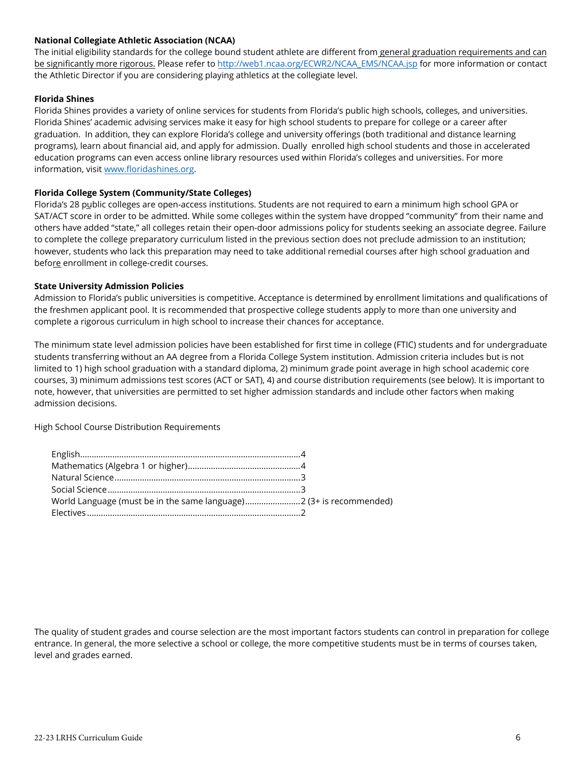**National Collegiate Athletic Association (NCAA)**

The initial eligibility standards for the college bound student athlete are different from general graduation requirements and can be significantly more rigorous. Please refer to http://web1.ncaa.org/ECWR2/NCAA_EMS/NCAA.jsp for more information or contact the Athletic Director if you are considering playing athletics at the collegiate level.

**Florida Shines**

Florida Shines provides a variety of online services for students from Florida's public high schools, colleges, and universities. Florida Shines' academic advising services make it easy for high school students to prepare for college or a career after graduation. In addition, they can explore Florida's college and university offerings (both traditional and distance learning programs), learn about financial aid, and apply for admission. Dually enrolled high school students and those in accelerated education programs can even access online library resources used within Florida's colleges and universities. For more information, visit www.floridashines.org.

**Florida College System (Community/State Colleges)**

Florida's 28 public colleges are open-access institutions. Students are not required to earn a minimum high school GPA or SAT/ACT score in order to be admitted. While some colleges within the system have dropped "community" from their name and others have added "state," all colleges retain their open-door admissions policy for students seeking an associate degree. Failure to complete the college preparatory curriculum listed in the previous section does not preclude admission to an institution; however, students who lack this preparation may need to take additional remedial courses after high school graduation and before enrollment in college-credit courses.

**State University Admission Policies**

Admission to Florida's public universities is competitive. Acceptance is determined by enrollment limitations and qualifications of the freshmen applicant pool. It is recommended that prospective college students apply to more than one university and complete a rigorous curriculum in high school to increase their chances for acceptance.

The minimum state level admission policies have been established for first time in college (FTIC) students and for undergraduate students transferring without an AA degree from a Florida College System institution. Admission criteria includes but is not limited to 1) high school graduation with a standard diploma, 2) minimum grade point average in high school academic core courses, 3) minimum admissions test scores (ACT or SAT), 4) and course distribution requirements (see below). It is important to note, however, that universities are permitted to set higher admission standards and include other factors when making admission decisions.

High School Course Distribution Requirements

- English.......................................................................................4
- Mathematics (Algebra 1 or higher)................................................4
- Natural Science.........................................................................3
- Social Science...........................................................................3
- World Language (must be in the same language)......................2 (3+ is recommended)
- Electives....................................................................................2

The quality of student grades and course selection are the most important factors students can control in preparation for college entrance. In general, the more selective a school or college, the more competitive students must be in terms of courses taken, level and grades earned.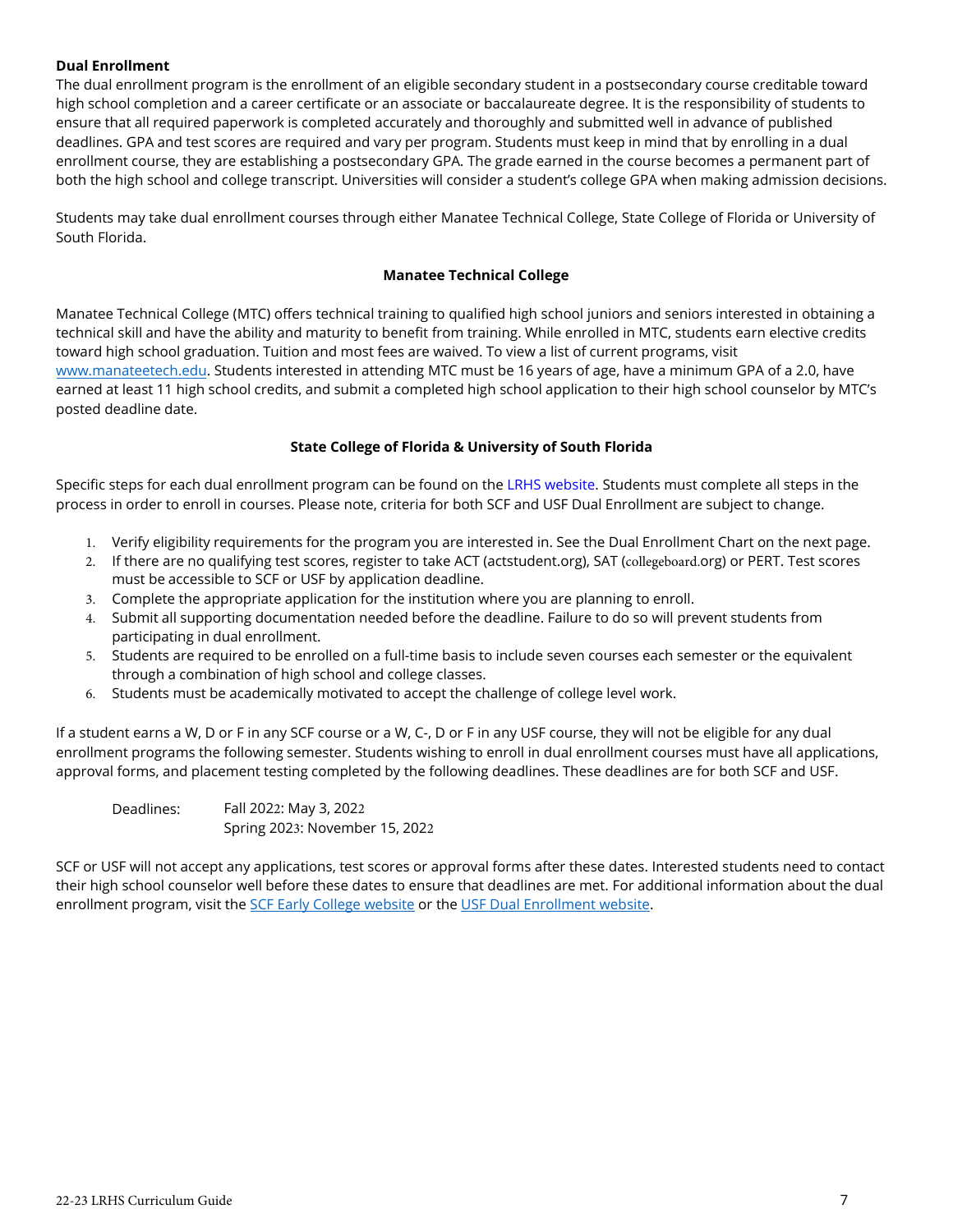**Dual Enrollment**

The dual enrollment program is the enrollment of an eligible secondary student in a postsecondary course creditable toward high school completion and a career certificate or an associate or baccalaureate degree. It is the responsibility of students to ensure that all required paperwork is completed accurately and thoroughly and submitted well in advance of published deadlines. GPA and test scores are required and vary per program. Students must keep in mind that by enrolling in a dual enrollment course, they are establishing a postsecondary GPA. The grade earned in the course becomes a permanent part of both the high school and college transcript. Universities will consider a student's college GPA when making admission decisions.

Students may take dual enrollment courses through either Manatee Technical College, State College of Florida or University of South Florida.

**Manatee Technical College**

Manatee Technical College (MTC) offers technical training to qualified high school juniors and seniors interested in obtaining a technical skill and have the ability and maturity to benefit from training. While enrolled in MTC, students earn elective credits toward high school graduation. Tuition and most fees are waived. To view a list of current programs, visit www.manateetech.edu. Students interested in attending MTC must be 16 years of age, have a minimum GPA of a 2.0, have earned at least 11 high school credits, and submit a completed high school application to their high school counselor by MTC's posted deadline date.

**State College of Florida & University of South Florida**

Specific steps for each dual enrollment program can be found on the LRHS website. Students must complete all steps in the process in order to enroll in courses. Please note, criteria for both SCF and USF Dual Enrollment are subject to change.

1. Verify eligibility requirements for the program you are interested in. See the Dual Enrollment Chart on the next page.
2. If there are no qualifying test scores, register to take ACT (actstudent.org), SAT (collegeboard.org) or PERT. Test scores must be accessible to SCF or USF by application deadline.
3. Complete the appropriate application for the institution where you are planning to enroll.
4. Submit all supporting documentation needed before the deadline. Failure to do so will prevent students from participating in dual enrollment.
5. Students are required to be enrolled on a full-time basis to include seven courses each semester or the equivalent through a combination of high school and college classes.
6. Students must be academically motivated to accept the challenge of college level work.

If a student earns a W, D or F in any SCF course or a W, C-, D or F in any USF course, they will not be eligible for any dual enrollment programs the following semester. Students wishing to enroll in dual enrollment courses must have all applications, approval forms, and placement testing completed by the following deadlines. These deadlines are for both SCF and USF.

Deadlines: Fall 2022: May 3, 2022
Spring 2023: November 15, 2022

SCF or USF will not accept any applications, test scores or approval forms after these dates. Interested students need to contact their high school counselor well before these dates to ensure that deadlines are met. For additional information about the dual enrollment program, visit the SCF Early College website or the USF Dual Enrollment website.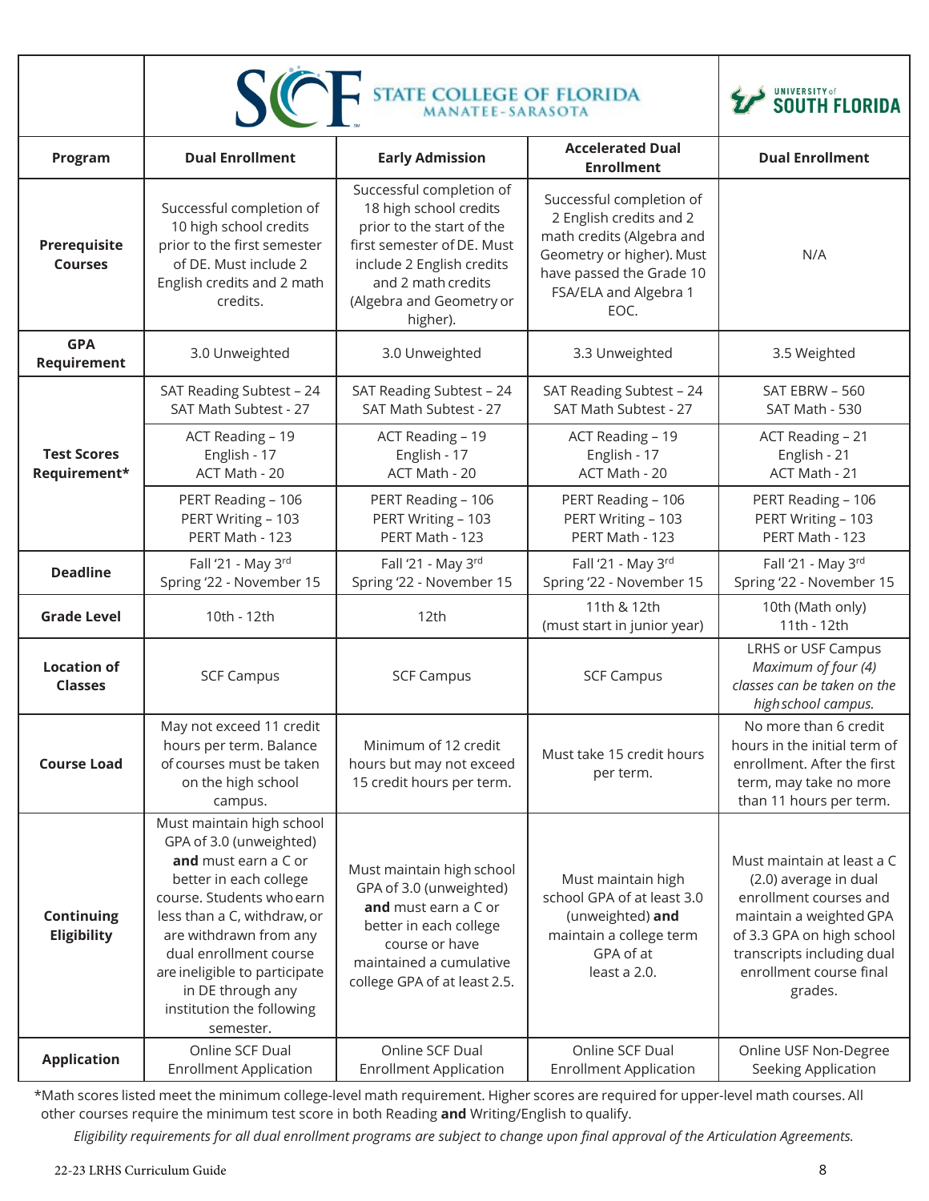| | STATE COLLEGE OF FLORIDA MANATEE-SARASOTA | | | UNIVERSITY of SOUTH FLORIDA |
|---|---|---|---|---|
| **Program** | **Dual Enrollment** | **Early Admission** | **Accelerated Dual Enrollment** | **Dual Enrollment** |
| **Prerequisite Courses** | Successful completion of 10 high school credits prior to the first semester of DE. Must include 2 English credits and 2 math credits. | Successful completion of 18 high school credits prior to the start of the first semester of DE. Must include 2 English credits and 2 math credits (Algebra and Geometry or higher). | Successful completion of 2 English credits and 2 math credits (Algebra and Geometry or higher). Must have passed the Grade 10 FSA/ELA and Algebra 1 EOC. | N/A |
| **GPA Requirement** | 3.0 Unweighted | 3.0 Unweighted | 3.3 Unweighted | 3.5 Weighted |
| **Test Scores Requirement*** | SAT Reading Subtest – 24<br>SAT Math Subtest - 27 | SAT Reading Subtest – 24<br>SAT Math Subtest - 27 | SAT Reading Subtest – 24<br>SAT Math Subtest - 27 | SAT EBRW – 560<br>SAT Math - 530 |
| | ACT Reading – 19<br>English - 17<br>ACT Math - 20 | ACT Reading – 19<br>English - 17<br>ACT Math - 20 | ACT Reading – 19<br>English - 17<br>ACT Math - 20 | ACT Reading – 21<br>English - 21<br>ACT Math - 21 |
| | PERT Reading – 106<br>PERT Writing – 103<br>PERT Math - 123 | PERT Reading – 106<br>PERT Writing – 103<br>PERT Math - 123 | PERT Reading – 106<br>PERT Writing – 103<br>PERT Math - 123 | PERT Reading – 106<br>PERT Writing – 103<br>PERT Math - 123 |
| **Deadline** | Fall '21 - May 3rd<br>Spring '22 - November 15 | Fall '21 - May 3rd<br>Spring '22 - November 15 | Fall '21 - May 3rd<br>Spring '22 - November 15 | Fall '21 - May 3rd<br>Spring '22 - November 15 |
| **Grade Level** | 10th - 12th | 12th | 11th & 12th<br>(must start in junior year) | 10th (Math only)<br>11th - 12th |
| **Location of Classes** | SCF Campus | SCF Campus | SCF Campus | LRHS or USF Campus<br>*Maximum of four (4) classes can be taken on the high school campus.* |
| **Course Load** | May not exceed 11 credit hours per term. Balance of courses must be taken on the high school campus. | Minimum of 12 credit hours but may not exceed 15 credit hours per term. | Must take 15 credit hours per term. | No more than 6 credit hours in the initial term of enrollment. After the first term, may take no more than 11 hours per term. |
| **Continuing Eligibility** | Must maintain high school GPA of 3.0 (unweighted) **and** must earn a C or better in each college course. Students who earn less than a C, withdraw, or are withdrawn from any dual enrollment course are ineligible to participate in DE through any institution the following semester. | Must maintain high school GPA of 3.0 (unweighted) **and** must earn a C or better in each college course or have maintained a cumulative college GPA of at least 2.5. | Must maintain high school GPA of at least 3.0 (unweighted) **and** maintain a college term GPA of at least a 2.0. | Must maintain at least a C (2.0) average in dual enrollment courses and maintain a weighted GPA of 3.3 GPA on high school transcripts including dual enrollment course final grades. |
| **Application** | Online SCF Dual Enrollment Application | Online SCF Dual Enrollment Application | Online SCF Dual Enrollment Application | Online USF Non-Degree Seeking Application |

*Math scores listed meet the minimum college-level math requirement. Higher scores are required for upper-level math courses. All other courses require the minimum test score in both Reading **and** Writing/English to qualify.

*Eligibility requirements for all dual enrollment programs are subject to change upon final approval of the Articulation Agreements.*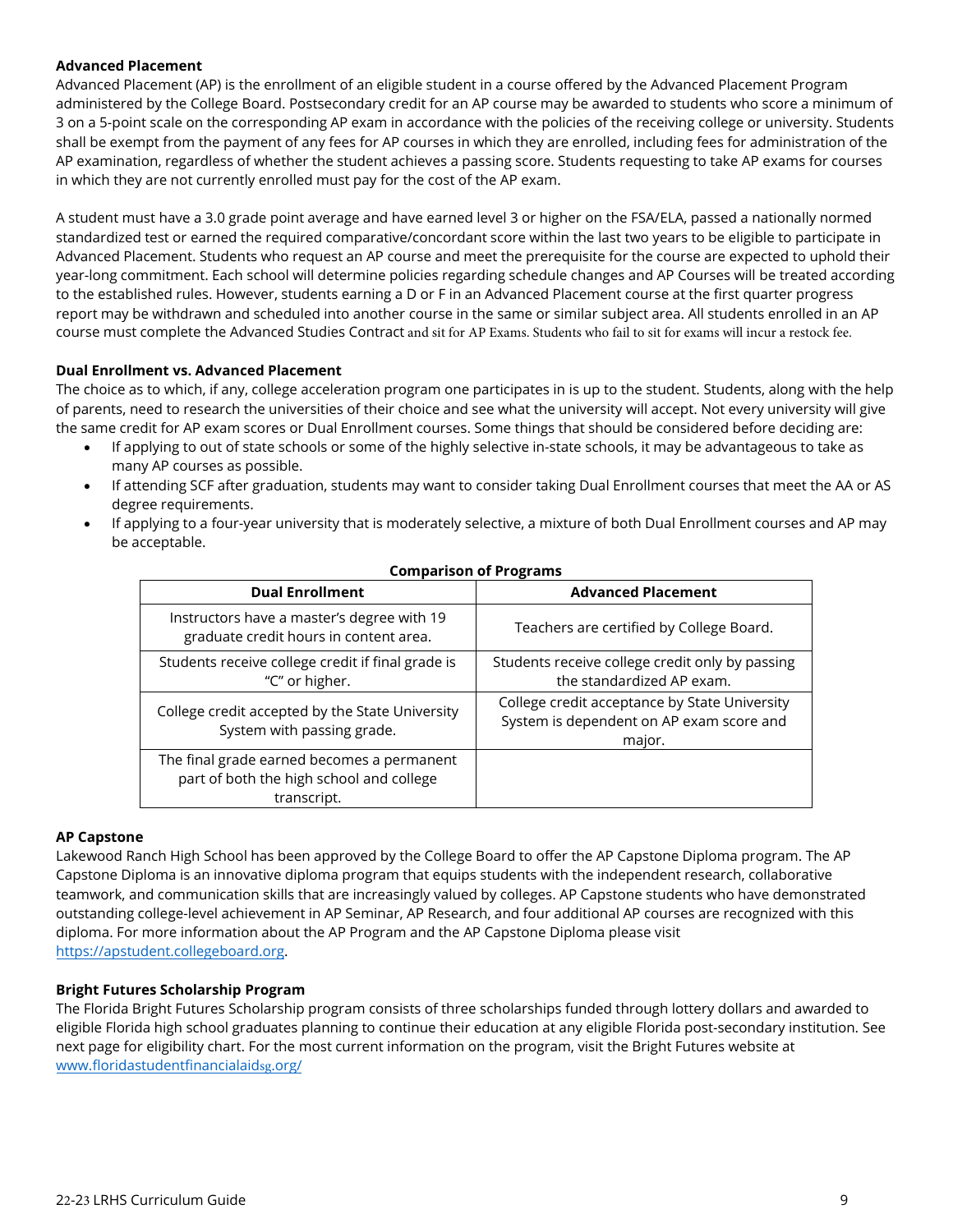**Advanced Placement**

Advanced Placement (AP) is the enrollment of an eligible student in a course offered by the Advanced Placement Program administered by the College Board. Postsecondary credit for an AP course may be awarded to students who score a minimum of 3 on a 5-point scale on the corresponding AP exam in accordance with the policies of the receiving college or university. Students shall be exempt from the payment of any fees for AP courses in which they are enrolled, including fees for administration of the AP examination, regardless of whether the student achieves a passing score. Students requesting to take AP exams for courses in which they are not currently enrolled must pay for the cost of the AP exam.

A student must have a 3.0 grade point average and have earned level 3 or higher on the FSA/ELA, passed a nationally normed standardized test or earned the required comparative/concordant score within the last two years to be eligible to participate in Advanced Placement. Students who request an AP course and meet the prerequisite for the course are expected to uphold their year-long commitment. Each school will determine policies regarding schedule changes and AP Courses will be treated according to the established rules. However, students earning a D or F in an Advanced Placement course at the first quarter progress report may be withdrawn and scheduled into another course in the same or similar subject area. All students enrolled in an AP course must complete the Advanced Studies Contract and sit for AP Exams. Students who fail to sit for exams will incur a restock fee.

**Dual Enrollment vs. Advanced Placement**

The choice as to which, if any, college acceleration program one participates in is up to the student. Students, along with the help of parents, need to research the universities of their choice and see what the university will accept. Not every university will give the same credit for AP exam scores or Dual Enrollment courses. Some things that should be considered before deciding are:

- If applying to out of state schools or some of the highly selective in-state schools, it may be advantageous to take as many AP courses as possible.
- If attending SCF after graduation, students may want to consider taking Dual Enrollment courses that meet the AA or AS degree requirements.
- If applying to a four-year university that is moderately selective, a mixture of both Dual Enrollment courses and AP may be acceptable.

**Comparison of Programs**

| Dual Enrollment | Advanced Placement |
|---|---|
| Instructors have a master's degree with 19 graduate credit hours in content area. | Teachers are certified by College Board. |
| Students receive college credit if final grade is "C" or higher. | Students receive college credit only by passing the standardized AP exam. |
| College credit accepted by the State University System with passing grade. | College credit acceptance by State University System is dependent on AP exam score and major. |
| The final grade earned becomes a permanent part of both the high school and college transcript. | |

**AP Capstone**

Lakewood Ranch High School has been approved by the College Board to offer the AP Capstone Diploma program. The AP Capstone Diploma is an innovative diploma program that equips students with the independent research, collaborative teamwork, and communication skills that are increasingly valued by colleges. AP Capstone students who have demonstrated outstanding college-level achievement in AP Seminar, AP Research, and four additional AP courses are recognized with this diploma. For more information about the AP Program and the AP Capstone Diploma please visit https://apstudent.collegeboard.org.

**Bright Futures Scholarship Program**

The Florida Bright Futures Scholarship program consists of three scholarships funded through lottery dollars and awarded to eligible Florida high school graduates planning to continue their education at any eligible Florida post-secondary institution. See next page for eligibility chart. For the most current information on the program, visit the Bright Futures website at www.floridastudentfinancialaidsg.org/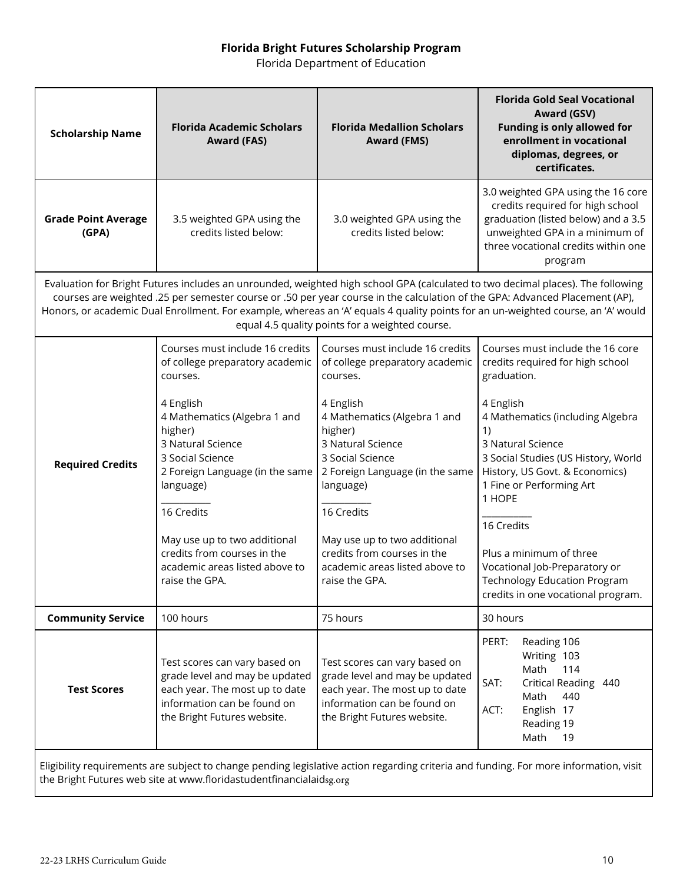**Florida Bright Futures Scholarship Program**

Florida Department of Education

| Scholarship Name | Florida Academic Scholars Award (FAS) | Florida Medallion Scholars Award (FMS) | Florida Gold Seal Vocational Award (GSV) Funding is only allowed for enrollment in vocational diplomas, degrees, or certificates. |
|---|---|---|---|
| **Grade Point Average (GPA)** | 3.5 weighted GPA using the credits listed below: | 3.0 weighted GPA using the credits listed below: | 3.0 weighted GPA using the 16 core credits required for high school graduation (listed below) and a 3.5 unweighted GPA in a minimum of three vocational credits within one program |
| Evaluation for Bright Futures includes an unrounded, weighted high school GPA (calculated to two decimal places). The following courses are weighted .25 per semester course or .50 per year course in the calculation of the GPA: Advanced Placement (AP), Honors, or academic Dual Enrollment. For example, whereas an 'A' equals 4 quality points for an un-weighted course, an 'A' would equal 4.5 quality points for a weighted course. | | | |
| **Required Credits** | Courses must include 16 credits of college preparatory academic courses.<br><br>4 English<br>4 Mathematics (Algebra 1 and higher)<br>3 Natural Science<br>3 Social Science<br>2 Foreign Language (in the same language)<br>\_\_\_\_\_\_\_\_\_\_<br>16 Credits<br><br>May use up to two additional credits from courses in the academic areas listed above to raise the GPA. | Courses must include 16 credits of college preparatory academic courses.<br><br>4 English<br>4 Mathematics (Algebra 1 and higher)<br>3 Natural Science<br>3 Social Science<br>2 Foreign Language (in the same language)<br>\_\_\_\_\_\_\_\_\_\_<br>16 Credits<br><br>May use up to two additional credits from courses in the academic areas listed above to raise the GPA. | Courses must include the 16 core credits required for high school graduation.<br><br>4 English<br>4 Mathematics (including Algebra 1)<br>3 Natural Science<br>3 Social Studies (US History, World History, US Govt. & Economics)<br>1 Fine or Performing Art<br>1 HOPE<br>\_\_\_\_\_\_\_\_\_\_<br>16 Credits<br><br>Plus a minimum of three Vocational Job-Preparatory or Technology Education Program credits in one vocational program. |
| **Community Service** | 100 hours | 75 hours | 30 hours |
| **Test Scores** | Test scores can vary based on grade level and may be updated each year. The most up to date information can be found on the Bright Futures website. | Test scores can vary based on grade level and may be updated each year. The most up to date information can be found on the Bright Futures website. | PERT: Reading 106, Writing 103, Math 114<br>SAT: Critical Reading 440, Math 440<br>ACT: English 17, Reading 19, Math 19 |

Eligibility requirements are subject to change pending legislative action regarding criteria and funding. For more information, visit the Bright Futures web site at www.floridastudentfinancialaidsg.org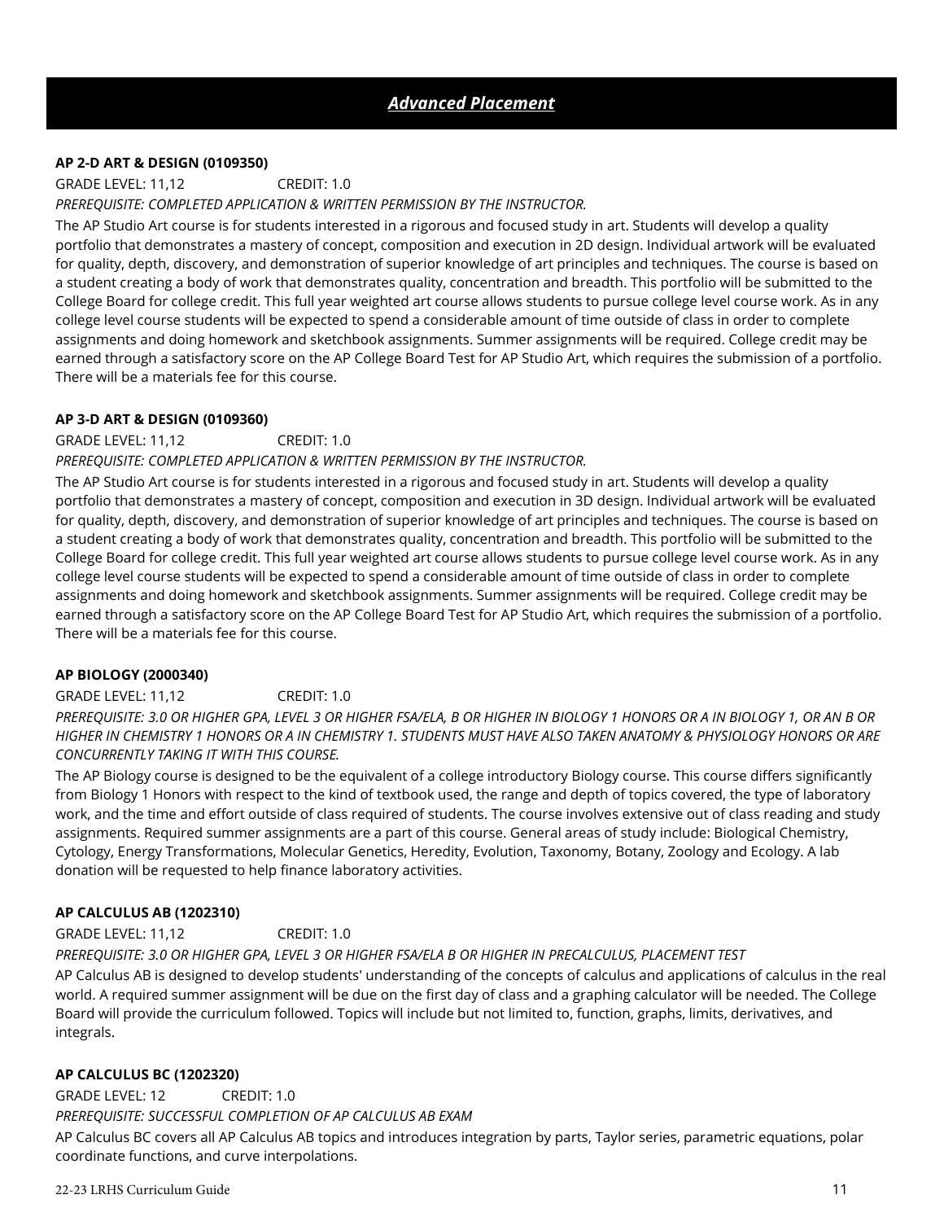## *Advanced Placement*

**AP 2-D ART & DESIGN (0109350)**

GRADE LEVEL: 11,12 CREDIT: 1.0

*PREREQUISITE: COMPLETED APPLICATION & WRITTEN PERMISSION BY THE INSTRUCTOR.*

The AP Studio Art course is for students interested in a rigorous and focused study in art. Students will develop a quality portfolio that demonstrates a mastery of concept, composition and execution in 2D design. Individual artwork will be evaluated for quality, depth, discovery, and demonstration of superior knowledge of art principles and techniques. The course is based on a student creating a body of work that demonstrates quality, concentration and breadth. This portfolio will be submitted to the College Board for college credit. This full year weighted art course allows students to pursue college level course work. As in any college level course students will be expected to spend a considerable amount of time outside of class in order to complete assignments and doing homework and sketchbook assignments. Summer assignments will be required. College credit may be earned through a satisfactory score on the AP College Board Test for AP Studio Art, which requires the submission of a portfolio. There will be a materials fee for this course.

**AP 3-D ART & DESIGN (0109360)**

GRADE LEVEL: 11,12 CREDIT: 1.0

*PREREQUISITE: COMPLETED APPLICATION & WRITTEN PERMISSION BY THE INSTRUCTOR.*

The AP Studio Art course is for students interested in a rigorous and focused study in art. Students will develop a quality portfolio that demonstrates a mastery of concept, composition and execution in 3D design. Individual artwork will be evaluated for quality, depth, discovery, and demonstration of superior knowledge of art principles and techniques. The course is based on a student creating a body of work that demonstrates quality, concentration and breadth. This portfolio will be submitted to the College Board for college credit. This full year weighted art course allows students to pursue college level course work. As in any college level course students will be expected to spend a considerable amount of time outside of class in order to complete assignments and doing homework and sketchbook assignments. Summer assignments will be required. College credit may be earned through a satisfactory score on the AP College Board Test for AP Studio Art, which requires the submission of a portfolio. There will be a materials fee for this course.

**AP BIOLOGY (2000340)**

GRADE LEVEL: 11,12 CREDIT: 1.0

*PREREQUISITE: 3.0 OR HIGHER GPA, LEVEL 3 OR HIGHER FSA/ELA, B OR HIGHER IN BIOLOGY 1 HONORS OR A IN BIOLOGY 1, OR AN B OR HIGHER IN CHEMISTRY 1 HONORS OR A IN CHEMISTRY 1. STUDENTS MUST HAVE ALSO TAKEN ANATOMY & PHYSIOLOGY HONORS OR ARE CONCURRENTLY TAKING IT WITH THIS COURSE.*

The AP Biology course is designed to be the equivalent of a college introductory Biology course. This course differs significantly from Biology 1 Honors with respect to the kind of textbook used, the range and depth of topics covered, the type of laboratory work, and the time and effort outside of class required of students. The course involves extensive out of class reading and study assignments. Required summer assignments are a part of this course. General areas of study include: Biological Chemistry, Cytology, Energy Transformations, Molecular Genetics, Heredity, Evolution, Taxonomy, Botany, Zoology and Ecology. A lab donation will be requested to help finance laboratory activities.

**AP CALCULUS AB (1202310)**

GRADE LEVEL: 11,12 CREDIT: 1.0

*PREREQUISITE: 3.0 OR HIGHER GPA, LEVEL 3 OR HIGHER FSA/ELA B OR HIGHER IN PRECALCULUS, PLACEMENT TEST*

AP Calculus AB is designed to develop students' understanding of the concepts of calculus and applications of calculus in the real world. A required summer assignment will be due on the first day of class and a graphing calculator will be needed. The College Board will provide the curriculum followed. Topics will include but not limited to, function, graphs, limits, derivatives, and integrals.

**AP CALCULUS BC (1202320)**

GRADE LEVEL: 12 CREDIT: 1.0

*PREREQUISITE: SUCCESSFUL COMPLETION OF AP CALCULUS AB EXAM*

AP Calculus BC covers all AP Calculus AB topics and introduces integration by parts, Taylor series, parametric equations, polar coordinate functions, and curve interpolations.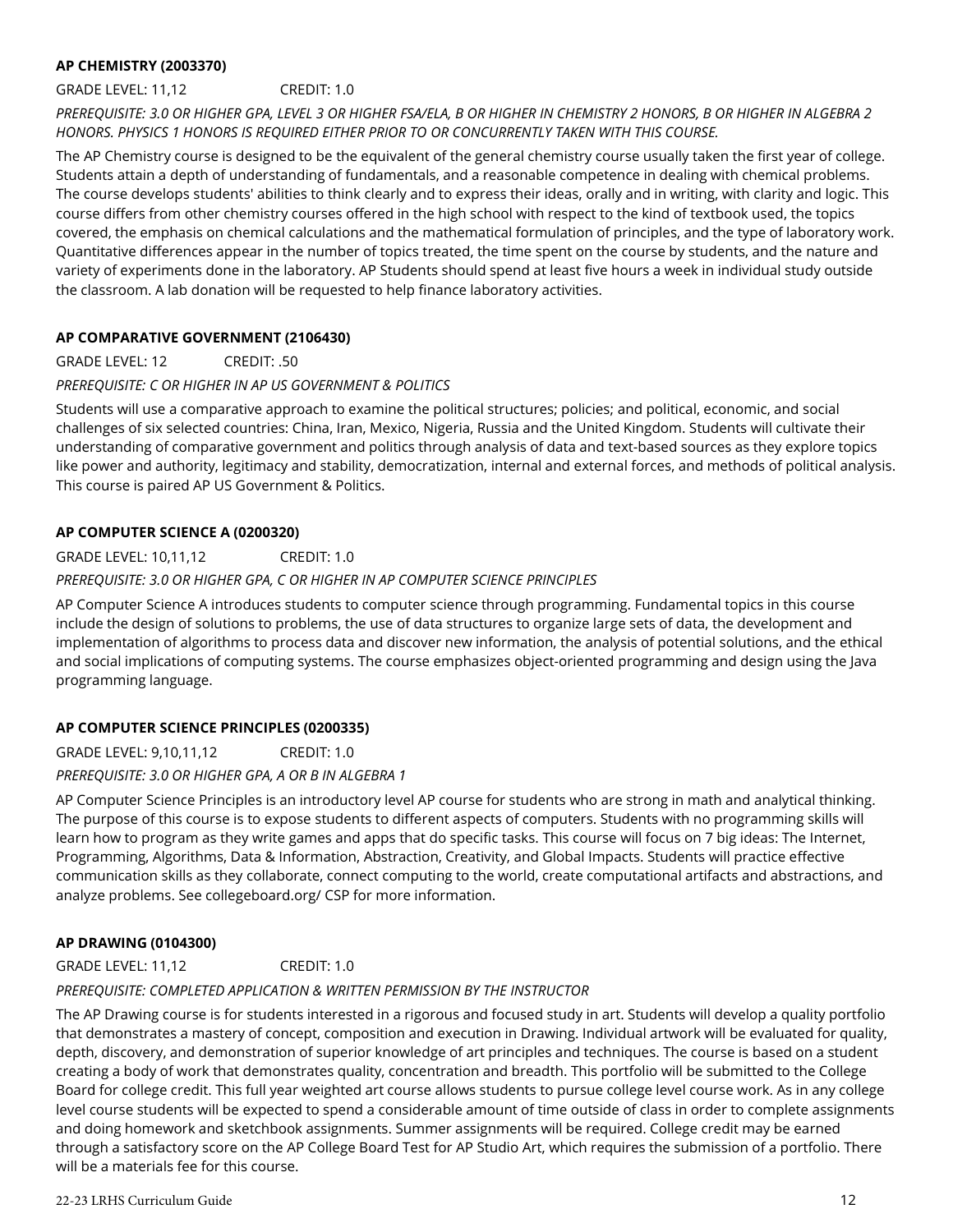### AP CHEMISTRY (2003370)

GRADE LEVEL: 11,12 CREDIT: 1.0

*PREREQUISITE: 3.0 OR HIGHER GPA, LEVEL 3 OR HIGHER FSA/ELA, B OR HIGHER IN CHEMISTRY 2 HONORS, B OR HIGHER IN ALGEBRA 2 HONORS. PHYSICS 1 HONORS IS REQUIRED EITHER PRIOR TO OR CONCURRENTLY TAKEN WITH THIS COURSE.*

The AP Chemistry course is designed to be the equivalent of the general chemistry course usually taken the first year of college. Students attain a depth of understanding of fundamentals, and a reasonable competence in dealing with chemical problems. The course develops students' abilities to think clearly and to express their ideas, orally and in writing, with clarity and logic. This course differs from other chemistry courses offered in the high school with respect to the kind of textbook used, the topics covered, the emphasis on chemical calculations and the mathematical formulation of principles, and the type of laboratory work. Quantitative differences appear in the number of topics treated, the time spent on the course by students, and the nature and variety of experiments done in the laboratory. AP Students should spend at least five hours a week in individual study outside the classroom. A lab donation will be requested to help finance laboratory activities.

### AP COMPARATIVE GOVERNMENT (2106430)

GRADE LEVEL: 12 CREDIT: .50

*PREREQUISITE: C OR HIGHER IN AP US GOVERNMENT & POLITICS*

Students will use a comparative approach to examine the political structures; policies; and political, economic, and social challenges of six selected countries: China, Iran, Mexico, Nigeria, Russia and the United Kingdom. Students will cultivate their understanding of comparative government and politics through analysis of data and text-based sources as they explore topics like power and authority, legitimacy and stability, democratization, internal and external forces, and methods of political analysis. This course is paired AP US Government & Politics.

### AP COMPUTER SCIENCE A (0200320)

GRADE LEVEL: 10,11,12 CREDIT: 1.0

*PREREQUISITE: 3.0 OR HIGHER GPA, C OR HIGHER IN AP COMPUTER SCIENCE PRINCIPLES*

AP Computer Science A introduces students to computer science through programming. Fundamental topics in this course include the design of solutions to problems, the use of data structures to organize large sets of data, the development and implementation of algorithms to process data and discover new information, the analysis of potential solutions, and the ethical and social implications of computing systems. The course emphasizes object-oriented programming and design using the Java programming language.

### AP COMPUTER SCIENCE PRINCIPLES (0200335)

GRADE LEVEL: 9,10,11,12 CREDIT: 1.0

*PREREQUISITE: 3.0 OR HIGHER GPA, A OR B IN ALGEBRA 1*

AP Computer Science Principles is an introductory level AP course for students who are strong in math and analytical thinking. The purpose of this course is to expose students to different aspects of computers. Students with no programming skills will learn how to program as they write games and apps that do specific tasks. This course will focus on 7 big ideas: The Internet, Programming, Algorithms, Data & Information, Abstraction, Creativity, and Global Impacts. Students will practice effective communication skills as they collaborate, connect computing to the world, create computational artifacts and abstractions, and analyze problems. See collegeboard.org/ CSP for more information.

### AP DRAWING (0104300)

GRADE LEVEL: 11,12 CREDIT: 1.0

*PREREQUISITE: COMPLETED APPLICATION & WRITTEN PERMISSION BY THE INSTRUCTOR*

The AP Drawing course is for students interested in a rigorous and focused study in art. Students will develop a quality portfolio that demonstrates a mastery of concept, composition and execution in Drawing. Individual artwork will be evaluated for quality, depth, discovery, and demonstration of superior knowledge of art principles and techniques. The course is based on a student creating a body of work that demonstrates quality, concentration and breadth. This portfolio will be submitted to the College Board for college credit. This full year weighted art course allows students to pursue college level course work. As in any college level course students will be expected to spend a considerable amount of time outside of class in order to complete assignments and doing homework and sketchbook assignments. Summer assignments will be required. College credit may be earned through a satisfactory score on the AP College Board Test for AP Studio Art, which requires the submission of a portfolio. There will be a materials fee for this course.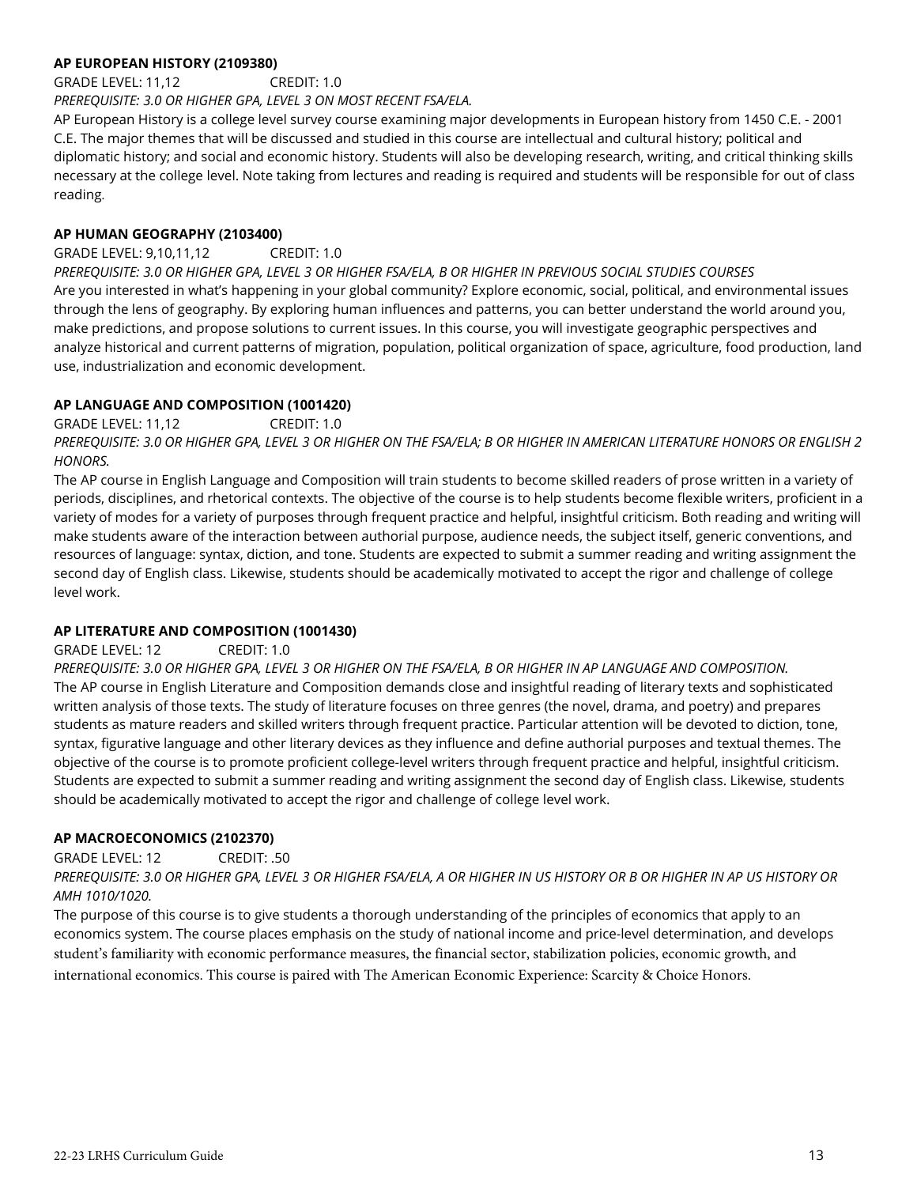**AP EUROPEAN HISTORY (2109380)**

GRADE LEVEL: 11,12 CREDIT: 1.0

*PREREQUISITE: 3.0 OR HIGHER GPA, LEVEL 3 ON MOST RECENT FSA/ELA.*

AP European History is a college level survey course examining major developments in European history from 1450 C.E. - 2001 C.E. The major themes that will be discussed and studied in this course are intellectual and cultural history; political and diplomatic history; and social and economic history. Students will also be developing research, writing, and critical thinking skills necessary at the college level. Note taking from lectures and reading is required and students will be responsible for out of class reading.

**AP HUMAN GEOGRAPHY (2103400)**

GRADE LEVEL: 9,10,11,12 CREDIT: 1.0

*PREREQUISITE: 3.0 OR HIGHER GPA, LEVEL 3 OR HIGHER FSA/ELA, B OR HIGHER IN PREVIOUS SOCIAL STUDIES COURSES*

Are you interested in what's happening in your global community? Explore economic, social, political, and environmental issues through the lens of geography. By exploring human influences and patterns, you can better understand the world around you, make predictions, and propose solutions to current issues. In this course, you will investigate geographic perspectives and analyze historical and current patterns of migration, population, political organization of space, agriculture, food production, land use, industrialization and economic development.

**AP LANGUAGE AND COMPOSITION (1001420)**

GRADE LEVEL: 11,12 CREDIT: 1.0

*PREREQUISITE: 3.0 OR HIGHER GPA, LEVEL 3 OR HIGHER ON THE FSA/ELA; B OR HIGHER IN AMERICAN LITERATURE HONORS OR ENGLISH 2 HONORS.*

The AP course in English Language and Composition will train students to become skilled readers of prose written in a variety of periods, disciplines, and rhetorical contexts. The objective of the course is to help students become flexible writers, proficient in a variety of modes for a variety of purposes through frequent practice and helpful, insightful criticism. Both reading and writing will make students aware of the interaction between authorial purpose, audience needs, the subject itself, generic conventions, and resources of language: syntax, diction, and tone. Students are expected to submit a summer reading and writing assignment the second day of English class. Likewise, students should be academically motivated to accept the rigor and challenge of college level work.

**AP LITERATURE AND COMPOSITION (1001430)**

GRADE LEVEL: 12 CREDIT: 1.0

*PREREQUISITE: 3.0 OR HIGHER GPA, LEVEL 3 OR HIGHER ON THE FSA/ELA, B OR HIGHER IN AP LANGUAGE AND COMPOSITION.*

The AP course in English Literature and Composition demands close and insightful reading of literary texts and sophisticated written analysis of those texts. The study of literature focuses on three genres (the novel, drama, and poetry) and prepares students as mature readers and skilled writers through frequent practice. Particular attention will be devoted to diction, tone, syntax, figurative language and other literary devices as they influence and define authorial purposes and textual themes. The objective of the course is to promote proficient college-level writers through frequent practice and helpful, insightful criticism. Students are expected to submit a summer reading and writing assignment the second day of English class. Likewise, students should be academically motivated to accept the rigor and challenge of college level work.

**AP MACROECONOMICS (2102370)**

GRADE LEVEL: 12 CREDIT: .50

*PREREQUISITE: 3.0 OR HIGHER GPA, LEVEL 3 OR HIGHER FSA/ELA, A OR HIGHER IN US HISTORY OR B OR HIGHER IN AP US HISTORY OR AMH 1010/1020.*

The purpose of this course is to give students a thorough understanding of the principles of economics that apply to an economics system. The course places emphasis on the study of national income and price-level determination, and develops student's familiarity with economic performance measures, the financial sector, stabilization policies, economic growth, and international economics. This course is paired with The American Economic Experience: Scarcity & Choice Honors.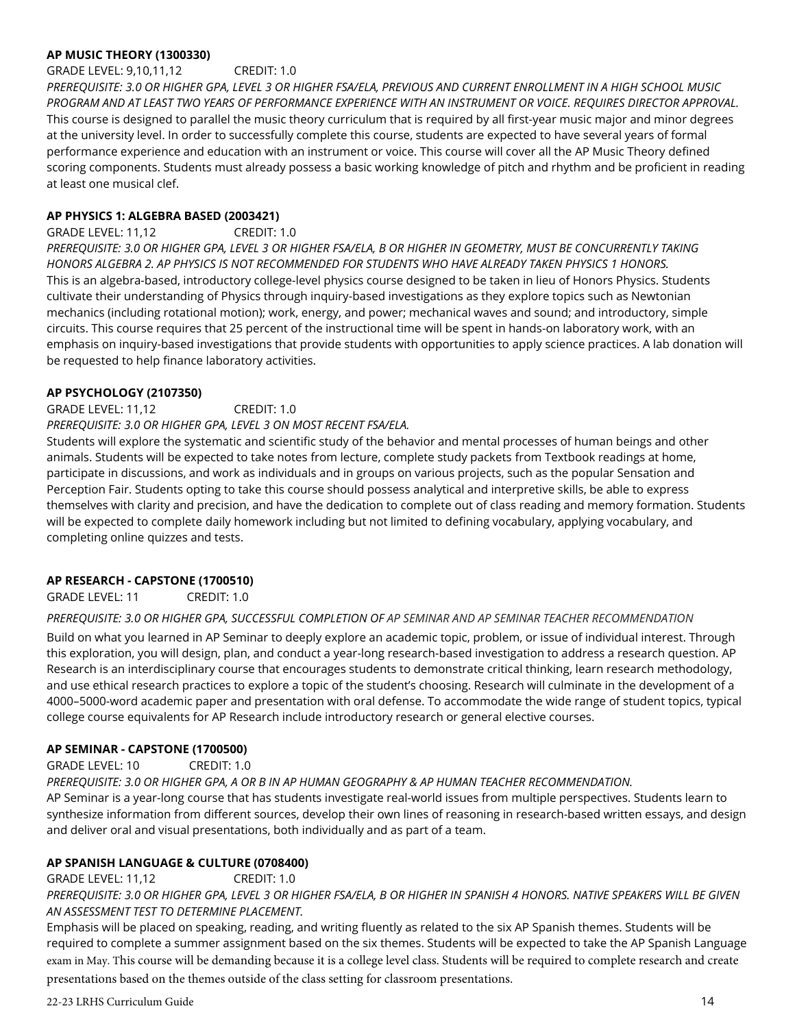**AP MUSIC THEORY (1300330)**

GRADE LEVEL: 9,10,11,12 CREDIT: 1.0

*PREREQUISITE: 3.0 OR HIGHER GPA, LEVEL 3 OR HIGHER FSA/ELA, PREVIOUS AND CURRENT ENROLLMENT IN A HIGH SCHOOL MUSIC PROGRAM AND AT LEAST TWO YEARS OF PERFORMANCE EXPERIENCE WITH AN INSTRUMENT OR VOICE. REQUIRES DIRECTOR APPROVAL.*

This course is designed to parallel the music theory curriculum that is required by all first-year music major and minor degrees at the university level. In order to successfully complete this course, students are expected to have several years of formal performance experience and education with an instrument or voice. This course will cover all the AP Music Theory defined scoring components. Students must already possess a basic working knowledge of pitch and rhythm and be proficient in reading at least one musical clef.

**AP PHYSICS 1: ALGEBRA BASED (2003421)**

GRADE LEVEL: 11,12 CREDIT: 1.0

*PREREQUISITE: 3.0 OR HIGHER GPA, LEVEL 3 OR HIGHER FSA/ELA, B OR HIGHER IN GEOMETRY, MUST BE CONCURRENTLY TAKING HONORS ALGEBRA 2. AP PHYSICS IS NOT RECOMMENDED FOR STUDENTS WHO HAVE ALREADY TAKEN PHYSICS 1 HONORS.*

This is an algebra-based, introductory college-level physics course designed to be taken in lieu of Honors Physics. Students cultivate their understanding of Physics through inquiry-based investigations as they explore topics such as Newtonian mechanics (including rotational motion); work, energy, and power; mechanical waves and sound; and introductory, simple circuits. This course requires that 25 percent of the instructional time will be spent in hands-on laboratory work, with an emphasis on inquiry-based investigations that provide students with opportunities to apply science practices. A lab donation will be requested to help finance laboratory activities.

**AP PSYCHOLOGY (2107350)**

GRADE LEVEL: 11,12 CREDIT: 1.0

*PREREQUISITE: 3.0 OR HIGHER GPA, LEVEL 3 ON MOST RECENT FSA/ELA.*

Students will explore the systematic and scientific study of the behavior and mental processes of human beings and other animals. Students will be expected to take notes from lecture, complete study packets from Textbook readings at home, participate in discussions, and work as individuals and in groups on various projects, such as the popular Sensation and Perception Fair. Students opting to take this course should possess analytical and interpretive skills, be able to express themselves with clarity and precision, and have the dedication to complete out of class reading and memory formation. Students will be expected to complete daily homework including but not limited to defining vocabulary, applying vocabulary, and completing online quizzes and tests.

**AP RESEARCH - CAPSTONE (1700510)**

GRADE LEVEL: 11 CREDIT: 1.0

*PREREQUISITE: 3.0 OR HIGHER GPA, SUCCESSFUL COMPLETION OF AP SEMINAR AND AP SEMINAR TEACHER RECOMMENDATION*

Build on what you learned in AP Seminar to deeply explore an academic topic, problem, or issue of individual interest. Through this exploration, you will design, plan, and conduct a year-long research-based investigation to address a research question. AP Research is an interdisciplinary course that encourages students to demonstrate critical thinking, learn research methodology, and use ethical research practices to explore a topic of the student's choosing. Research will culminate in the development of a 4000–5000-word academic paper and presentation with oral defense. To accommodate the wide range of student topics, typical college course equivalents for AP Research include introductory research or general elective courses.

**AP SEMINAR - CAPSTONE (1700500)**

GRADE LEVEL: 10 CREDIT: 1.0

*PREREQUISITE: 3.0 OR HIGHER GPA, A OR B IN AP HUMAN GEOGRAPHY & AP HUMAN TEACHER RECOMMENDATION.*

AP Seminar is a year-long course that has students investigate real-world issues from multiple perspectives. Students learn to synthesize information from different sources, develop their own lines of reasoning in research-based written essays, and design and deliver oral and visual presentations, both individually and as part of a team.

**AP SPANISH LANGUAGE & CULTURE (0708400)**

GRADE LEVEL: 11,12 CREDIT: 1.0

*PREREQUISITE: 3.0 OR HIGHER GPA, LEVEL 3 OR HIGHER FSA/ELA, B OR HIGHER IN SPANISH 4 HONORS. NATIVE SPEAKERS WILL BE GIVEN AN ASSESSMENT TEST TO DETERMINE PLACEMENT.*

Emphasis will be placed on speaking, reading, and writing fluently as related to the six AP Spanish themes. Students will be required to complete a summer assignment based on the six themes. Students will be expected to take the AP Spanish Language exam in May. This course will be demanding because it is a college level class. Students will be required to complete research and create presentations based on the themes outside of the class setting for classroom presentations.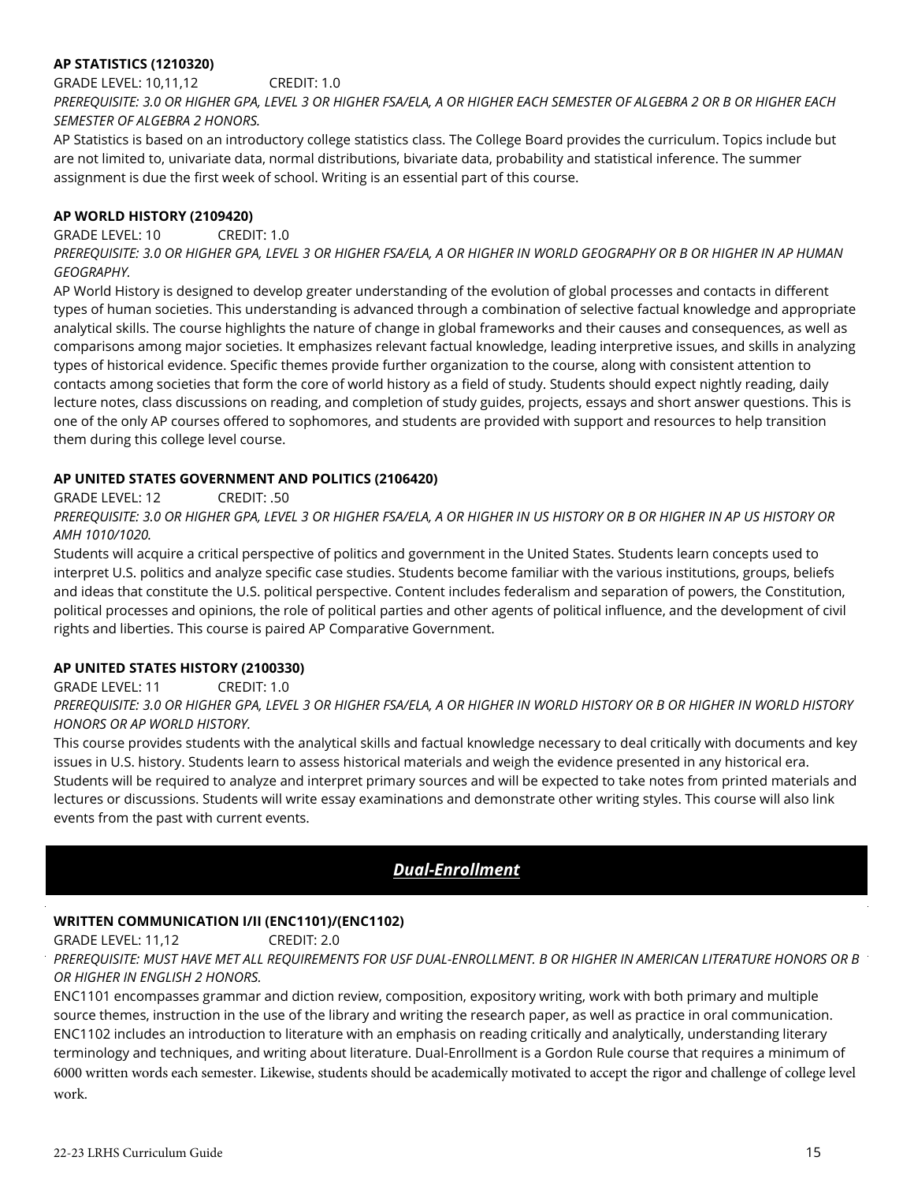**AP STATISTICS (1210320)**

GRADE LEVEL: 10,11,12 CREDIT: 1.0

*PREREQUISITE: 3.0 OR HIGHER GPA, LEVEL 3 OR HIGHER FSA/ELA, A OR HIGHER EACH SEMESTER OF ALGEBRA 2 OR B OR HIGHER EACH SEMESTER OF ALGEBRA 2 HONORS.*

AP Statistics is based on an introductory college statistics class. The College Board provides the curriculum. Topics include but are not limited to, univariate data, normal distributions, bivariate data, probability and statistical inference. The summer assignment is due the first week of school. Writing is an essential part of this course.

**AP WORLD HISTORY (2109420)**

GRADE LEVEL: 10 CREDIT: 1.0

*PREREQUISITE: 3.0 OR HIGHER GPA, LEVEL 3 OR HIGHER FSA/ELA, A OR HIGHER IN WORLD GEOGRAPHY OR B OR HIGHER IN AP HUMAN GEOGRAPHY.*

AP World History is designed to develop greater understanding of the evolution of global processes and contacts in different types of human societies. This understanding is advanced through a combination of selective factual knowledge and appropriate analytical skills. The course highlights the nature of change in global frameworks and their causes and consequences, as well as comparisons among major societies. It emphasizes relevant factual knowledge, leading interpretive issues, and skills in analyzing types of historical evidence. Specific themes provide further organization to the course, along with consistent attention to contacts among societies that form the core of world history as a field of study. Students should expect nightly reading, daily lecture notes, class discussions on reading, and completion of study guides, projects, essays and short answer questions. This is one of the only AP courses offered to sophomores, and students are provided with support and resources to help transition them during this college level course.

**AP UNITED STATES GOVERNMENT AND POLITICS (2106420)**

GRADE LEVEL: 12 CREDIT: .50

*PREREQUISITE: 3.0 OR HIGHER GPA, LEVEL 3 OR HIGHER FSA/ELA, A OR HIGHER IN US HISTORY OR B OR HIGHER IN AP US HISTORY OR AMH 1010/1020.*

Students will acquire a critical perspective of politics and government in the United States. Students learn concepts used to interpret U.S. politics and analyze specific case studies. Students become familiar with the various institutions, groups, beliefs and ideas that constitute the U.S. political perspective. Content includes federalism and separation of powers, the Constitution, political processes and opinions, the role of political parties and other agents of political influence, and the development of civil rights and liberties. This course is paired AP Comparative Government.

**AP UNITED STATES HISTORY (2100330)**

GRADE LEVEL: 11 CREDIT: 1.0

*PREREQUISITE: 3.0 OR HIGHER GPA, LEVEL 3 OR HIGHER FSA/ELA, A OR HIGHER IN WORLD HISTORY OR B OR HIGHER IN WORLD HISTORY HONORS OR AP WORLD HISTORY.*

This course provides students with the analytical skills and factual knowledge necessary to deal critically with documents and key issues in U.S. history. Students learn to assess historical materials and weigh the evidence presented in any historical era. Students will be required to analyze and interpret primary sources and will be expected to take notes from printed materials and lectures or discussions. Students will write essay examinations and demonstrate other writing styles. This course will also link events from the past with current events.

## *Dual-Enrollment*

**WRITTEN COMMUNICATION I/II (ENC1101)/(ENC1102)**

GRADE LEVEL: 11,12 CREDIT: 2.0

*PREREQUISITE: MUST HAVE MET ALL REQUIREMENTS FOR USF DUAL-ENROLLMENT. B OR HIGHER IN AMERICAN LITERATURE HONORS OR B OR HIGHER IN ENGLISH 2 HONORS.*

ENC1101 encompasses grammar and diction review, composition, expository writing, work with both primary and multiple source themes, instruction in the use of the library and writing the research paper, as well as practice in oral communication. ENC1102 includes an introduction to literature with an emphasis on reading critically and analytically, understanding literary terminology and techniques, and writing about literature. Dual-Enrollment is a Gordon Rule course that requires a minimum of 6000 written words each semester. Likewise, students should be academically motivated to accept the rigor and challenge of college level work.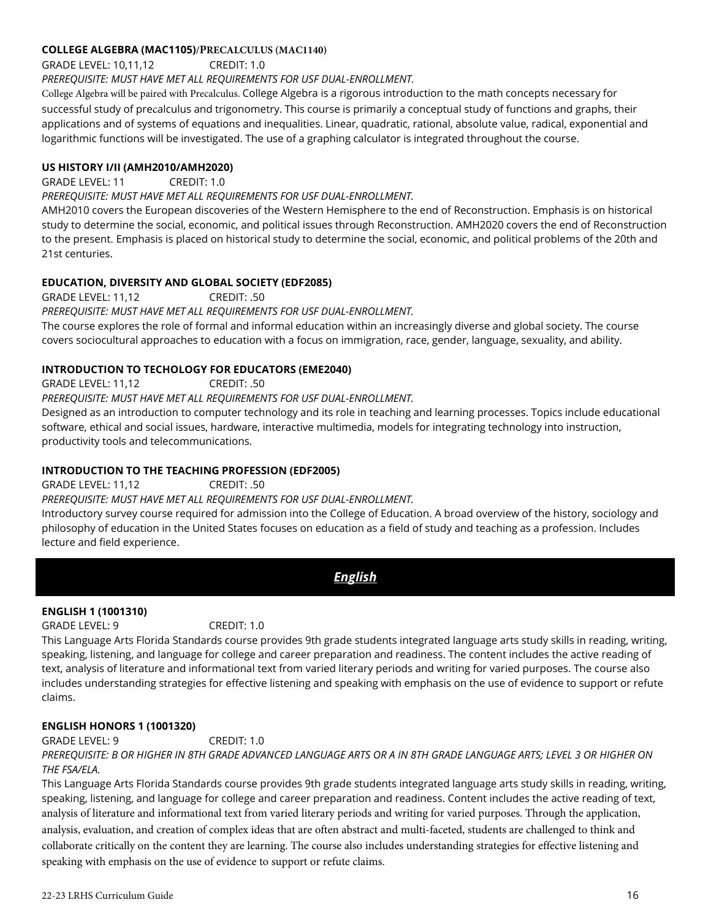**COLLEGE ALGEBRA (MAC1105)/PRECALCULUS (MAC1140)**

GRADE LEVEL: 10,11,12 CREDIT: 1.0

*PREREQUISITE: MUST HAVE MET ALL REQUIREMENTS FOR USF DUAL-ENROLLMENT.*

College Algebra will be paired with Precalculus. College Algebra is a rigorous introduction to the math concepts necessary for successful study of precalculus and trigonometry. This course is primarily a conceptual study of functions and graphs, their applications and of systems of equations and inequalities. Linear, quadratic, rational, absolute value, radical, exponential and logarithmic functions will be investigated. The use of a graphing calculator is integrated throughout the course.

**US HISTORY I/II (AMH2010/AMH2020)**

GRADE LEVEL: 11 CREDIT: 1.0

*PREREQUISITE: MUST HAVE MET ALL REQUIREMENTS FOR USF DUAL-ENROLLMENT.*

AMH2010 covers the European discoveries of the Western Hemisphere to the end of Reconstruction. Emphasis is on historical study to determine the social, economic, and political issues through Reconstruction. AMH2020 covers the end of Reconstruction to the present. Emphasis is placed on historical study to determine the social, economic, and political problems of the 20th and 21st centuries.

**EDUCATION, DIVERSITY AND GLOBAL SOCIETY (EDF2085)**

GRADE LEVEL: 11,12 CREDIT: .50

*PREREQUISITE: MUST HAVE MET ALL REQUIREMENTS FOR USF DUAL-ENROLLMENT.*

The course explores the role of formal and informal education within an increasingly diverse and global society. The course covers sociocultural approaches to education with a focus on immigration, race, gender, language, sexuality, and ability.

**INTRODUCTION TO TECHOLOGY FOR EDUCATORS (EME2040)**

GRADE LEVEL: 11,12 CREDIT: .50

*PREREQUISITE: MUST HAVE MET ALL REQUIREMENTS FOR USF DUAL-ENROLLMENT.*

Designed as an introduction to computer technology and its role in teaching and learning processes. Topics include educational software, ethical and social issues, hardware, interactive multimedia, models for integrating technology into instruction, productivity tools and telecommunications.

**INTRODUCTION TO THE TEACHING PROFESSION (EDF2005)**

GRADE LEVEL: 11,12 CREDIT: .50

*PREREQUISITE: MUST HAVE MET ALL REQUIREMENTS FOR USF DUAL-ENROLLMENT.*

Introductory survey course required for admission into the College of Education. A broad overview of the history, sociology and philosophy of education in the United States focuses on education as a field of study and teaching as a profession. Includes lecture and field experience.

## *English*

**ENGLISH 1 (1001310)**

GRADE LEVEL: 9 CREDIT: 1.0

This Language Arts Florida Standards course provides 9th grade students integrated language arts study skills in reading, writing, speaking, listening, and language for college and career preparation and readiness. The content includes the active reading of text, analysis of literature and informational text from varied literary periods and writing for varied purposes. The course also includes understanding strategies for effective listening and speaking with emphasis on the use of evidence to support or refute claims.

**ENGLISH HONORS 1 (1001320)**

GRADE LEVEL: 9 CREDIT: 1.0

*PREREQUISITE: B OR HIGHER IN 8TH GRADE ADVANCED LANGUAGE ARTS OR A IN 8TH GRADE LANGUAGE ARTS; LEVEL 3 OR HIGHER ON THE FSA/ELA.*

This Language Arts Florida Standards course provides 9th grade students integrated language arts study skills in reading, writing, speaking, listening, and language for college and career preparation and readiness. Content includes the active reading of text, analysis of literature and informational text from varied literary periods and writing for varied purposes. Through the application, analysis, evaluation, and creation of complex ideas that are often abstract and multi-faceted, students are challenged to think and collaborate critically on the content they are learning. The course also includes understanding strategies for effective listening and speaking with emphasis on the use of evidence to support or refute claims.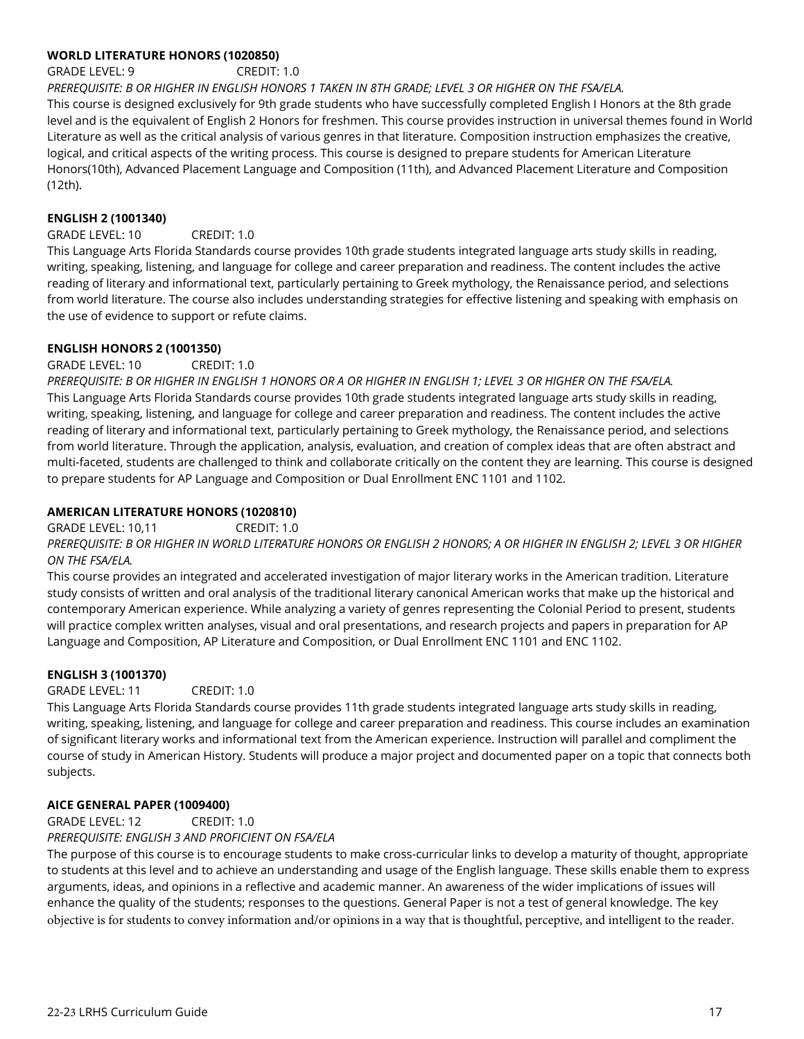**WORLD LITERATURE HONORS (1020850)**

GRADE LEVEL: 9 CREDIT: 1.0

*PREREQUISITE: B OR HIGHER IN ENGLISH HONORS 1 TAKEN IN 8TH GRADE; LEVEL 3 OR HIGHER ON THE FSA/ELA.*

This course is designed exclusively for 9th grade students who have successfully completed English I Honors at the 8th grade level and is the equivalent of English 2 Honors for freshmen. This course provides instruction in universal themes found in World Literature as well as the critical analysis of various genres in that literature. Composition instruction emphasizes the creative, logical, and critical aspects of the writing process. This course is designed to prepare students for American Literature Honors(10th), Advanced Placement Language and Composition (11th), and Advanced Placement Literature and Composition (12th).

**ENGLISH 2 (1001340)**

GRADE LEVEL: 10 CREDIT: 1.0

This Language Arts Florida Standards course provides 10th grade students integrated language arts study skills in reading, writing, speaking, listening, and language for college and career preparation and readiness. The content includes the active reading of literary and informational text, particularly pertaining to Greek mythology, the Renaissance period, and selections from world literature. The course also includes understanding strategies for effective listening and speaking with emphasis on the use of evidence to support or refute claims.

**ENGLISH HONORS 2 (1001350)**

GRADE LEVEL: 10 CREDIT: 1.0

*PREREQUISITE: B OR HIGHER IN ENGLISH 1 HONORS OR A OR HIGHER IN ENGLISH 1; LEVEL 3 OR HIGHER ON THE FSA/ELA.*

This Language Arts Florida Standards course provides 10th grade students integrated language arts study skills in reading, writing, speaking, listening, and language for college and career preparation and readiness. The content includes the active reading of literary and informational text, particularly pertaining to Greek mythology, the Renaissance period, and selections from world literature. Through the application, analysis, evaluation, and creation of complex ideas that are often abstract and multi-faceted, students are challenged to think and collaborate critically on the content they are learning. This course is designed to prepare students for AP Language and Composition or Dual Enrollment ENC 1101 and 1102.

**AMERICAN LITERATURE HONORS (1020810)**

GRADE LEVEL: 10,11 CREDIT: 1.0

*PREREQUISITE: B OR HIGHER IN WORLD LITERATURE HONORS OR ENGLISH 2 HONORS; A OR HIGHER IN ENGLISH 2; LEVEL 3 OR HIGHER ON THE FSA/ELA.*

This course provides an integrated and accelerated investigation of major literary works in the American tradition. Literature study consists of written and oral analysis of the traditional literary canonical American works that make up the historical and contemporary American experience. While analyzing a variety of genres representing the Colonial Period to present, students will practice complex written analyses, visual and oral presentations, and research projects and papers in preparation for AP Language and Composition, AP Literature and Composition, or Dual Enrollment ENC 1101 and ENC 1102.

**ENGLISH 3 (1001370)**

GRADE LEVEL: 11 CREDIT: 1.0

This Language Arts Florida Standards course provides 11th grade students integrated language arts study skills in reading, writing, speaking, listening, and language for college and career preparation and readiness. This course includes an examination of significant literary works and informational text from the American experience. Instruction will parallel and compliment the course of study in American History. Students will produce a major project and documented paper on a topic that connects both subjects.

**AICE GENERAL PAPER (1009400)**

GRADE LEVEL: 12 CREDIT: 1.0

*PREREQUISITE: ENGLISH 3 AND PROFICIENT ON FSA/ELA*

The purpose of this course is to encourage students to make cross-curricular links to develop a maturity of thought, appropriate to students at this level and to achieve an understanding and usage of the English language. These skills enable them to express arguments, ideas, and opinions in a reflective and academic manner. An awareness of the wider implications of issues will enhance the quality of the students; responses to the questions. General Paper is not a test of general knowledge. The key objective is for students to convey information and/or opinions in a way that is thoughtful, perceptive, and intelligent to the reader.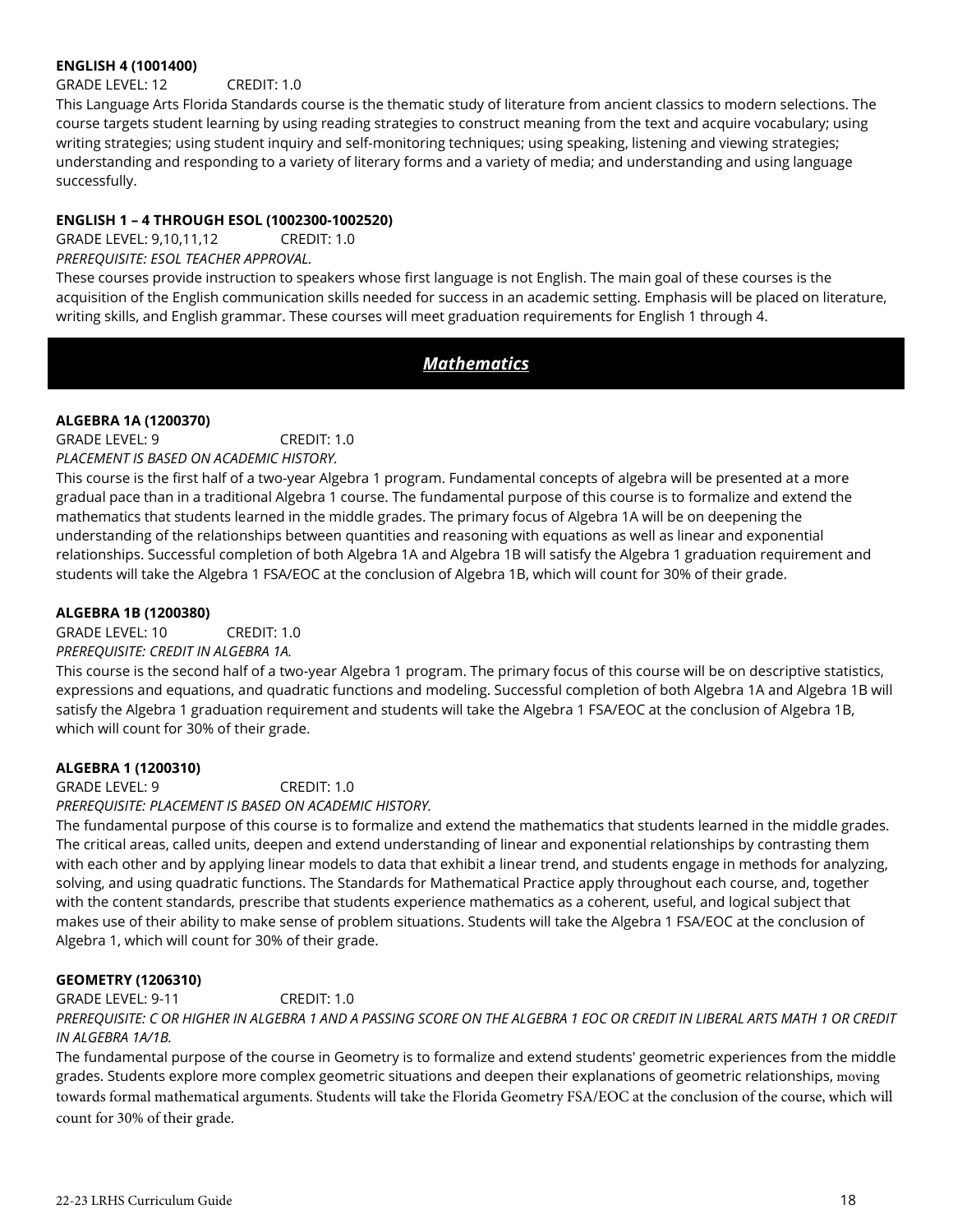**ENGLISH 4 (1001400)**

GRADE LEVEL: 12 CREDIT: 1.0

This Language Arts Florida Standards course is the thematic study of literature from ancient classics to modern selections. The course targets student learning by using reading strategies to construct meaning from the text and acquire vocabulary; using writing strategies; using student inquiry and self-monitoring techniques; using speaking, listening and viewing strategies; understanding and responding to a variety of literary forms and a variety of media; and understanding and using language successfully.

**ENGLISH 1 – 4 THROUGH ESOL (1002300-1002520)**

GRADE LEVEL: 9,10,11,12 CREDIT: 1.0

*PREREQUISITE: ESOL TEACHER APPROVAL.*

These courses provide instruction to speakers whose first language is not English. The main goal of these courses is the acquisition of the English communication skills needed for success in an academic setting. Emphasis will be placed on literature, writing skills, and English grammar. These courses will meet graduation requirements for English 1 through 4.

## *Mathematics*

**ALGEBRA 1A (1200370)**

GRADE LEVEL: 9 CREDIT: 1.0

*PLACEMENT IS BASED ON ACADEMIC HISTORY.*

This course is the first half of a two-year Algebra 1 program. Fundamental concepts of algebra will be presented at a more gradual pace than in a traditional Algebra 1 course. The fundamental purpose of this course is to formalize and extend the mathematics that students learned in the middle grades. The primary focus of Algebra 1A will be on deepening the understanding of the relationships between quantities and reasoning with equations as well as linear and exponential relationships. Successful completion of both Algebra 1A and Algebra 1B will satisfy the Algebra 1 graduation requirement and students will take the Algebra 1 FSA/EOC at the conclusion of Algebra 1B, which will count for 30% of their grade.

**ALGEBRA 1B (1200380)**

GRADE LEVEL: 10 CREDIT: 1.0

*PREREQUISITE: CREDIT IN ALGEBRA 1A.*

This course is the second half of a two-year Algebra 1 program. The primary focus of this course will be on descriptive statistics, expressions and equations, and quadratic functions and modeling. Successful completion of both Algebra 1A and Algebra 1B will satisfy the Algebra 1 graduation requirement and students will take the Algebra 1 FSA/EOC at the conclusion of Algebra 1B, which will count for 30% of their grade.

**ALGEBRA 1 (1200310)**

GRADE LEVEL: 9 CREDIT: 1.0

*PREREQUISITE: PLACEMENT IS BASED ON ACADEMIC HISTORY.*

The fundamental purpose of this course is to formalize and extend the mathematics that students learned in the middle grades. The critical areas, called units, deepen and extend understanding of linear and exponential relationships by contrasting them with each other and by applying linear models to data that exhibit a linear trend, and students engage in methods for analyzing, solving, and using quadratic functions. The Standards for Mathematical Practice apply throughout each course, and, together with the content standards, prescribe that students experience mathematics as a coherent, useful, and logical subject that makes use of their ability to make sense of problem situations. Students will take the Algebra 1 FSA/EOC at the conclusion of Algebra 1, which will count for 30% of their grade.

**GEOMETRY (1206310)**

GRADE LEVEL: 9-11 CREDIT: 1.0

*PREREQUISITE: C OR HIGHER IN ALGEBRA 1 AND A PASSING SCORE ON THE ALGEBRA 1 EOC OR CREDIT IN LIBERAL ARTS MATH 1 OR CREDIT IN ALGEBRA 1A/1B.*

The fundamental purpose of the course in Geometry is to formalize and extend students' geometric experiences from the middle grades. Students explore more complex geometric situations and deepen their explanations of geometric relationships, moving towards formal mathematical arguments. Students will take the Florida Geometry FSA/EOC at the conclusion of the course, which will count for 30% of their grade.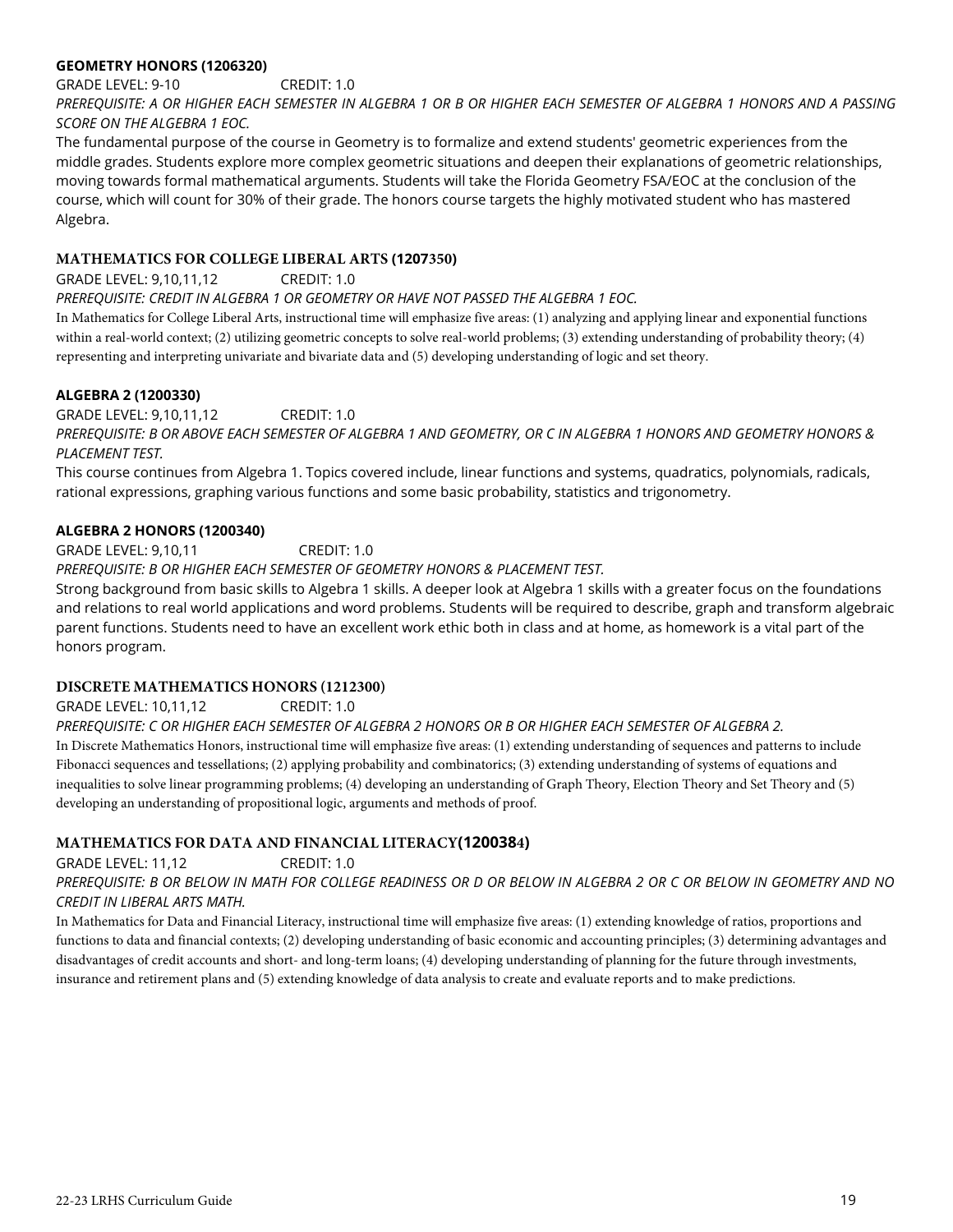### GEOMETRY HONORS (1206320)

GRADE LEVEL: 9-10 CREDIT: 1.0

*PREREQUISITE: A OR HIGHER EACH SEMESTER IN ALGEBRA 1 OR B OR HIGHER EACH SEMESTER OF ALGEBRA 1 HONORS AND A PASSING SCORE ON THE ALGEBRA 1 EOC.*

The fundamental purpose of the course in Geometry is to formalize and extend students' geometric experiences from the middle grades. Students explore more complex geometric situations and deepen their explanations of geometric relationships, moving towards formal mathematical arguments. Students will take the Florida Geometry FSA/EOC at the conclusion of the course, which will count for 30% of their grade. The honors course targets the highly motivated student who has mastered Algebra.

### MATHEMATICS FOR COLLEGE LIBERAL ARTS (1207350)

GRADE LEVEL: 9,10,11,12 CREDIT: 1.0

*PREREQUISITE: CREDIT IN ALGEBRA 1 OR GEOMETRY OR HAVE NOT PASSED THE ALGEBRA 1 EOC.*

In Mathematics for College Liberal Arts, instructional time will emphasize five areas: (1) analyzing and applying linear and exponential functions within a real-world context; (2) utilizing geometric concepts to solve real-world problems; (3) extending understanding of probability theory; (4) representing and interpreting univariate and bivariate data and (5) developing understanding of logic and set theory.

### ALGEBRA 2 (1200330)

GRADE LEVEL: 9,10,11,12 CREDIT: 1.0

*PREREQUISITE: B OR ABOVE EACH SEMESTER OF ALGEBRA 1 AND GEOMETRY, OR C IN ALGEBRA 1 HONORS AND GEOMETRY HONORS & PLACEMENT TEST.*

This course continues from Algebra 1. Topics covered include, linear functions and systems, quadratics, polynomials, radicals, rational expressions, graphing various functions and some basic probability, statistics and trigonometry.

### ALGEBRA 2 HONORS (1200340)

GRADE LEVEL: 9,10,11 CREDIT: 1.0

*PREREQUISITE: B OR HIGHER EACH SEMESTER OF GEOMETRY HONORS & PLACEMENT TEST.*

Strong background from basic skills to Algebra 1 skills. A deeper look at Algebra 1 skills with a greater focus on the foundations and relations to real world applications and word problems. Students will be required to describe, graph and transform algebraic parent functions. Students need to have an excellent work ethic both in class and at home, as homework is a vital part of the honors program.

### DISCRETE MATHEMATICS HONORS (1212300)

GRADE LEVEL: 10,11,12 CREDIT: 1.0

*PREREQUISITE: C OR HIGHER EACH SEMESTER OF ALGEBRA 2 HONORS OR B OR HIGHER EACH SEMESTER OF ALGEBRA 2.*

In Discrete Mathematics Honors, instructional time will emphasize five areas: (1) extending understanding of sequences and patterns to include Fibonacci sequences and tessellations; (2) applying probability and combinatorics; (3) extending understanding of systems of equations and inequalities to solve linear programming problems; (4) developing an understanding of Graph Theory, Election Theory and Set Theory and (5) developing an understanding of propositional logic, arguments and methods of proof.

### MATHEMATICS FOR DATA AND FINANCIAL LITERACY(1200384)

GRADE LEVEL: 11,12 CREDIT: 1.0

*PREREQUISITE: B OR BELOW IN MATH FOR COLLEGE READINESS OR D OR BELOW IN ALGEBRA 2 OR C OR BELOW IN GEOMETRY AND NO CREDIT IN LIBERAL ARTS MATH.*

In Mathematics for Data and Financial Literacy, instructional time will emphasize five areas: (1) extending knowledge of ratios, proportions and functions to data and financial contexts; (2) developing understanding of basic economic and accounting principles; (3) determining advantages and disadvantages of credit accounts and short- and long-term loans; (4) developing understanding of planning for the future through investments, insurance and retirement plans and (5) extending knowledge of data analysis to create and evaluate reports and to make predictions.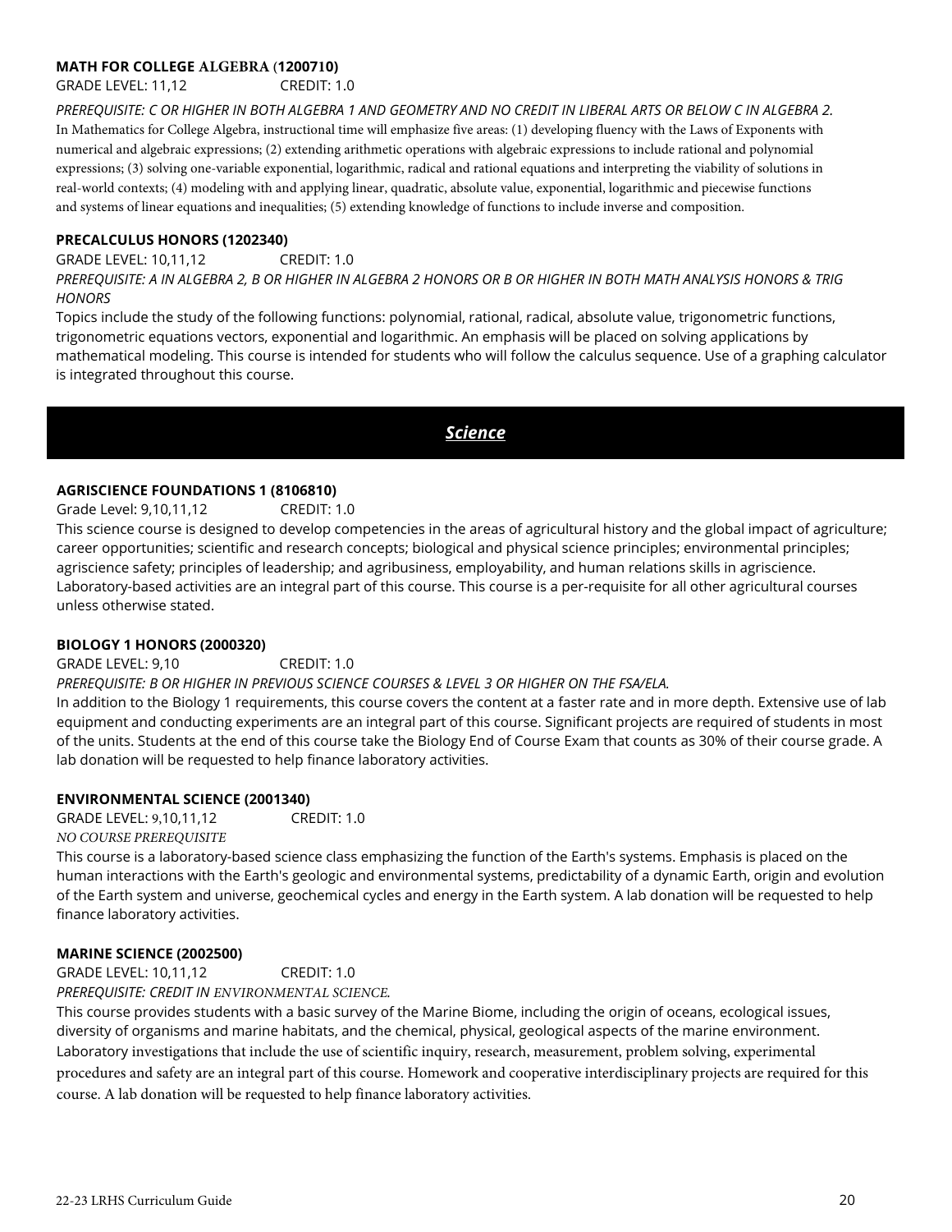**MATH FOR COLLEGE ALGEBRA (1200710)**

GRADE LEVEL: 11,12 CREDIT: 1.0

*PREREQUISITE: C OR HIGHER IN BOTH ALGEBRA 1 AND GEOMETRY AND NO CREDIT IN LIBERAL ARTS OR BELOW C IN ALGEBRA 2.*

In Mathematics for College Algebra, instructional time will emphasize five areas: (1) developing fluency with the Laws of Exponents with numerical and algebraic expressions; (2) extending arithmetic operations with algebraic expressions to include rational and polynomial expressions; (3) solving one-variable exponential, logarithmic, radical and rational equations and interpreting the viability of solutions in real-world contexts; (4) modeling with and applying linear, quadratic, absolute value, exponential, logarithmic and piecewise functions and systems of linear equations and inequalities; (5) extending knowledge of functions to include inverse and composition.

**PRECALCULUS HONORS (1202340)**

GRADE LEVEL: 10,11,12 CREDIT: 1.0

*PREREQUISITE: A IN ALGEBRA 2, B OR HIGHER IN ALGEBRA 2 HONORS OR B OR HIGHER IN BOTH MATH ANALYSIS HONORS & TRIG HONORS*

Topics include the study of the following functions: polynomial, rational, radical, absolute value, trigonometric functions, trigonometric equations vectors, exponential and logarithmic. An emphasis will be placed on solving applications by mathematical modeling. This course is intended for students who will follow the calculus sequence. Use of a graphing calculator is integrated throughout this course.

## *Science*

**AGRISCIENCE FOUNDATIONS 1 (8106810)**

Grade Level: 9,10,11,12 CREDIT: 1.0

This science course is designed to develop competencies in the areas of agricultural history and the global impact of agriculture; career opportunities; scientific and research concepts; biological and physical science principles; environmental principles; agriscience safety; principles of leadership; and agribusiness, employability, and human relations skills in agriscience. Laboratory-based activities are an integral part of this course. This course is a per-requisite for all other agricultural courses unless otherwise stated.

**BIOLOGY 1 HONORS (2000320)**

GRADE LEVEL: 9,10 CREDIT: 1.0

*PREREQUISITE: B OR HIGHER IN PREVIOUS SCIENCE COURSES & LEVEL 3 OR HIGHER ON THE FSA/ELA.*

In addition to the Biology 1 requirements, this course covers the content at a faster rate and in more depth. Extensive use of lab equipment and conducting experiments are an integral part of this course. Significant projects are required of students in most of the units. Students at the end of this course take the Biology End of Course Exam that counts as 30% of their course grade. A lab donation will be requested to help finance laboratory activities.

**ENVIRONMENTAL SCIENCE (2001340)**

GRADE LEVEL: 9,10,11,12 CREDIT: 1.0

*NO COURSE PREREQUISITE*

This course is a laboratory-based science class emphasizing the function of the Earth's systems. Emphasis is placed on the human interactions with the Earth's geologic and environmental systems, predictability of a dynamic Earth, origin and evolution of the Earth system and universe, geochemical cycles and energy in the Earth system. A lab donation will be requested to help finance laboratory activities.

**MARINE SCIENCE (2002500)**

GRADE LEVEL: 10,11,12 CREDIT: 1.0

*PREREQUISITE: CREDIT IN ENVIRONMENTAL SCIENCE.*

This course provides students with a basic survey of the Marine Biome, including the origin of oceans, ecological issues, diversity of organisms and marine habitats, and the chemical, physical, geological aspects of the marine environment. Laboratory investigations that include the use of scientific inquiry, research, measurement, problem solving, experimental procedures and safety are an integral part of this course. Homework and cooperative interdisciplinary projects are required for this course. A lab donation will be requested to help finance laboratory activities.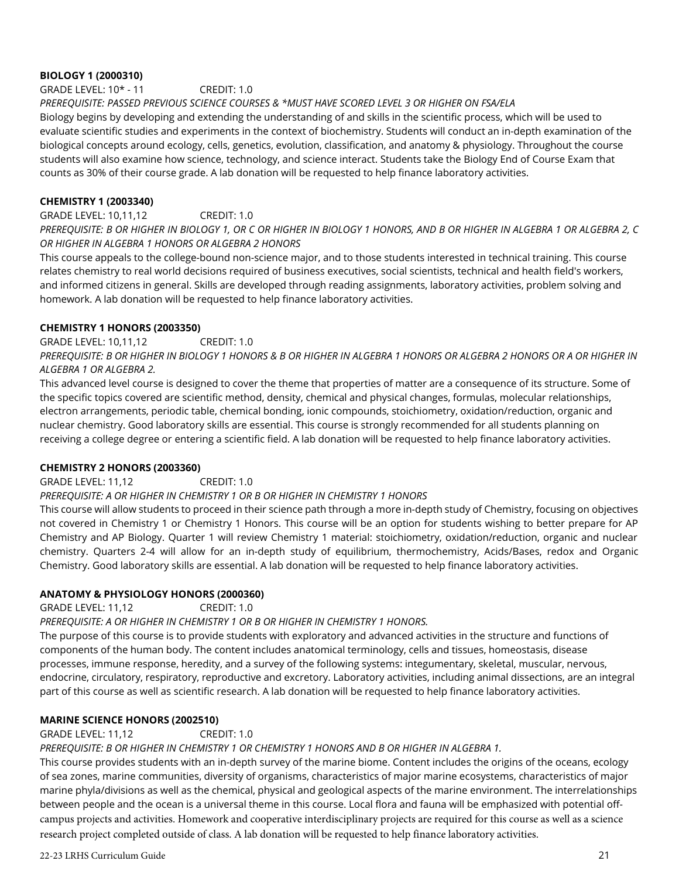**BIOLOGY 1 (2000310)**

GRADE LEVEL: 10* - 11 CREDIT: 1.0

*PREREQUISITE: PASSED PREVIOUS SCIENCE COURSES & *MUST HAVE SCORED LEVEL 3 OR HIGHER ON FSA/ELA*

Biology begins by developing and extending the understanding of and skills in the scientific process, which will be used to evaluate scientific studies and experiments in the context of biochemistry. Students will conduct an in-depth examination of the biological concepts around ecology, cells, genetics, evolution, classification, and anatomy & physiology. Throughout the course students will also examine how science, technology, and science interact. Students take the Biology End of Course Exam that counts as 30% of their course grade. A lab donation will be requested to help finance laboratory activities.

**CHEMISTRY 1 (2003340)**

GRADE LEVEL: 10,11,12 CREDIT: 1.0

*PREREQUISITE: B OR HIGHER IN BIOLOGY 1, OR C OR HIGHER IN BIOLOGY 1 HONORS, AND B OR HIGHER IN ALGEBRA 1 OR ALGEBRA 2, C OR HIGHER IN ALGEBRA 1 HONORS OR ALGEBRA 2 HONORS*

This course appeals to the college-bound non-science major, and to those students interested in technical training. This course relates chemistry to real world decisions required of business executives, social scientists, technical and health field's workers, and informed citizens in general. Skills are developed through reading assignments, laboratory activities, problem solving and homework. A lab donation will be requested to help finance laboratory activities.

**CHEMISTRY 1 HONORS (2003350)**

GRADE LEVEL: 10,11,12 CREDIT: 1.0

*PREREQUISITE: B OR HIGHER IN BIOLOGY 1 HONORS & B OR HIGHER IN ALGEBRA 1 HONORS OR ALGEBRA 2 HONORS OR A OR HIGHER IN ALGEBRA 1 OR ALGEBRA 2.*

This advanced level course is designed to cover the theme that properties of matter are a consequence of its structure. Some of the specific topics covered are scientific method, density, chemical and physical changes, formulas, molecular relationships, electron arrangements, periodic table, chemical bonding, ionic compounds, stoichiometry, oxidation/reduction, organic and nuclear chemistry. Good laboratory skills are essential. This course is strongly recommended for all students planning on receiving a college degree or entering a scientific field. A lab donation will be requested to help finance laboratory activities.

**CHEMISTRY 2 HONORS (2003360)**

GRADE LEVEL: 11,12 CREDIT: 1.0

*PREREQUISITE: A OR HIGHER IN CHEMISTRY 1 OR B OR HIGHER IN CHEMISTRY 1 HONORS*

This course will allow students to proceed in their science path through a more in-depth study of Chemistry, focusing on objectives not covered in Chemistry 1 or Chemistry 1 Honors. This course will be an option for students wishing to better prepare for AP Chemistry and AP Biology. Quarter 1 will review Chemistry 1 material: stoichiometry, oxidation/reduction, organic and nuclear chemistry. Quarters 2-4 will allow for an in-depth study of equilibrium, thermochemistry, Acids/Bases, redox and Organic Chemistry. Good laboratory skills are essential. A lab donation will be requested to help finance laboratory activities.

**ANATOMY & PHYSIOLOGY HONORS (2000360)**

GRADE LEVEL: 11,12 CREDIT: 1.0

*PREREQUISITE: A OR HIGHER IN CHEMISTRY 1 OR B OR HIGHER IN CHEMISTRY 1 HONORS.*

The purpose of this course is to provide students with exploratory and advanced activities in the structure and functions of components of the human body. The content includes anatomical terminology, cells and tissues, homeostasis, disease processes, immune response, heredity, and a survey of the following systems: integumentary, skeletal, muscular, nervous, endocrine, circulatory, respiratory, reproductive and excretory. Laboratory activities, including animal dissections, are an integral part of this course as well as scientific research. A lab donation will be requested to help finance laboratory activities.

**MARINE SCIENCE HONORS (2002510)**

GRADE LEVEL: 11,12 CREDIT: 1.0

*PREREQUISITE: B OR HIGHER IN CHEMISTRY 1 OR CHEMISTRY 1 HONORS AND B OR HIGHER IN ALGEBRA 1.*

This course provides students with an in-depth survey of the marine biome. Content includes the origins of the oceans, ecology of sea zones, marine communities, diversity of organisms, characteristics of major marine ecosystems, characteristics of major marine phyla/divisions as well as the chemical, physical and geological aspects of the marine environment. The interrelationships between people and the ocean is a universal theme in this course. Local flora and fauna will be emphasized with potential off-campus projects and activities. Homework and cooperative interdisciplinary projects are required for this course as well as a science research project completed outside of class. A lab donation will be requested to help finance laboratory activities.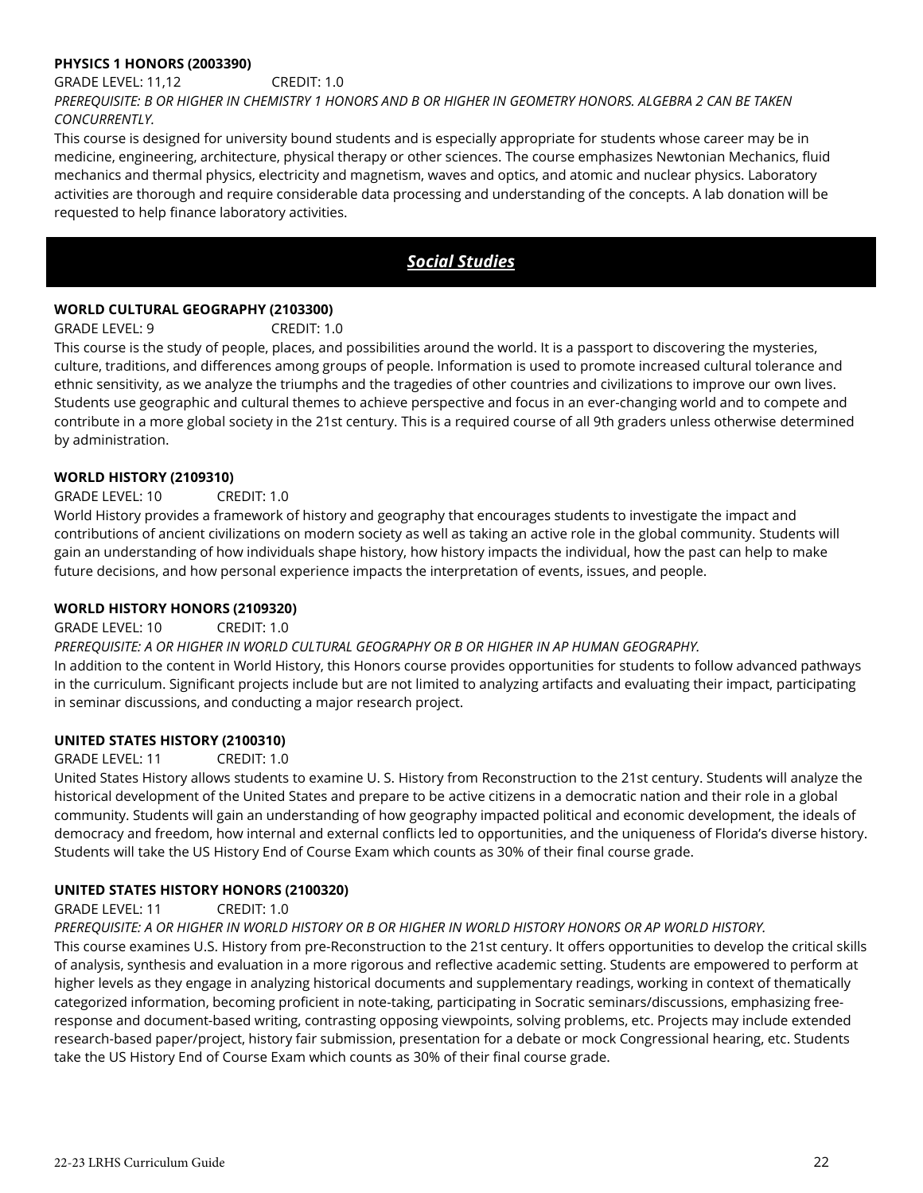#### **PHYSICS 1 HONORS (2003390)**

GRADE LEVEL: 11,12 CREDIT: 1.0

*PREREQUISITE: B OR HIGHER IN CHEMISTRY 1 HONORS AND B OR HIGHER IN GEOMETRY HONORS. ALGEBRA 2 CAN BE TAKEN CONCURRENTLY.*

This course is designed for university bound students and is especially appropriate for students whose career may be in medicine, engineering, architecture, physical therapy or other sciences. The course emphasizes Newtonian Mechanics, fluid mechanics and thermal physics, electricity and magnetism, waves and optics, and atomic and nuclear physics. Laboratory activities are thorough and require considerable data processing and understanding of the concepts. A lab donation will be requested to help finance laboratory activities.

## ***Social Studies***

#### **WORLD CULTURAL GEOGRAPHY (2103300)**

GRADE LEVEL: 9 CREDIT: 1.0

This course is the study of people, places, and possibilities around the world. It is a passport to discovering the mysteries, culture, traditions, and differences among groups of people. Information is used to promote increased cultural tolerance and ethnic sensitivity, as we analyze the triumphs and the tragedies of other countries and civilizations to improve our own lives. Students use geographic and cultural themes to achieve perspective and focus in an ever-changing world and to compete and contribute in a more global society in the 21st century. This is a required course of all 9th graders unless otherwise determined by administration.

#### **WORLD HISTORY (2109310)**

GRADE LEVEL: 10 CREDIT: 1.0

World History provides a framework of history and geography that encourages students to investigate the impact and contributions of ancient civilizations on modern society as well as taking an active role in the global community. Students will gain an understanding of how individuals shape history, how history impacts the individual, how the past can help to make future decisions, and how personal experience impacts the interpretation of events, issues, and people.

#### **WORLD HISTORY HONORS (2109320)**

GRADE LEVEL: 10 CREDIT: 1.0

*PREREQUISITE: A OR HIGHER IN WORLD CULTURAL GEOGRAPHY OR B OR HIGHER IN AP HUMAN GEOGRAPHY.*

In addition to the content in World History, this Honors course provides opportunities for students to follow advanced pathways in the curriculum. Significant projects include but are not limited to analyzing artifacts and evaluating their impact, participating in seminar discussions, and conducting a major research project.

#### **UNITED STATES HISTORY (2100310)**

GRADE LEVEL: 11 CREDIT: 1.0

United States History allows students to examine U. S. History from Reconstruction to the 21st century. Students will analyze the historical development of the United States and prepare to be active citizens in a democratic nation and their role in a global community. Students will gain an understanding of how geography impacted political and economic development, the ideals of democracy and freedom, how internal and external conflicts led to opportunities, and the uniqueness of Florida's diverse history. Students will take the US History End of Course Exam which counts as 30% of their final course grade.

#### **UNITED STATES HISTORY HONORS (2100320)**

GRADE LEVEL: 11 CREDIT: 1.0

*PREREQUISITE: A OR HIGHER IN WORLD HISTORY OR B OR HIGHER IN WORLD HISTORY HONORS OR AP WORLD HISTORY.*

This course examines U.S. History from pre-Reconstruction to the 21st century. It offers opportunities to develop the critical skills of analysis, synthesis and evaluation in a more rigorous and reflective academic setting. Students are empowered to perform at higher levels as they engage in analyzing historical documents and supplementary readings, working in context of thematically categorized information, becoming proficient in note-taking, participating in Socratic seminars/discussions, emphasizing free-response and document-based writing, contrasting opposing viewpoints, solving problems, etc. Projects may include extended research-based paper/project, history fair submission, presentation for a debate or mock Congressional hearing, etc. Students take the US History End of Course Exam which counts as 30% of their final course grade.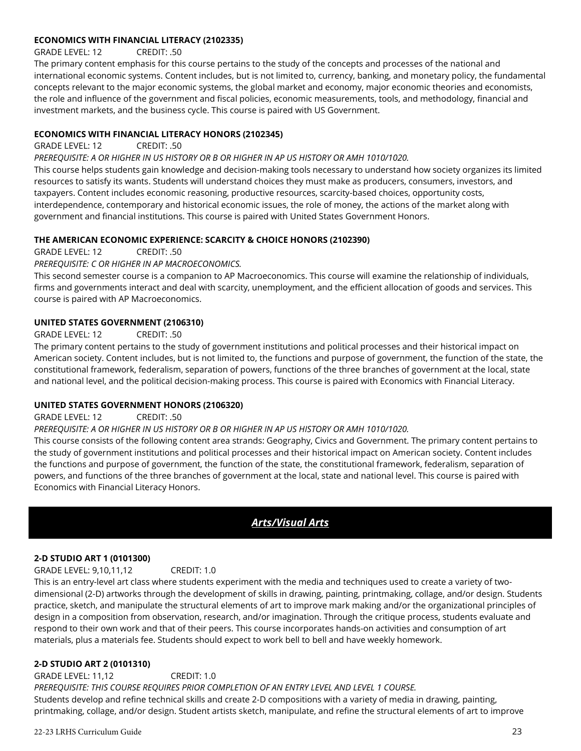**ECONOMICS WITH FINANCIAL LITERACY (2102335)**

GRADE LEVEL: 12 CREDIT: .50

The primary content emphasis for this course pertains to the study of the concepts and processes of the national and international economic systems. Content includes, but is not limited to, currency, banking, and monetary policy, the fundamental concepts relevant to the major economic systems, the global market and economy, major economic theories and economists, the role and influence of the government and fiscal policies, economic measurements, tools, and methodology, financial and investment markets, and the business cycle. This course is paired with US Government.

**ECONOMICS WITH FINANCIAL LITERACY HONORS (2102345)**

GRADE LEVEL: 12 CREDIT: .50

*PREREQUISITE: A OR HIGHER IN US HISTORY OR B OR HIGHER IN AP US HISTORY OR AMH 1010/1020.*

This course helps students gain knowledge and decision-making tools necessary to understand how society organizes its limited resources to satisfy its wants. Students will understand choices they must make as producers, consumers, investors, and taxpayers. Content includes economic reasoning, productive resources, scarcity-based choices, opportunity costs, interdependence, contemporary and historical economic issues, the role of money, the actions of the market along with government and financial institutions. This course is paired with United States Government Honors.

**THE AMERICAN ECONOMIC EXPERIENCE: SCARCITY & CHOICE HONORS (2102390)**

GRADE LEVEL: 12 CREDIT: .50

*PREREQUISITE: C OR HIGHER IN AP MACROECONOMICS.*

This second semester course is a companion to AP Macroeconomics. This course will examine the relationship of individuals, firms and governments interact and deal with scarcity, unemployment, and the efficient allocation of goods and services. This course is paired with AP Macroeconomics.

**UNITED STATES GOVERNMENT (2106310)**

GRADE LEVEL: 12 CREDIT: .50

The primary content pertains to the study of government institutions and political processes and their historical impact on American society. Content includes, but is not limited to, the functions and purpose of government, the function of the state, the constitutional framework, federalism, separation of powers, functions of the three branches of government at the local, state and national level, and the political decision-making process. This course is paired with Economics with Financial Literacy.

**UNITED STATES GOVERNMENT HONORS (2106320)**

GRADE LEVEL: 12 CREDIT: .50

*PREREQUISITE: A OR HIGHER IN US HISTORY OR B OR HIGHER IN AP US HISTORY OR AMH 1010/1020.*

This course consists of the following content area strands: Geography, Civics and Government. The primary content pertains to the study of government institutions and political processes and their historical impact on American society. Content includes the functions and purpose of government, the function of the state, the constitutional framework, federalism, separation of powers, and functions of the three branches of government at the local, state and national level. This course is paired with Economics with Financial Literacy Honors.

## Arts/Visual Arts

**2-D STUDIO ART 1 (0101300)**

GRADE LEVEL: 9,10,11,12 CREDIT: 1.0

This is an entry-level art class where students experiment with the media and techniques used to create a variety of two-dimensional (2-D) artworks through the development of skills in drawing, painting, printmaking, collage, and/or design. Students practice, sketch, and manipulate the structural elements of art to improve mark making and/or the organizational principles of design in a composition from observation, research, and/or imagination. Through the critique process, students evaluate and respond to their own work and that of their peers. This course incorporates hands-on activities and consumption of art materials, plus a materials fee. Students should expect to work bell to bell and have weekly homework.

**2-D STUDIO ART 2 (0101310)**

GRADE LEVEL: 11,12 CREDIT: 1.0

*PREREQUISITE: THIS COURSE REQUIRES PRIOR COMPLETION OF AN ENTRY LEVEL AND LEVEL 1 COURSE.*

Students develop and refine technical skills and create 2-D compositions with a variety of media in drawing, painting, printmaking, collage, and/or design. Student artists sketch, manipulate, and refine the structural elements of art to improve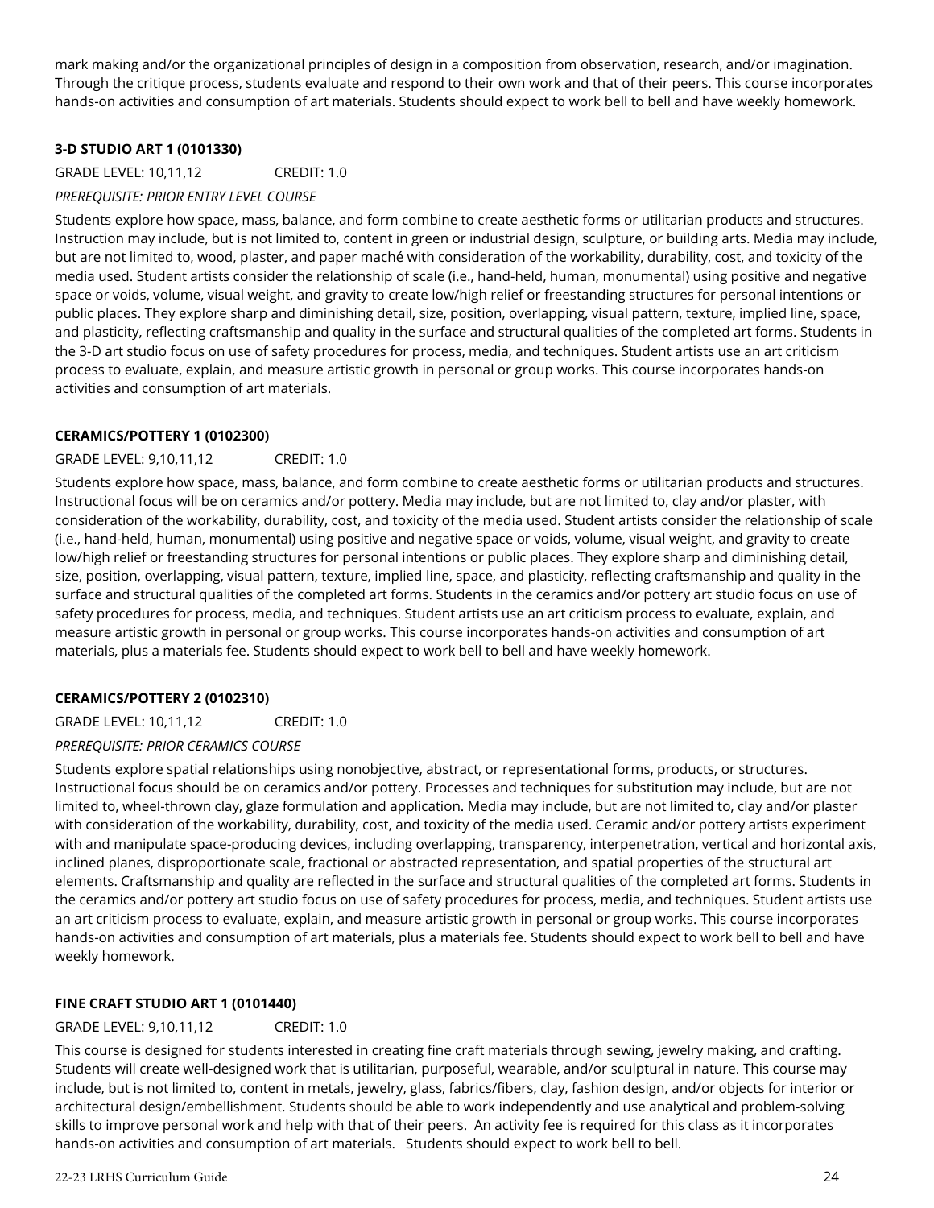mark making and/or the organizational principles of design in a composition from observation, research, and/or imagination. Through the critique process, students evaluate and respond to their own work and that of their peers. This course incorporates hands-on activities and consumption of art materials. Students should expect to work bell to bell and have weekly homework.

**3-D STUDIO ART 1 (0101330)**

GRADE LEVEL: 10,11,12 CREDIT: 1.0

*PREREQUISITE: PRIOR ENTRY LEVEL COURSE*

Students explore how space, mass, balance, and form combine to create aesthetic forms or utilitarian products and structures. Instruction may include, but is not limited to, content in green or industrial design, sculpture, or building arts. Media may include, but are not limited to, wood, plaster, and paper maché with consideration of the workability, durability, cost, and toxicity of the media used. Student artists consider the relationship of scale (i.e., hand-held, human, monumental) using positive and negative space or voids, volume, visual weight, and gravity to create low/high relief or freestanding structures for personal intentions or public places. They explore sharp and diminishing detail, size, position, overlapping, visual pattern, texture, implied line, space, and plasticity, reflecting craftsmanship and quality in the surface and structural qualities of the completed art forms. Students in the 3-D art studio focus on use of safety procedures for process, media, and techniques. Student artists use an art criticism process to evaluate, explain, and measure artistic growth in personal or group works. This course incorporates hands-on activities and consumption of art materials.

**CERAMICS/POTTERY 1 (0102300)**

GRADE LEVEL: 9,10,11,12 CREDIT: 1.0

Students explore how space, mass, balance, and form combine to create aesthetic forms or utilitarian products and structures. Instructional focus will be on ceramics and/or pottery. Media may include, but are not limited to, clay and/or plaster, with consideration of the workability, durability, cost, and toxicity of the media used. Student artists consider the relationship of scale (i.e., hand-held, human, monumental) using positive and negative space or voids, volume, visual weight, and gravity to create low/high relief or freestanding structures for personal intentions or public places. They explore sharp and diminishing detail, size, position, overlapping, visual pattern, texture, implied line, space, and plasticity, reflecting craftsmanship and quality in the surface and structural qualities of the completed art forms. Students in the ceramics and/or pottery art studio focus on use of safety procedures for process, media, and techniques. Student artists use an art criticism process to evaluate, explain, and measure artistic growth in personal or group works. This course incorporates hands-on activities and consumption of art materials, plus a materials fee. Students should expect to work bell to bell and have weekly homework.

**CERAMICS/POTTERY 2 (0102310)**

GRADE LEVEL: 10,11,12 CREDIT: 1.0

*PREREQUISITE: PRIOR CERAMICS COURSE*

Students explore spatial relationships using nonobjective, abstract, or representational forms, products, or structures. Instructional focus should be on ceramics and/or pottery. Processes and techniques for substitution may include, but are not limited to, wheel-thrown clay, glaze formulation and application. Media may include, but are not limited to, clay and/or plaster with consideration of the workability, durability, cost, and toxicity of the media used. Ceramic and/or pottery artists experiment with and manipulate space-producing devices, including overlapping, transparency, interpenetration, vertical and horizontal axis, inclined planes, disproportionate scale, fractional or abstracted representation, and spatial properties of the structural art elements. Craftsmanship and quality are reflected in the surface and structural qualities of the completed art forms. Students in the ceramics and/or pottery art studio focus on use of safety procedures for process, media, and techniques. Student artists use an art criticism process to evaluate, explain, and measure artistic growth in personal or group works. This course incorporates hands-on activities and consumption of art materials, plus a materials fee. Students should expect to work bell to bell and have weekly homework.

**FINE CRAFT STUDIO ART 1 (0101440)**

GRADE LEVEL: 9,10,11,12 CREDIT: 1.0

This course is designed for students interested in creating fine craft materials through sewing, jewelry making, and crafting. Students will create well-designed work that is utilitarian, purposeful, wearable, and/or sculptural in nature. This course may include, but is not limited to, content in metals, jewelry, glass, fabrics/fibers, clay, fashion design, and/or objects for interior or architectural design/embellishment. Students should be able to work independently and use analytical and problem-solving skills to improve personal work and help with that of their peers. An activity fee is required for this class as it incorporates hands-on activities and consumption of art materials. Students should expect to work bell to bell.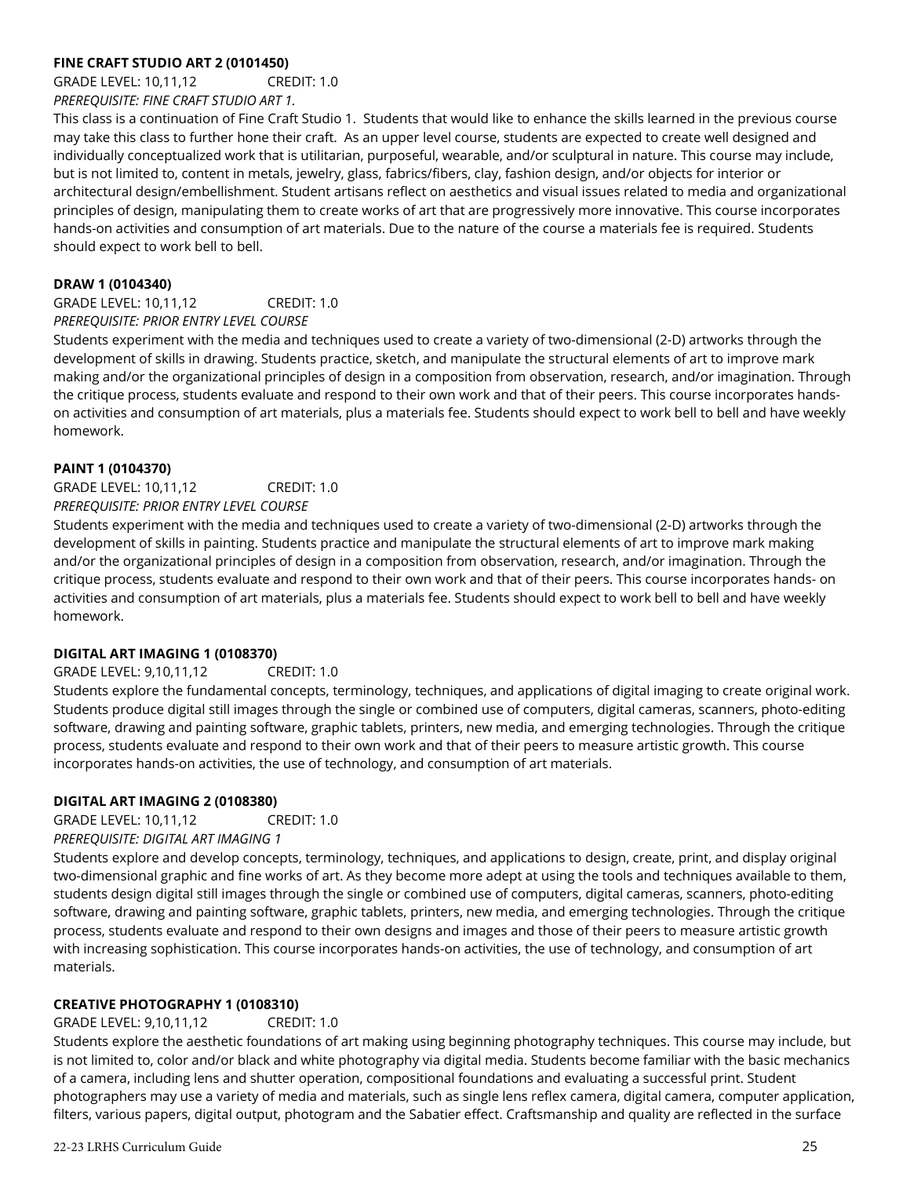### FINE CRAFT STUDIO ART 2 (0101450)

GRADE LEVEL: 10,11,12 CREDIT: 1.0

*PREREQUISITE: FINE CRAFT STUDIO ART 1.*

This class is a continuation of Fine Craft Studio 1. Students that would like to enhance the skills learned in the previous course may take this class to further hone their craft. As an upper level course, students are expected to create well designed and individually conceptualized work that is utilitarian, purposeful, wearable, and/or sculptural in nature. This course may include, but is not limited to, content in metals, jewelry, glass, fabrics/fibers, clay, fashion design, and/or objects for interior or architectural design/embellishment. Student artisans reflect on aesthetics and visual issues related to media and organizational principles of design, manipulating them to create works of art that are progressively more innovative. This course incorporates hands-on activities and consumption of art materials. Due to the nature of the course a materials fee is required. Students should expect to work bell to bell.

### DRAW 1 (0104340)

GRADE LEVEL: 10,11,12 CREDIT: 1.0

*PREREQUISITE: PRIOR ENTRY LEVEL COURSE*

Students experiment with the media and techniques used to create a variety of two-dimensional (2-D) artworks through the development of skills in drawing. Students practice, sketch, and manipulate the structural elements of art to improve mark making and/or the organizational principles of design in a composition from observation, research, and/or imagination. Through the critique process, students evaluate and respond to their own work and that of their peers. This course incorporates hands-on activities and consumption of art materials, plus a materials fee. Students should expect to work bell to bell and have weekly homework.

### PAINT 1 (0104370)

GRADE LEVEL: 10,11,12 CREDIT: 1.0

*PREREQUISITE: PRIOR ENTRY LEVEL COURSE*

Students experiment with the media and techniques used to create a variety of two-dimensional (2-D) artworks through the development of skills in painting. Students practice and manipulate the structural elements of art to improve mark making and/or the organizational principles of design in a composition from observation, research, and/or imagination. Through the critique process, students evaluate and respond to their own work and that of their peers. This course incorporates hands- on activities and consumption of art materials, plus a materials fee. Students should expect to work bell to bell and have weekly homework.

### DIGITAL ART IMAGING 1 (0108370)

GRADE LEVEL: 9,10,11,12 CREDIT: 1.0

Students explore the fundamental concepts, terminology, techniques, and applications of digital imaging to create original work. Students produce digital still images through the single or combined use of computers, digital cameras, scanners, photo-editing software, drawing and painting software, graphic tablets, printers, new media, and emerging technologies. Through the critique process, students evaluate and respond to their own work and that of their peers to measure artistic growth. This course incorporates hands-on activities, the use of technology, and consumption of art materials.

### DIGITAL ART IMAGING 2 (0108380)

GRADE LEVEL: 10,11,12 CREDIT: 1.0

*PREREQUISITE: DIGITAL ART IMAGING 1*

Students explore and develop concepts, terminology, techniques, and applications to design, create, print, and display original two-dimensional graphic and fine works of art. As they become more adept at using the tools and techniques available to them, students design digital still images through the single or combined use of computers, digital cameras, scanners, photo-editing software, drawing and painting software, graphic tablets, printers, new media, and emerging technologies. Through the critique process, students evaluate and respond to their own designs and images and those of their peers to measure artistic growth with increasing sophistication. This course incorporates hands-on activities, the use of technology, and consumption of art materials.

### CREATIVE PHOTOGRAPHY 1 (0108310)

GRADE LEVEL: 9,10,11,12 CREDIT: 1.0

Students explore the aesthetic foundations of art making using beginning photography techniques. This course may include, but is not limited to, color and/or black and white photography via digital media. Students become familiar with the basic mechanics of a camera, including lens and shutter operation, compositional foundations and evaluating a successful print. Student photographers may use a variety of media and materials, such as single lens reflex camera, digital camera, computer application, filters, various papers, digital output, photogram and the Sabatier effect. Craftsmanship and quality are reflected in the surface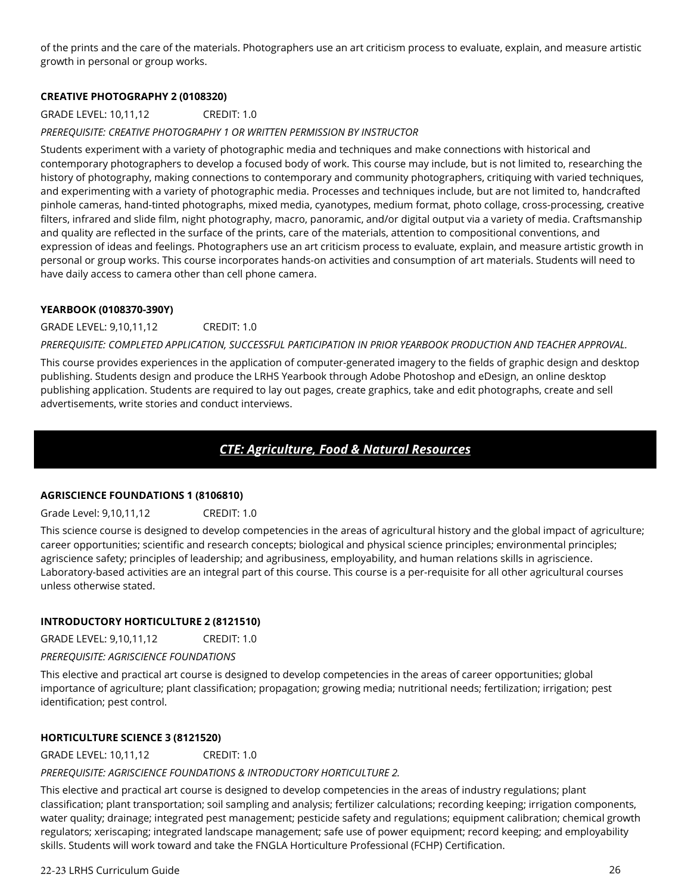of the prints and the care of the materials. Photographers use an art criticism process to evaluate, explain, and measure artistic growth in personal or group works.

### CREATIVE PHOTOGRAPHY 2 (0108320)

GRADE LEVEL: 10,11,12 CREDIT: 1.0

*PREREQUISITE: CREATIVE PHOTOGRAPHY 1 OR WRITTEN PERMISSION BY INSTRUCTOR*

Students experiment with a variety of photographic media and techniques and make connections with historical and contemporary photographers to develop a focused body of work. This course may include, but is not limited to, researching the history of photography, making connections to contemporary and community photographers, critiquing with varied techniques, and experimenting with a variety of photographic media. Processes and techniques include, but are not limited to, handcrafted pinhole cameras, hand-tinted photographs, mixed media, cyanotypes, medium format, photo collage, cross-processing, creative filters, infrared and slide film, night photography, macro, panoramic, and/or digital output via a variety of media. Craftsmanship and quality are reflected in the surface of the prints, care of the materials, attention to compositional conventions, and expression of ideas and feelings. Photographers use an art criticism process to evaluate, explain, and measure artistic growth in personal or group works. This course incorporates hands-on activities and consumption of art materials. Students will need to have daily access to camera other than cell phone camera.

### YEARBOOK (0108370-390Y)

GRADE LEVEL: 9,10,11,12 CREDIT: 1.0

*PREREQUISITE: COMPLETED APPLICATION, SUCCESSFUL PARTICIPATION IN PRIOR YEARBOOK PRODUCTION AND TEACHER APPROVAL.*

This course provides experiences in the application of computer-generated imagery to the fields of graphic design and desktop publishing. Students design and produce the LRHS Yearbook through Adobe Photoshop and eDesign, an online desktop publishing application. Students are required to lay out pages, create graphics, take and edit photographs, create and sell advertisements, write stories and conduct interviews.

## *CTE: Agriculture, Food & Natural Resources*

### AGRISCIENCE FOUNDATIONS 1 (8106810)

Grade Level: 9,10,11,12 CREDIT: 1.0

This science course is designed to develop competencies in the areas of agricultural history and the global impact of agriculture; career opportunities; scientific and research concepts; biological and physical science principles; environmental principles; agriscience safety; principles of leadership; and agribusiness, employability, and human relations skills in agriscience. Laboratory-based activities are an integral part of this course. This course is a per-requisite for all other agricultural courses unless otherwise stated.

### INTRODUCTORY HORTICULTURE 2 (8121510)

GRADE LEVEL: 9,10,11,12 CREDIT: 1.0

*PREREQUISITE: AGRISCIENCE FOUNDATIONS*

This elective and practical art course is designed to develop competencies in the areas of career opportunities; global importance of agriculture; plant classification; propagation; growing media; nutritional needs; fertilization; irrigation; pest identification; pest control.

### HORTICULTURE SCIENCE 3 (8121520)

GRADE LEVEL: 10,11,12 CREDIT: 1.0

*PREREQUISITE: AGRISCIENCE FOUNDATIONS & INTRODUCTORY HORTICULTURE 2.*

This elective and practical art course is designed to develop competencies in the areas of industry regulations; plant classification; plant transportation; soil sampling and analysis; fertilizer calculations; recording keeping; irrigation components, water quality; drainage; integrated pest management; pesticide safety and regulations; equipment calibration; chemical growth regulators; xeriscaping; integrated landscape management; safe use of power equipment; record keeping; and employability skills. Students will work toward and take the FNGLA Horticulture Professional (FCHP) Certification.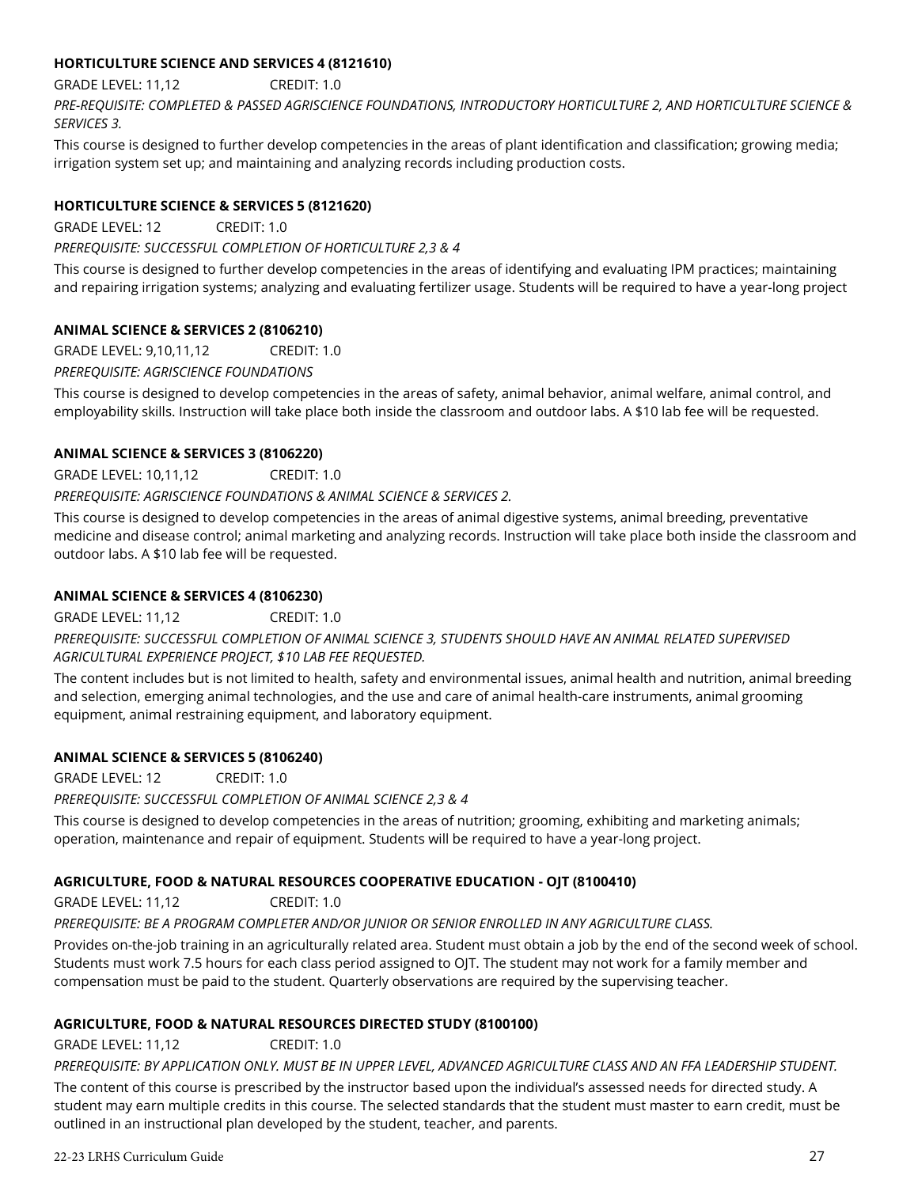**HORTICULTURE SCIENCE AND SERVICES 4 (8121610)**

GRADE LEVEL: 11,12 CREDIT: 1.0

*PRE-REQUISITE: COMPLETED & PASSED AGRISCIENCE FOUNDATIONS, INTRODUCTORY HORTICULTURE 2, AND HORTICULTURE SCIENCE & SERVICES 3.*

This course is designed to further develop competencies in the areas of plant identification and classification; growing media; irrigation system set up; and maintaining and analyzing records including production costs.

**HORTICULTURE SCIENCE & SERVICES 5 (8121620)**

GRADE LEVEL: 12 CREDIT: 1.0

*PREREQUISITE: SUCCESSFUL COMPLETION OF HORTICULTURE 2,3 & 4*

This course is designed to further develop competencies in the areas of identifying and evaluating IPM practices; maintaining and repairing irrigation systems; analyzing and evaluating fertilizer usage. Students will be required to have a year-long project

**ANIMAL SCIENCE & SERVICES 2 (8106210)**

GRADE LEVEL: 9,10,11,12 CREDIT: 1.0

*PREREQUISITE: AGRISCIENCE FOUNDATIONS*

This course is designed to develop competencies in the areas of safety, animal behavior, animal welfare, animal control, and employability skills. Instruction will take place both inside the classroom and outdoor labs. A $10 lab fee will be requested.

**ANIMAL SCIENCE & SERVICES 3 (8106220)**

GRADE LEVEL: 10,11,12 CREDIT: 1.0

*PREREQUISITE: AGRISCIENCE FOUNDATIONS & ANIMAL SCIENCE & SERVICES 2.*

This course is designed to develop competencies in the areas of animal digestive systems, animal breeding, preventative medicine and disease control; animal marketing and analyzing records. Instruction will take place both inside the classroom and outdoor labs. A $10 lab fee will be requested.

**ANIMAL SCIENCE & SERVICES 4 (8106230)**

GRADE LEVEL: 11,12 CREDIT: 1.0

*PREREQUISITE: SUCCESSFUL COMPLETION OF ANIMAL SCIENCE 3, STUDENTS SHOULD HAVE AN ANIMAL RELATED SUPERVISED AGRICULTURAL EXPERIENCE PROJECT, $10 LAB FEE REQUESTED.*

The content includes but is not limited to health, safety and environmental issues, animal health and nutrition, animal breeding and selection, emerging animal technologies, and the use and care of animal health-care instruments, animal grooming equipment, animal restraining equipment, and laboratory equipment.

**ANIMAL SCIENCE & SERVICES 5 (8106240)**

GRADE LEVEL: 12 CREDIT: 1.0

*PREREQUISITE: SUCCESSFUL COMPLETION OF ANIMAL SCIENCE 2,3 & 4*

This course is designed to develop competencies in the areas of nutrition; grooming, exhibiting and marketing animals; operation, maintenance and repair of equipment. Students will be required to have a year-long project.

**AGRICULTURE, FOOD & NATURAL RESOURCES COOPERATIVE EDUCATION - OJT (8100410)**

GRADE LEVEL: 11,12 CREDIT: 1.0

*PREREQUISITE: BE A PROGRAM COMPLETER AND/OR JUNIOR OR SENIOR ENROLLED IN ANY AGRICULTURE CLASS.*

Provides on-the-job training in an agriculturally related area. Student must obtain a job by the end of the second week of school. Students must work 7.5 hours for each class period assigned to OJT. The student may not work for a family member and compensation must be paid to the student. Quarterly observations are required by the supervising teacher.

**AGRICULTURE, FOOD & NATURAL RESOURCES DIRECTED STUDY (8100100)**

GRADE LEVEL: 11,12 CREDIT: 1.0

*PREREQUISITE: BY APPLICATION ONLY. MUST BE IN UPPER LEVEL, ADVANCED AGRICULTURE CLASS AND AN FFA LEADERSHIP STUDENT.*

The content of this course is prescribed by the instructor based upon the individual's assessed needs for directed study. A student may earn multiple credits in this course. The selected standards that the student must master to earn credit, must be outlined in an instructional plan developed by the student, teacher, and parents.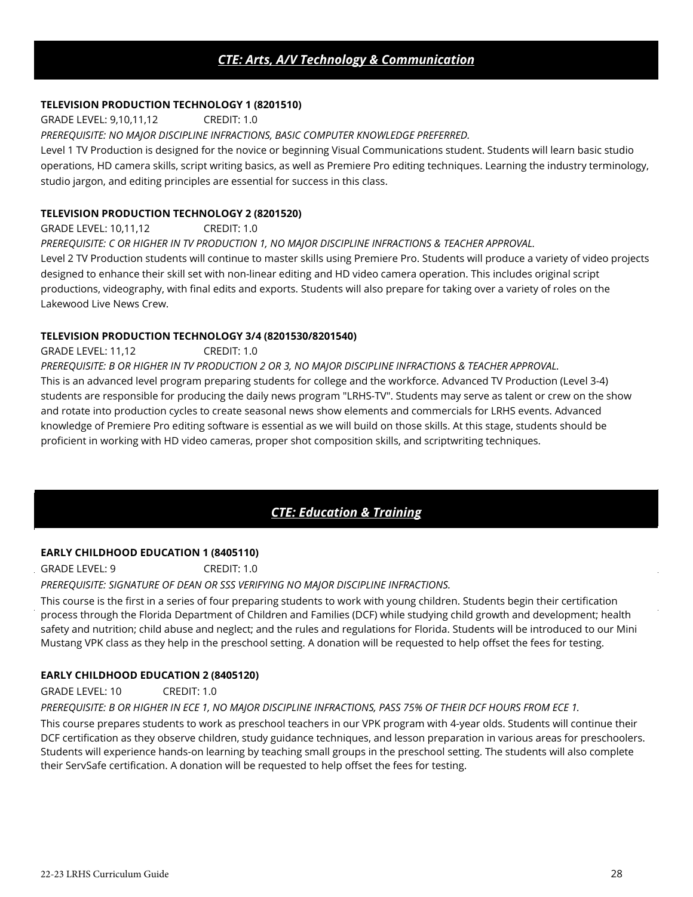## *CTE: Arts, A/V Technology & Communication*

**TELEVISION PRODUCTION TECHNOLOGY 1 (8201510)**

GRADE LEVEL: 9,10,11,12 CREDIT: 1.0

*PREREQUISITE: NO MAJOR DISCIPLINE INFRACTIONS, BASIC COMPUTER KNOWLEDGE PREFERRED.*

Level 1 TV Production is designed for the novice or beginning Visual Communications student. Students will learn basic studio operations, HD camera skills, script writing basics, as well as Premiere Pro editing techniques. Learning the industry terminology, studio jargon, and editing principles are essential for success in this class.

**TELEVISION PRODUCTION TECHNOLOGY 2 (8201520)**

GRADE LEVEL: 10,11,12 CREDIT: 1.0

*PREREQUISITE: C OR HIGHER IN TV PRODUCTION 1, NO MAJOR DISCIPLINE INFRACTIONS & TEACHER APPROVAL.*

Level 2 TV Production students will continue to master skills using Premiere Pro. Students will produce a variety of video projects designed to enhance their skill set with non-linear editing and HD video camera operation. This includes original script productions, videography, with final edits and exports. Students will also prepare for taking over a variety of roles on the Lakewood Live News Crew.

**TELEVISION PRODUCTION TECHNOLOGY 3/4 (8201530/8201540)**

GRADE LEVEL: 11,12 CREDIT: 1.0

*PREREQUISITE: B OR HIGHER IN TV PRODUCTION 2 OR 3, NO MAJOR DISCIPLINE INFRACTIONS & TEACHER APPROVAL.*

This is an advanced level program preparing students for college and the workforce. Advanced TV Production (Level 3-4) students are responsible for producing the daily news program "LRHS-TV". Students may serve as talent or crew on the show and rotate into production cycles to create seasonal news show elements and commercials for LRHS events. Advanced knowledge of Premiere Pro editing software is essential as we will build on those skills. At this stage, students should be proficient in working with HD video cameras, proper shot composition skills, and scriptwriting techniques.

## *CTE: Education & Training*

**EARLY CHILDHOOD EDUCATION 1 (8405110)**

GRADE LEVEL: 9 CREDIT: 1.0

*PREREQUISITE: SIGNATURE OF DEAN OR SSS VERIFYING NO MAJOR DISCIPLINE INFRACTIONS.*

This course is the first in a series of four preparing students to work with young children. Students begin their certification process through the Florida Department of Children and Families (DCF) while studying child growth and development; health safety and nutrition; child abuse and neglect; and the rules and regulations for Florida. Students will be introduced to our Mini Mustang VPK class as they help in the preschool setting. A donation will be requested to help offset the fees for testing.

**EARLY CHILDHOOD EDUCATION 2 (8405120)**

GRADE LEVEL: 10 CREDIT: 1.0

*PREREQUISITE: B OR HIGHER IN ECE 1, NO MAJOR DISCIPLINE INFRACTIONS, PASS 75% OF THEIR DCF HOURS FROM ECE 1.*

This course prepares students to work as preschool teachers in our VPK program with 4-year olds. Students will continue their DCF certification as they observe children, study guidance techniques, and lesson preparation in various areas for preschoolers. Students will experience hands-on learning by teaching small groups in the preschool setting. The students will also complete their ServSafe certification. A donation will be requested to help offset the fees for testing.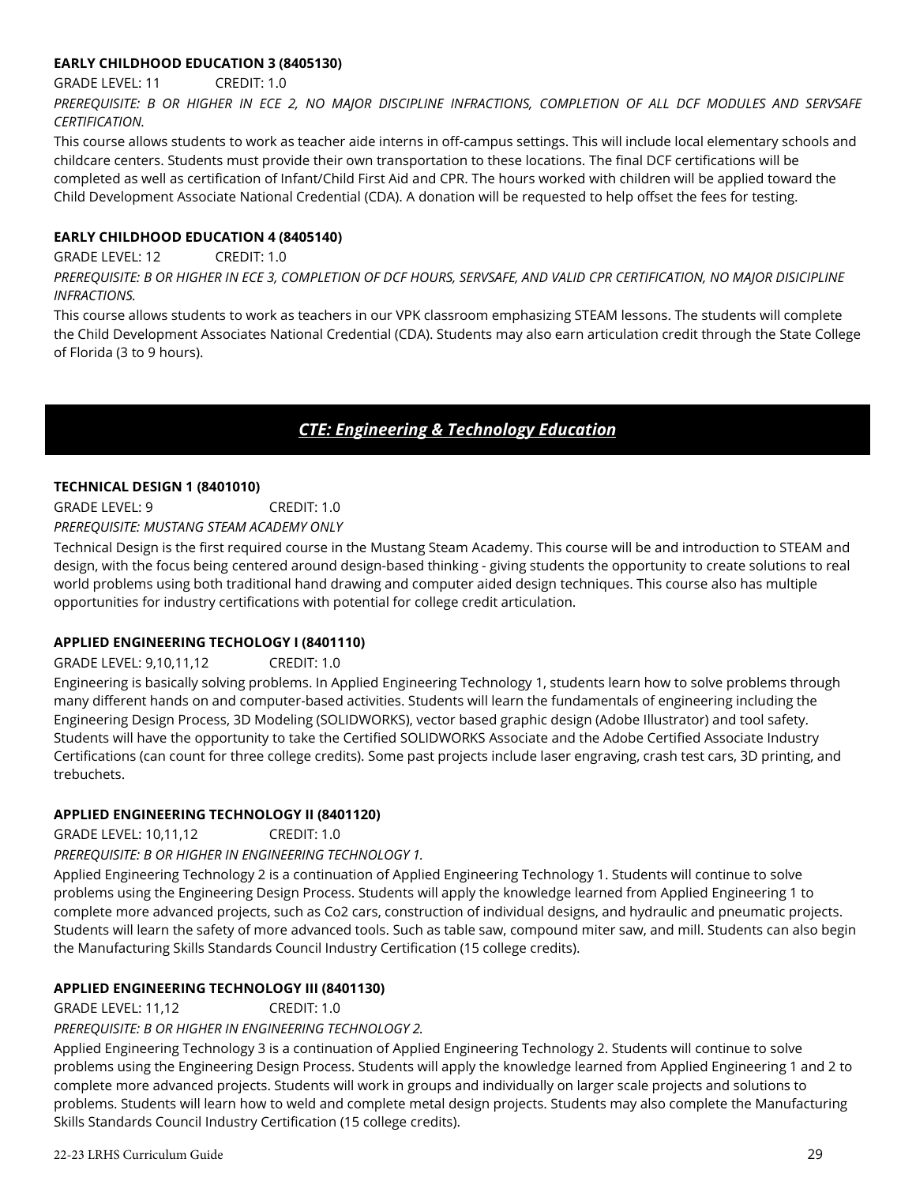**EARLY CHILDHOOD EDUCATION 3 (8405130)**

GRADE LEVEL: 11 CREDIT: 1.0

*PREREQUISITE: B OR HIGHER IN ECE 2, NO MAJOR DISCIPLINE INFRACTIONS, COMPLETION OF ALL DCF MODULES AND SERVSAFE CERTIFICATION.*

This course allows students to work as teacher aide interns in off-campus settings. This will include local elementary schools and childcare centers. Students must provide their own transportation to these locations. The final DCF certifications will be completed as well as certification of Infant/Child First Aid and CPR. The hours worked with children will be applied toward the Child Development Associate National Credential (CDA). A donation will be requested to help offset the fees for testing.

**EARLY CHILDHOOD EDUCATION 4 (8405140)**

GRADE LEVEL: 12 CREDIT: 1.0

*PREREQUISITE: B OR HIGHER IN ECE 3, COMPLETION OF DCF HOURS, SERVSAFE, AND VALID CPR CERTIFICATION, NO MAJOR DISICIPLINE INFRACTIONS.*

This course allows students to work as teachers in our VPK classroom emphasizing STEAM lessons. The students will complete the Child Development Associates National Credential (CDA). Students may also earn articulation credit through the State College of Florida (3 to 9 hours).

## *CTE: Engineering & Technology Education*

**TECHNICAL DESIGN 1 (8401010)**

GRADE LEVEL: 9 CREDIT: 1.0

*PREREQUISITE: MUSTANG STEAM ACADEMY ONLY*

Technical Design is the first required course in the Mustang Steam Academy. This course will be and introduction to STEAM and design, with the focus being centered around design-based thinking - giving students the opportunity to create solutions to real world problems using both traditional hand drawing and computer aided design techniques. This course also has multiple opportunities for industry certifications with potential for college credit articulation.

**APPLIED ENGINEERING TECHOLOGY I (8401110)**

GRADE LEVEL: 9,10,11,12 CREDIT: 1.0

Engineering is basically solving problems. In Applied Engineering Technology 1, students learn how to solve problems through many different hands on and computer-based activities. Students will learn the fundamentals of engineering including the Engineering Design Process, 3D Modeling (SOLIDWORKS), vector based graphic design (Adobe Illustrator) and tool safety. Students will have the opportunity to take the Certified SOLIDWORKS Associate and the Adobe Certified Associate Industry Certifications (can count for three college credits). Some past projects include laser engraving, crash test cars, 3D printing, and trebuchets.

**APPLIED ENGINEERING TECHNOLOGY II (8401120)**

GRADE LEVEL: 10,11,12 CREDIT: 1.0

*PREREQUISITE: B OR HIGHER IN ENGINEERING TECHNOLOGY 1.*

Applied Engineering Technology 2 is a continuation of Applied Engineering Technology 1. Students will continue to solve problems using the Engineering Design Process. Students will apply the knowledge learned from Applied Engineering 1 to complete more advanced projects, such as Co2 cars, construction of individual designs, and hydraulic and pneumatic projects. Students will learn the safety of more advanced tools. Such as table saw, compound miter saw, and mill. Students can also begin the Manufacturing Skills Standards Council Industry Certification (15 college credits).

**APPLIED ENGINEERING TECHNOLOGY III (8401130)**

GRADE LEVEL: 11,12 CREDIT: 1.0

*PREREQUISITE: B OR HIGHER IN ENGINEERING TECHNOLOGY 2.*

Applied Engineering Technology 3 is a continuation of Applied Engineering Technology 2. Students will continue to solve problems using the Engineering Design Process. Students will apply the knowledge learned from Applied Engineering 1 and 2 to complete more advanced projects. Students will work in groups and individually on larger scale projects and solutions to problems. Students will learn how to weld and complete metal design projects. Students may also complete the Manufacturing Skills Standards Council Industry Certification (15 college credits).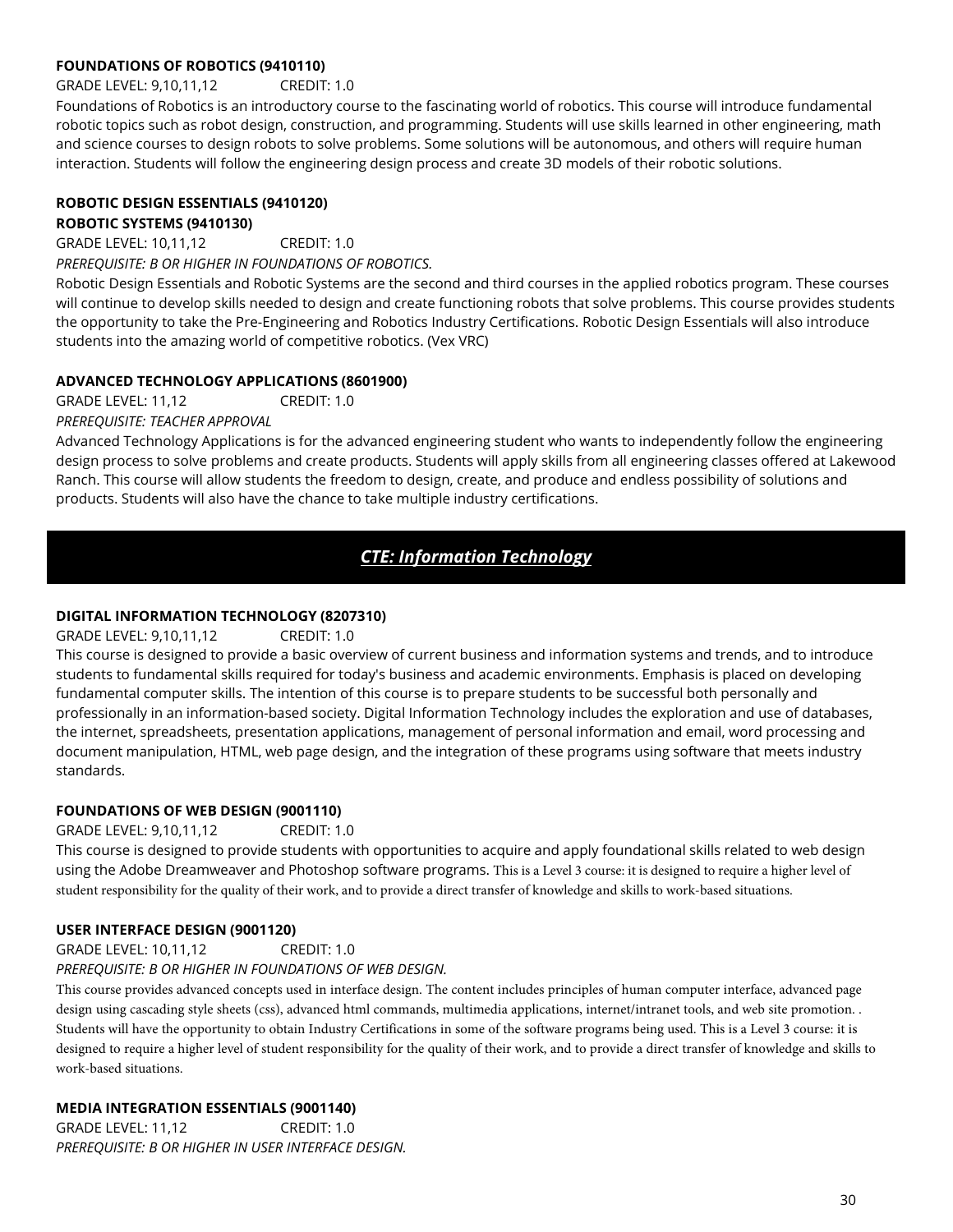**FOUNDATIONS OF ROBOTICS (9410110)**

GRADE LEVEL: 9,10,11,12 CREDIT: 1.0

Foundations of Robotics is an introductory course to the fascinating world of robotics. This course will introduce fundamental robotic topics such as robot design, construction, and programming. Students will use skills learned in other engineering, math and science courses to design robots to solve problems. Some solutions will be autonomous, and others will require human interaction. Students will follow the engineering design process and create 3D models of their robotic solutions.

**ROBOTIC DESIGN ESSENTIALS (9410120)**
**ROBOTIC SYSTEMS (9410130)**

GRADE LEVEL: 10,11,12 CREDIT: 1.0

*PREREQUISITE: B OR HIGHER IN FOUNDATIONS OF ROBOTICS.*

Robotic Design Essentials and Robotic Systems are the second and third courses in the applied robotics program. These courses will continue to develop skills needed to design and create functioning robots that solve problems. This course provides students the opportunity to take the Pre-Engineering and Robotics Industry Certifications. Robotic Design Essentials will also introduce students into the amazing world of competitive robotics. (Vex VRC)

**ADVANCED TECHNOLOGY APPLICATIONS (8601900)**

GRADE LEVEL: 11,12 CREDIT: 1.0

*PREREQUISITE: TEACHER APPROVAL*

Advanced Technology Applications is for the advanced engineering student who wants to independently follow the engineering design process to solve problems and create products. Students will apply skills from all engineering classes offered at Lakewood Ranch. This course will allow students the freedom to design, create, and produce and endless possibility of solutions and products. Students will also have the chance to take multiple industry certifications.

## *CTE: Information Technology*

**DIGITAL INFORMATION TECHNOLOGY (8207310)**

GRADE LEVEL: 9,10,11,12 CREDIT: 1.0

This course is designed to provide a basic overview of current business and information systems and trends, and to introduce students to fundamental skills required for today's business and academic environments. Emphasis is placed on developing fundamental computer skills. The intention of this course is to prepare students to be successful both personally and professionally in an information-based society. Digital Information Technology includes the exploration and use of databases, the internet, spreadsheets, presentation applications, management of personal information and email, word processing and document manipulation, HTML, web page design, and the integration of these programs using software that meets industry standards.

**FOUNDATIONS OF WEB DESIGN (9001110)**

GRADE LEVEL: 9,10,11,12 CREDIT: 1.0

This course is designed to provide students with opportunities to acquire and apply foundational skills related to web design using the Adobe Dreamweaver and Photoshop software programs. This is a Level 3 course: it is designed to require a higher level of student responsibility for the quality of their work, and to provide a direct transfer of knowledge and skills to work-based situations.

**USER INTERFACE DESIGN (9001120)**

GRADE LEVEL: 10,11,12 CREDIT: 1.0

*PREREQUISITE: B OR HIGHER IN FOUNDATIONS OF WEB DESIGN.*

This course provides advanced concepts used in interface design. The content includes principles of human computer interface, advanced page design using cascading style sheets (css), advanced html commands, multimedia applications, internet/intranet tools, and web site promotion. . Students will have the opportunity to obtain Industry Certifications in some of the software programs being used. This is a Level 3 course: it is designed to require a higher level of student responsibility for the quality of their work, and to provide a direct transfer of knowledge and skills to work-based situations.

**MEDIA INTEGRATION ESSENTIALS (9001140)**

GRADE LEVEL: 11,12 CREDIT: 1.0

*PREREQUISITE: B OR HIGHER IN USER INTERFACE DESIGN.*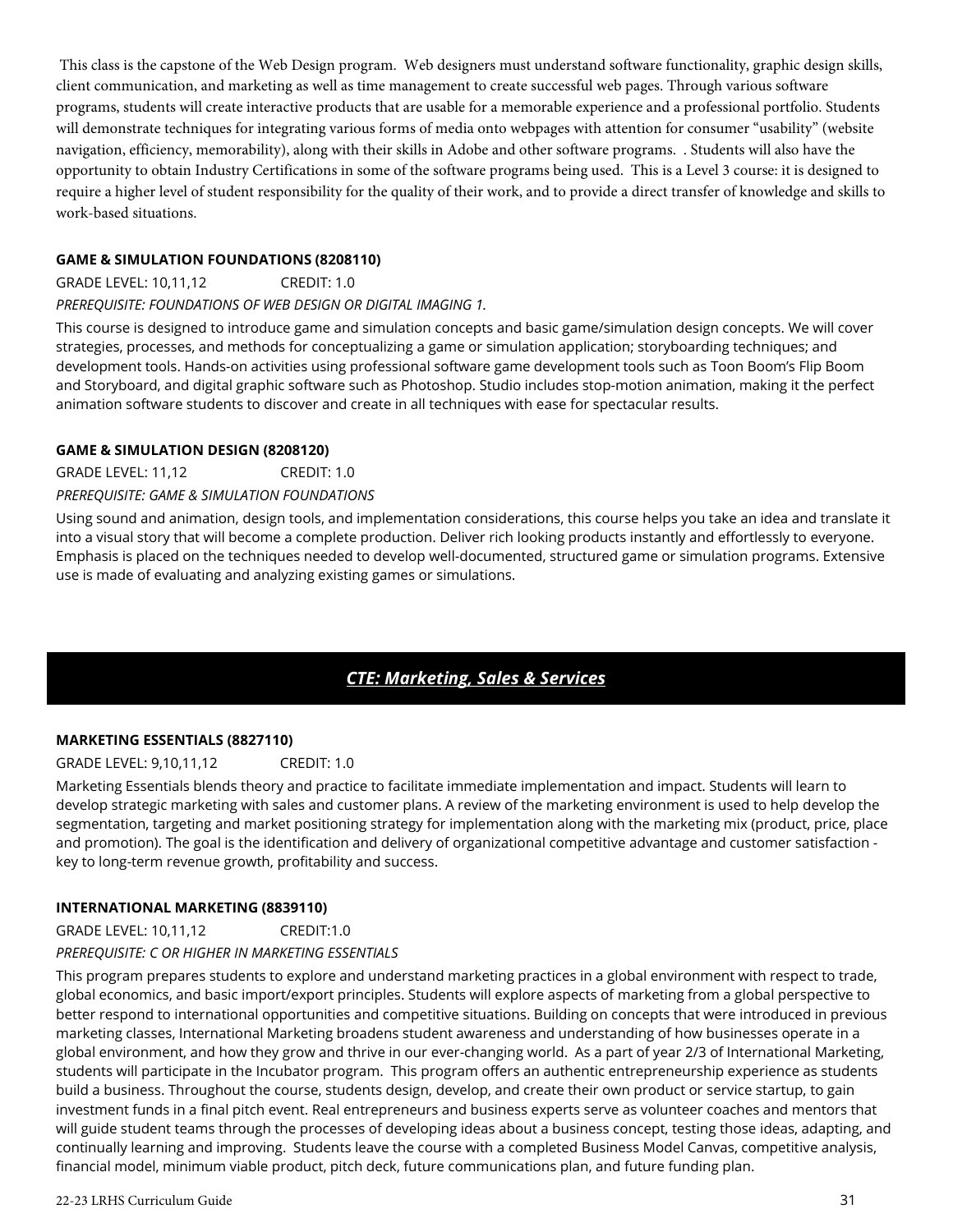This class is the capstone of the Web Design program. Web designers must understand software functionality, graphic design skills, client communication, and marketing as well as time management to create successful web pages. Through various software programs, students will create interactive products that are usable for a memorable experience and a professional portfolio. Students will demonstrate techniques for integrating various forms of media onto webpages with attention for consumer "usability" (website navigation, efficiency, memorability), along with their skills in Adobe and other software programs. . Students will also have the opportunity to obtain Industry Certifications in some of the software programs being used. This is a Level 3 course: it is designed to require a higher level of student responsibility for the quality of their work, and to provide a direct transfer of knowledge and skills to work-based situations.

**GAME & SIMULATION FOUNDATIONS (8208110)**

GRADE LEVEL: 10,11,12 CREDIT: 1.0

*PREREQUISITE: FOUNDATIONS OF WEB DESIGN OR DIGITAL IMAGING 1.*

This course is designed to introduce game and simulation concepts and basic game/simulation design concepts. We will cover strategies, processes, and methods for conceptualizing a game or simulation application; storyboarding techniques; and development tools. Hands-on activities using professional software game development tools such as Toon Boom's Flip Boom and Storyboard, and digital graphic software such as Photoshop. Studio includes stop-motion animation, making it the perfect animation software students to discover and create in all techniques with ease for spectacular results.

**GAME & SIMULATION DESIGN (8208120)**

GRADE LEVEL: 11,12 CREDIT: 1.0

*PREREQUISITE: GAME & SIMULATION FOUNDATIONS*

Using sound and animation, design tools, and implementation considerations, this course helps you take an idea and translate it into a visual story that will become a complete production. Deliver rich looking products instantly and effortlessly to everyone. Emphasis is placed on the techniques needed to develop well-documented, structured game or simulation programs. Extensive use is made of evaluating and analyzing existing games or simulations.

## *CTE: Marketing, Sales & Services*

**MARKETING ESSENTIALS (8827110)**

GRADE LEVEL: 9,10,11,12 CREDIT: 1.0

Marketing Essentials blends theory and practice to facilitate immediate implementation and impact. Students will learn to develop strategic marketing with sales and customer plans. A review of the marketing environment is used to help develop the segmentation, targeting and market positioning strategy for implementation along with the marketing mix (product, price, place and promotion). The goal is the identification and delivery of organizational competitive advantage and customer satisfaction - key to long-term revenue growth, profitability and success.

**INTERNATIONAL MARKETING (8839110)**

GRADE LEVEL: 10,11,12 CREDIT:1.0

*PREREQUISITE: C OR HIGHER IN MARKETING ESSENTIALS*

This program prepares students to explore and understand marketing practices in a global environment with respect to trade, global economics, and basic import/export principles. Students will explore aspects of marketing from a global perspective to better respond to international opportunities and competitive situations. Building on concepts that were introduced in previous marketing classes, International Marketing broadens student awareness and understanding of how businesses operate in a global environment, and how they grow and thrive in our ever-changing world. As a part of year 2/3 of International Marketing, students will participate in the Incubator program. This program offers an authentic entrepreneurship experience as students build a business. Throughout the course, students design, develop, and create their own product or service startup, to gain investment funds in a final pitch event. Real entrepreneurs and business experts serve as volunteer coaches and mentors that will guide student teams through the processes of developing ideas about a business concept, testing those ideas, adapting, and continually learning and improving. Students leave the course with a completed Business Model Canvas, competitive analysis, financial model, minimum viable product, pitch deck, future communications plan, and future funding plan.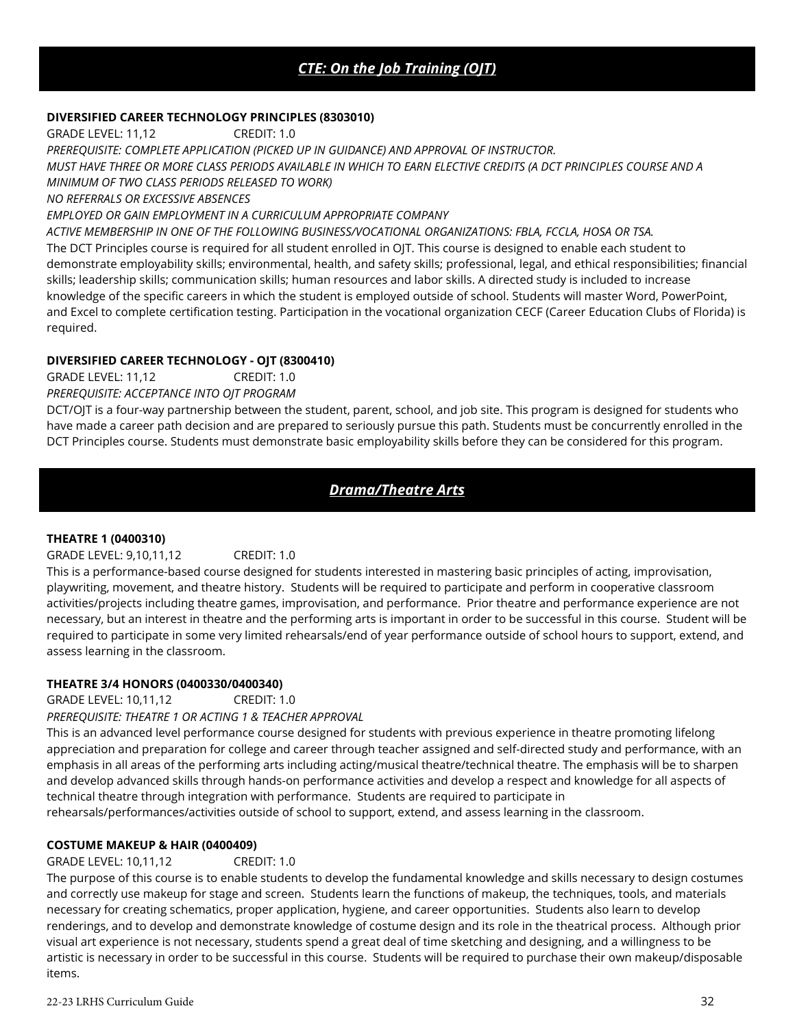## *CTE: On the Job Training (OJT)*

**DIVERSIFIED CAREER TECHNOLOGY PRINCIPLES (8303010)**

GRADE LEVEL: 11,12 CREDIT: 1.0

*PREREQUISITE: COMPLETE APPLICATION (PICKED UP IN GUIDANCE) AND APPROVAL OF INSTRUCTOR.*

*MUST HAVE THREE OR MORE CLASS PERIODS AVAILABLE IN WHICH TO EARN ELECTIVE CREDITS (A DCT PRINCIPLES COURSE AND A MINIMUM OF TWO CLASS PERIODS RELEASED TO WORK)*

*NO REFERRALS OR EXCESSIVE ABSENCES*

*EMPLOYED OR GAIN EMPLOYMENT IN A CURRICULUM APPROPRIATE COMPANY*

*ACTIVE MEMBERSHIP IN ONE OF THE FOLLOWING BUSINESS/VOCATIONAL ORGANIZATIONS: FBLA, FCCLA, HOSA OR TSA.*

The DCT Principles course is required for all student enrolled in OJT. This course is designed to enable each student to demonstrate employability skills; environmental, health, and safety skills; professional, legal, and ethical responsibilities; financial skills; leadership skills; communication skills; human resources and labor skills. A directed study is included to increase knowledge of the specific careers in which the student is employed outside of school. Students will master Word, PowerPoint, and Excel to complete certification testing. Participation in the vocational organization CECF (Career Education Clubs of Florida) is required.

**DIVERSIFIED CAREER TECHNOLOGY - OJT (8300410)**

GRADE LEVEL: 11,12 CREDIT: 1.0

*PREREQUISITE: ACCEPTANCE INTO OJT PROGRAM*

DCT/OJT is a four-way partnership between the student, parent, school, and job site. This program is designed for students who have made a career path decision and are prepared to seriously pursue this path. Students must be concurrently enrolled in the DCT Principles course. Students must demonstrate basic employability skills before they can be considered for this program.

## *Drama/Theatre Arts*

**THEATRE 1 (0400310)**

GRADE LEVEL: 9,10,11,12 CREDIT: 1.0

This is a performance-based course designed for students interested in mastering basic principles of acting, improvisation, playwriting, movement, and theatre history. Students will be required to participate and perform in cooperative classroom activities/projects including theatre games, improvisation, and performance. Prior theatre and performance experience are not necessary, but an interest in theatre and the performing arts is important in order to be successful in this course. Student will be required to participate in some very limited rehearsals/end of year performance outside of school hours to support, extend, and assess learning in the classroom.

**THEATRE 3/4 HONORS (0400330/0400340)**

GRADE LEVEL: 10,11,12 CREDIT: 1.0

*PREREQUISITE: THEATRE 1 OR ACTING 1 & TEACHER APPROVAL*

This is an advanced level performance course designed for students with previous experience in theatre promoting lifelong appreciation and preparation for college and career through teacher assigned and self-directed study and performance, with an emphasis in all areas of the performing arts including acting/musical theatre/technical theatre. The emphasis will be to sharpen and develop advanced skills through hands-on performance activities and develop a respect and knowledge for all aspects of technical theatre through integration with performance. Students are required to participate in rehearsals/performances/activities outside of school to support, extend, and assess learning in the classroom.

**COSTUME MAKEUP & HAIR (0400409)**

GRADE LEVEL: 10,11,12 CREDIT: 1.0

The purpose of this course is to enable students to develop the fundamental knowledge and skills necessary to design costumes and correctly use makeup for stage and screen. Students learn the functions of makeup, the techniques, tools, and materials necessary for creating schematics, proper application, hygiene, and career opportunities. Students also learn to develop renderings, and to develop and demonstrate knowledge of costume design and its role in the theatrical process. Although prior visual art experience is not necessary, students spend a great deal of time sketching and designing, and a willingness to be artistic is necessary in order to be successful in this course. Students will be required to purchase their own makeup/disposable items.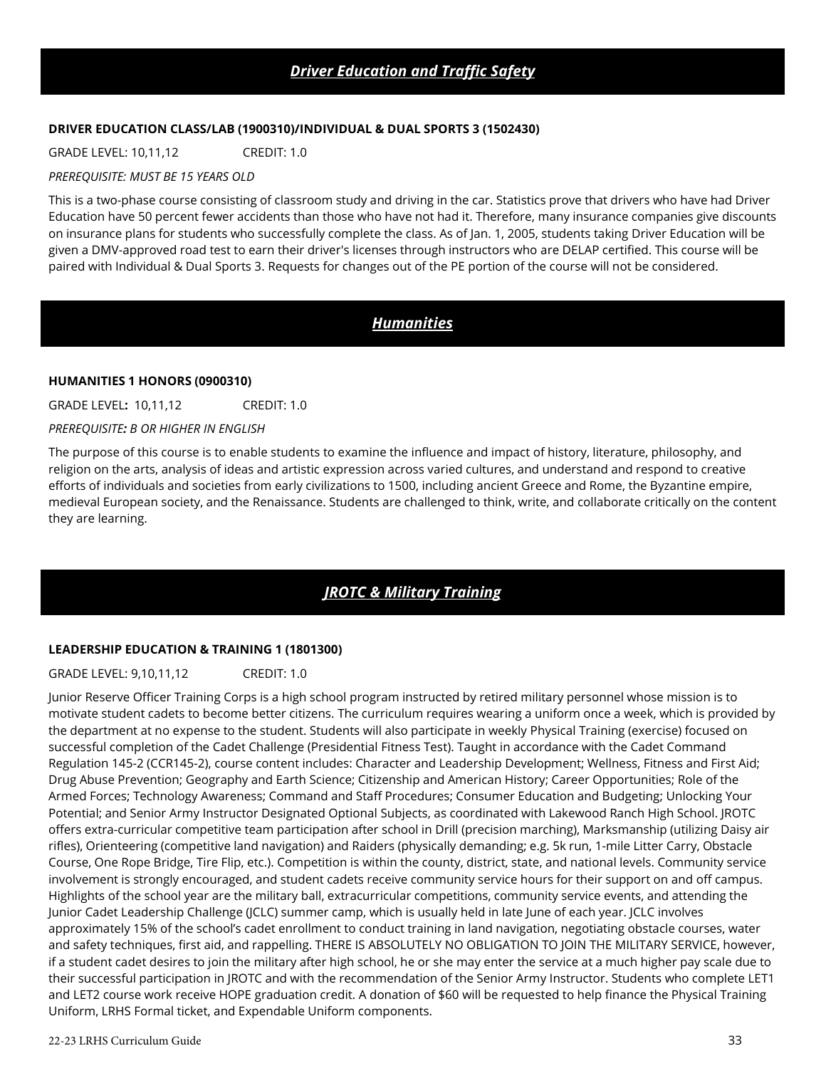## *Driver Education and Traffic Safety*

**DRIVER EDUCATION CLASS/LAB (1900310)/INDIVIDUAL & DUAL SPORTS 3 (1502430)**

GRADE LEVEL: 10,11,12 CREDIT: 1.0

*PREREQUISITE: MUST BE 15 YEARS OLD*

This is a two-phase course consisting of classroom study and driving in the car. Statistics prove that drivers who have had Driver Education have 50 percent fewer accidents than those who have not had it. Therefore, many insurance companies give discounts on insurance plans for students who successfully complete the class. As of Jan. 1, 2005, students taking Driver Education will be given a DMV-approved road test to earn their driver's licenses through instructors who are DELAP certified. This course will be paired with Individual & Dual Sports 3. Requests for changes out of the PE portion of the course will not be considered.

## *Humanities*

**HUMANITIES 1 HONORS (0900310)**

GRADE LEVEL**:** 10,11,12 CREDIT: 1.0

*PREREQUISITE: B OR HIGHER IN ENGLISH*

The purpose of this course is to enable students to examine the influence and impact of history, literature, philosophy, and religion on the arts, analysis of ideas and artistic expression across varied cultures, and understand and respond to creative efforts of individuals and societies from early civilizations to 1500, including ancient Greece and Rome, the Byzantine empire, medieval European society, and the Renaissance. Students are challenged to think, write, and collaborate critically on the content they are learning.

## *JROTC & Military Training*

**LEADERSHIP EDUCATION & TRAINING 1 (1801300)**

GRADE LEVEL: 9,10,11,12 CREDIT: 1.0

Junior Reserve Officer Training Corps is a high school program instructed by retired military personnel whose mission is to motivate student cadets to become better citizens. The curriculum requires wearing a uniform once a week, which is provided by the department at no expense to the student. Students will also participate in weekly Physical Training (exercise) focused on successful completion of the Cadet Challenge (Presidential Fitness Test). Taught in accordance with the Cadet Command Regulation 145-2 (CCR145-2), course content includes: Character and Leadership Development; Wellness, Fitness and First Aid; Drug Abuse Prevention; Geography and Earth Science; Citizenship and American History; Career Opportunities; Role of the Armed Forces; Technology Awareness; Command and Staff Procedures; Consumer Education and Budgeting; Unlocking Your Potential; and Senior Army Instructor Designated Optional Subjects, as coordinated with Lakewood Ranch High School. JROTC offers extra-curricular competitive team participation after school in Drill (precision marching), Marksmanship (utilizing Daisy air rifles), Orienteering (competitive land navigation) and Raiders (physically demanding; e.g. 5k run, 1-mile Litter Carry, Obstacle Course, One Rope Bridge, Tire Flip, etc.). Competition is within the county, district, state, and national levels. Community service involvement is strongly encouraged, and student cadets receive community service hours for their support on and off campus. Highlights of the school year are the military ball, extracurricular competitions, community service events, and attending the Junior Cadet Leadership Challenge (JCLC) summer camp, which is usually held in late June of each year. JCLC involves approximately 15% of the school's cadet enrollment to conduct training in land navigation, negotiating obstacle courses, water and safety techniques, first aid, and rappelling. THERE IS ABSOLUTELY NO OBLIGATION TO JOIN THE MILITARY SERVICE, however, if a student cadet desires to join the military after high school, he or she may enter the service at a much higher pay scale due to their successful participation in JROTC and with the recommendation of the Senior Army Instructor. Students who complete LET1 and LET2 course work receive HOPE graduation credit. A donation of $60 will be requested to help finance the Physical Training Uniform, LRHS Formal ticket, and Expendable Uniform components.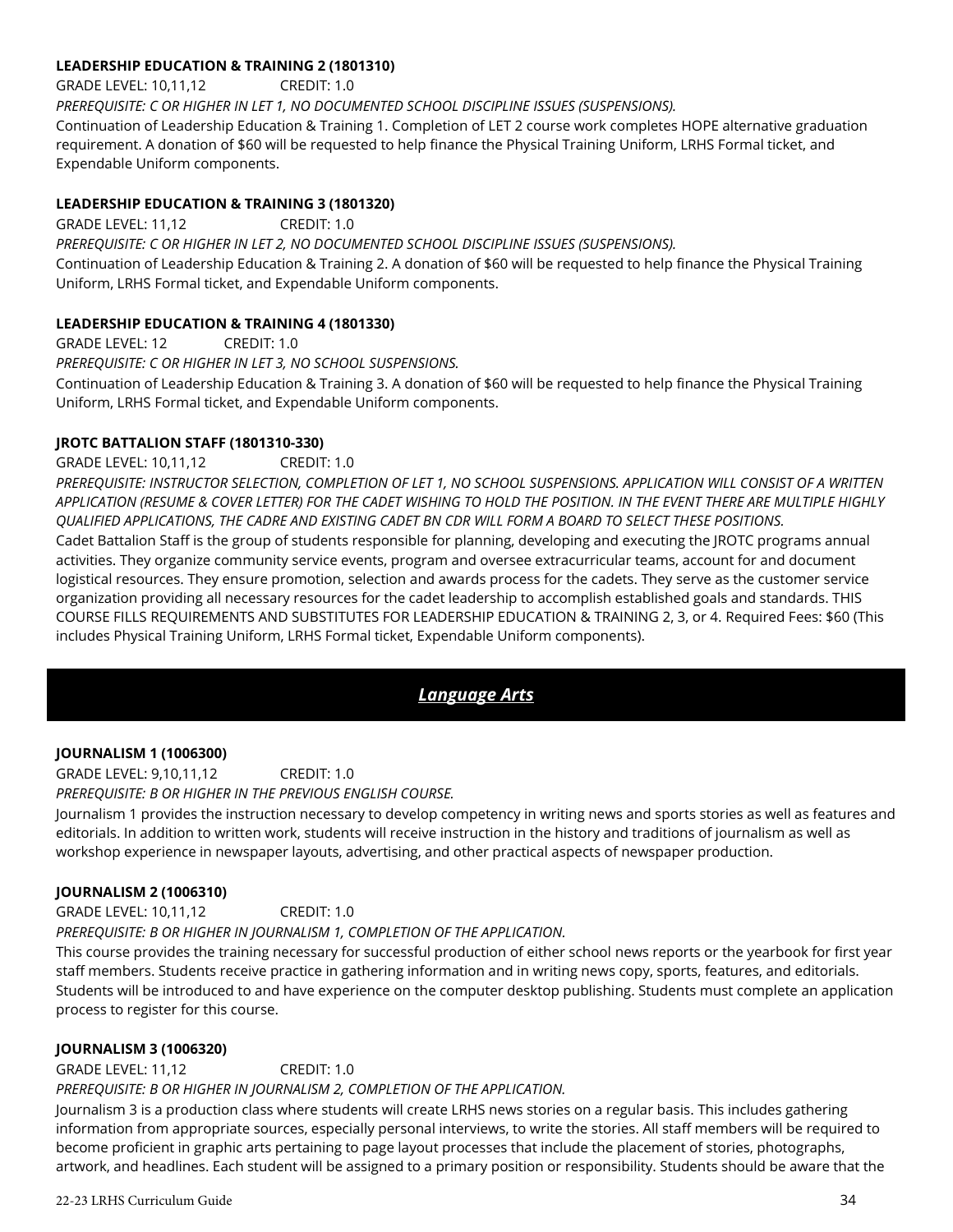**LEADERSHIP EDUCATION & TRAINING 2 (1801310)**

GRADE LEVEL: 10,11,12 CREDIT: 1.0

*PREREQUISITE: C OR HIGHER IN LET 1, NO DOCUMENTED SCHOOL DISCIPLINE ISSUES (SUSPENSIONS).*

Continuation of Leadership Education & Training 1. Completion of LET 2 course work completes HOPE alternative graduation requirement. A donation of $60 will be requested to help finance the Physical Training Uniform, LRHS Formal ticket, and Expendable Uniform components.

**LEADERSHIP EDUCATION & TRAINING 3 (1801320)**

GRADE LEVEL: 11,12 CREDIT: 1.0

*PREREQUISITE: C OR HIGHER IN LET 2, NO DOCUMENTED SCHOOL DISCIPLINE ISSUES (SUSPENSIONS).*

Continuation of Leadership Education & Training 2. A donation of $60 will be requested to help finance the Physical Training Uniform, LRHS Formal ticket, and Expendable Uniform components.

**LEADERSHIP EDUCATION & TRAINING 4 (1801330)**

GRADE LEVEL: 12 CREDIT: 1.0

*PREREQUISITE: C OR HIGHER IN LET 3, NO SCHOOL SUSPENSIONS.*

Continuation of Leadership Education & Training 3. A donation of $60 will be requested to help finance the Physical Training Uniform, LRHS Formal ticket, and Expendable Uniform components.

**JROTC BATTALION STAFF (1801310-330)**

GRADE LEVEL: 10,11,12 CREDIT: 1.0

*PREREQUISITE: INSTRUCTOR SELECTION, COMPLETION OF LET 1, NO SCHOOL SUSPENSIONS. APPLICATION WILL CONSIST OF A WRITTEN APPLICATION (RESUME & COVER LETTER) FOR THE CADET WISHING TO HOLD THE POSITION. IN THE EVENT THERE ARE MULTIPLE HIGHLY QUALIFIED APPLICATIONS, THE CADRE AND EXISTING CADET BN CDR WILL FORM A BOARD TO SELECT THESE POSITIONS.*

Cadet Battalion Staff is the group of students responsible for planning, developing and executing the JROTC programs annual activities. They organize community service events, program and oversee extracurricular teams, account for and document logistical resources. They ensure promotion, selection and awards process for the cadets. They serve as the customer service organization providing all necessary resources for the cadet leadership to accomplish established goals and standards. THIS COURSE FILLS REQUIREMENTS AND SUBSTITUTES FOR LEADERSHIP EDUCATION & TRAINING 2, 3, or 4. Required Fees: $60 (This includes Physical Training Uniform, LRHS Formal ticket, Expendable Uniform components).

## *Language Arts*

**JOURNALISM 1 (1006300)**

GRADE LEVEL: 9,10,11,12 CREDIT: 1.0

*PREREQUISITE: B OR HIGHER IN THE PREVIOUS ENGLISH COURSE.*

Journalism 1 provides the instruction necessary to develop competency in writing news and sports stories as well as features and editorials. In addition to written work, students will receive instruction in the history and traditions of journalism as well as workshop experience in newspaper layouts, advertising, and other practical aspects of newspaper production.

**JOURNALISM 2 (1006310)**

GRADE LEVEL: 10,11,12 CREDIT: 1.0

*PREREQUISITE: B OR HIGHER IN JOURNALISM 1, COMPLETION OF THE APPLICATION.*

This course provides the training necessary for successful production of either school news reports or the yearbook for first year staff members. Students receive practice in gathering information and in writing news copy, sports, features, and editorials. Students will be introduced to and have experience on the computer desktop publishing. Students must complete an application process to register for this course.

**JOURNALISM 3 (1006320)**

GRADE LEVEL: 11,12 CREDIT: 1.0

*PREREQUISITE: B OR HIGHER IN JOURNALISM 2, COMPLETION OF THE APPLICATION.*

Journalism 3 is a production class where students will create LRHS news stories on a regular basis. This includes gathering information from appropriate sources, especially personal interviews, to write the stories. All staff members will be required to become proficient in graphic arts pertaining to page layout processes that include the placement of stories, photographs, artwork, and headlines. Each student will be assigned to a primary position or responsibility. Students should be aware that the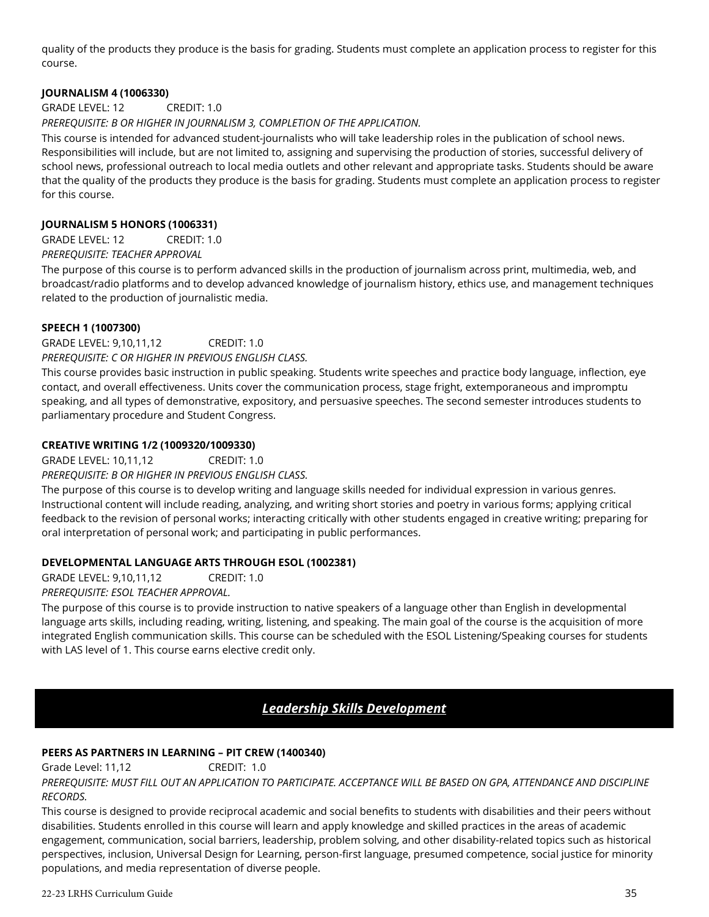quality of the products they produce is the basis for grading. Students must complete an application process to register for this course.

**JOURNALISM 4 (1006330)**

GRADE LEVEL: 12 CREDIT: 1.0

*PREREQUISITE: B OR HIGHER IN JOURNALISM 3, COMPLETION OF THE APPLICATION.*

This course is intended for advanced student-journalists who will take leadership roles in the publication of school news. Responsibilities will include, but are not limited to, assigning and supervising the production of stories, successful delivery of school news, professional outreach to local media outlets and other relevant and appropriate tasks. Students should be aware that the quality of the products they produce is the basis for grading. Students must complete an application process to register for this course.

**JOURNALISM 5 HONORS (1006331)**

GRADE LEVEL: 12 CREDIT: 1.0

*PREREQUISITE: TEACHER APPROVAL*

The purpose of this course is to perform advanced skills in the production of journalism across print, multimedia, web, and broadcast/radio platforms and to develop advanced knowledge of journalism history, ethics use, and management techniques related to the production of journalistic media.

**SPEECH 1 (1007300)**

GRADE LEVEL: 9,10,11,12 CREDIT: 1.0

*PREREQUISITE: C OR HIGHER IN PREVIOUS ENGLISH CLASS.*

This course provides basic instruction in public speaking. Students write speeches and practice body language, inflection, eye contact, and overall effectiveness. Units cover the communication process, stage fright, extemporaneous and impromptu speaking, and all types of demonstrative, expository, and persuasive speeches. The second semester introduces students to parliamentary procedure and Student Congress.

**CREATIVE WRITING 1/2 (1009320/1009330)**

GRADE LEVEL: 10,11,12 CREDIT: 1.0

*PREREQUISITE: B OR HIGHER IN PREVIOUS ENGLISH CLASS.*

The purpose of this course is to develop writing and language skills needed for individual expression in various genres. Instructional content will include reading, analyzing, and writing short stories and poetry in various forms; applying critical feedback to the revision of personal works; interacting critically with other students engaged in creative writing; preparing for oral interpretation of personal work; and participating in public performances.

**DEVELOPMENTAL LANGUAGE ARTS THROUGH ESOL (1002381)**

GRADE LEVEL: 9,10,11,12 CREDIT: 1.0

*PREREQUISITE: ESOL TEACHER APPROVAL.*

The purpose of this course is to provide instruction to native speakers of a language other than English in developmental language arts skills, including reading, writing, listening, and speaking. The main goal of the course is the acquisition of more integrated English communication skills. This course can be scheduled with the ESOL Listening/Speaking courses for students with LAS level of 1. This course earns elective credit only.

## *Leadership Skills Development*

**PEERS AS PARTNERS IN LEARNING – PIT CREW (1400340)**

Grade Level: 11,12 CREDIT: 1.0

*PREREQUISITE: MUST FILL OUT AN APPLICATION TO PARTICIPATE. ACCEPTANCE WILL BE BASED ON GPA, ATTENDANCE AND DISCIPLINE RECORDS.*

This course is designed to provide reciprocal academic and social benefits to students with disabilities and their peers without disabilities. Students enrolled in this course will learn and apply knowledge and skilled practices in the areas of academic engagement, communication, social barriers, leadership, problem solving, and other disability-related topics such as historical perspectives, inclusion, Universal Design for Learning, person-first language, presumed competence, social justice for minority populations, and media representation of diverse people.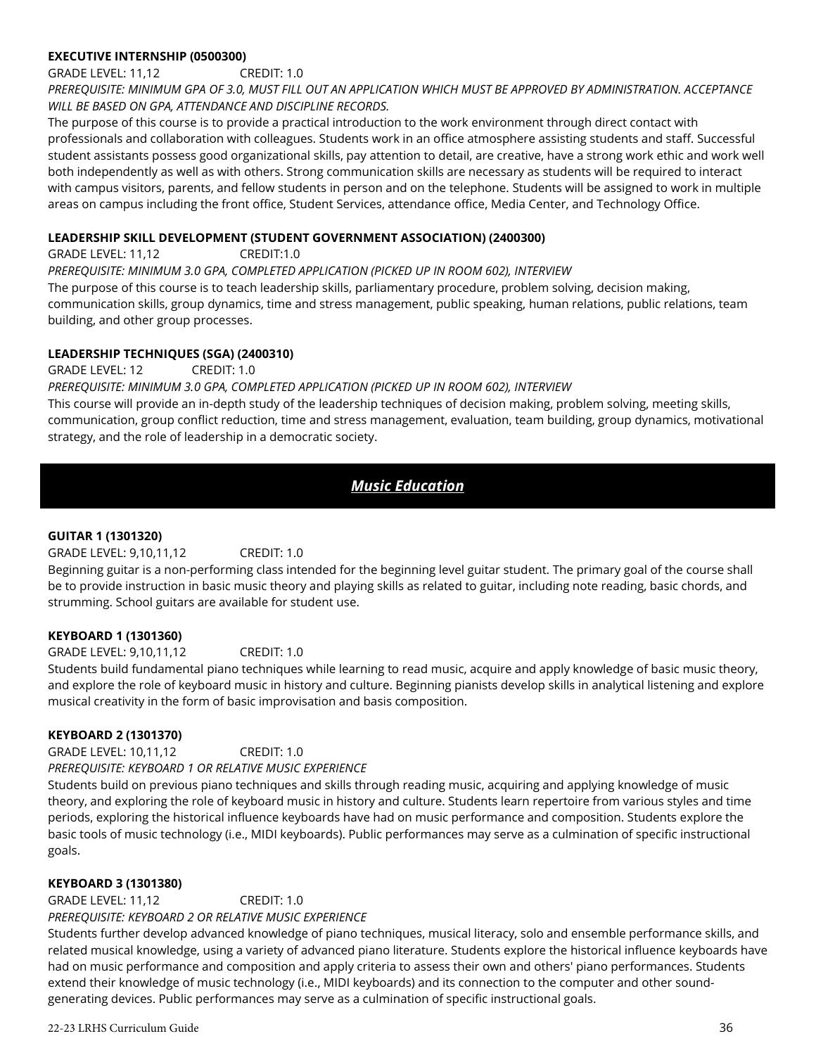**EXECUTIVE INTERNSHIP (0500300)**

GRADE LEVEL: 11,12 CREDIT: 1.0

*PREREQUISITE: MINIMUM GPA OF 3.0, MUST FILL OUT AN APPLICATION WHICH MUST BE APPROVED BY ADMINISTRATION. ACCEPTANCE WILL BE BASED ON GPA, ATTENDANCE AND DISCIPLINE RECORDS.*

The purpose of this course is to provide a practical introduction to the work environment through direct contact with professionals and collaboration with colleagues. Students work in an office atmosphere assisting students and staff. Successful student assistants possess good organizational skills, pay attention to detail, are creative, have a strong work ethic and work well both independently as well as with others. Strong communication skills are necessary as students will be required to interact with campus visitors, parents, and fellow students in person and on the telephone. Students will be assigned to work in multiple areas on campus including the front office, Student Services, attendance office, Media Center, and Technology Office.

**LEADERSHIP SKILL DEVELOPMENT (STUDENT GOVERNMENT ASSOCIATION) (2400300)**

GRADE LEVEL: 11,12 CREDIT:1.0

*PREREQUISITE: MINIMUM 3.0 GPA, COMPLETED APPLICATION (PICKED UP IN ROOM 602), INTERVIEW*

The purpose of this course is to teach leadership skills, parliamentary procedure, problem solving, decision making, communication skills, group dynamics, time and stress management, public speaking, human relations, public relations, team building, and other group processes.

**LEADERSHIP TECHNIQUES (SGA) (2400310)**

GRADE LEVEL: 12 CREDIT: 1.0

*PREREQUISITE: MINIMUM 3.0 GPA, COMPLETED APPLICATION (PICKED UP IN ROOM 602), INTERVIEW*

This course will provide an in-depth study of the leadership techniques of decision making, problem solving, meeting skills, communication, group conflict reduction, time and stress management, evaluation, team building, group dynamics, motivational strategy, and the role of leadership in a democratic society.

## *Music Education*

**GUITAR 1 (1301320)**

GRADE LEVEL: 9,10,11,12 CREDIT: 1.0

Beginning guitar is a non-performing class intended for the beginning level guitar student. The primary goal of the course shall be to provide instruction in basic music theory and playing skills as related to guitar, including note reading, basic chords, and strumming. School guitars are available for student use.

**KEYBOARD 1 (1301360)**

GRADE LEVEL: 9,10,11,12 CREDIT: 1.0

Students build fundamental piano techniques while learning to read music, acquire and apply knowledge of basic music theory, and explore the role of keyboard music in history and culture. Beginning pianists develop skills in analytical listening and explore musical creativity in the form of basic improvisation and basis composition.

**KEYBOARD 2 (1301370)**

GRADE LEVEL: 10,11,12 CREDIT: 1.0

*PREREQUISITE: KEYBOARD 1 OR RELATIVE MUSIC EXPERIENCE*

Students build on previous piano techniques and skills through reading music, acquiring and applying knowledge of music theory, and exploring the role of keyboard music in history and culture. Students learn repertoire from various styles and time periods, exploring the historical influence keyboards have had on music performance and composition. Students explore the basic tools of music technology (i.e., MIDI keyboards). Public performances may serve as a culmination of specific instructional goals.

**KEYBOARD 3 (1301380)**

GRADE LEVEL: 11,12 CREDIT: 1.0

*PREREQUISITE: KEYBOARD 2 OR RELATIVE MUSIC EXPERIENCE*

Students further develop advanced knowledge of piano techniques, musical literacy, solo and ensemble performance skills, and related musical knowledge, using a variety of advanced piano literature. Students explore the historical influence keyboards have had on music performance and composition and apply criteria to assess their own and others' piano performances. Students extend their knowledge of music technology (i.e., MIDI keyboards) and its connection to the computer and other sound-generating devices. Public performances may serve as a culmination of specific instructional goals.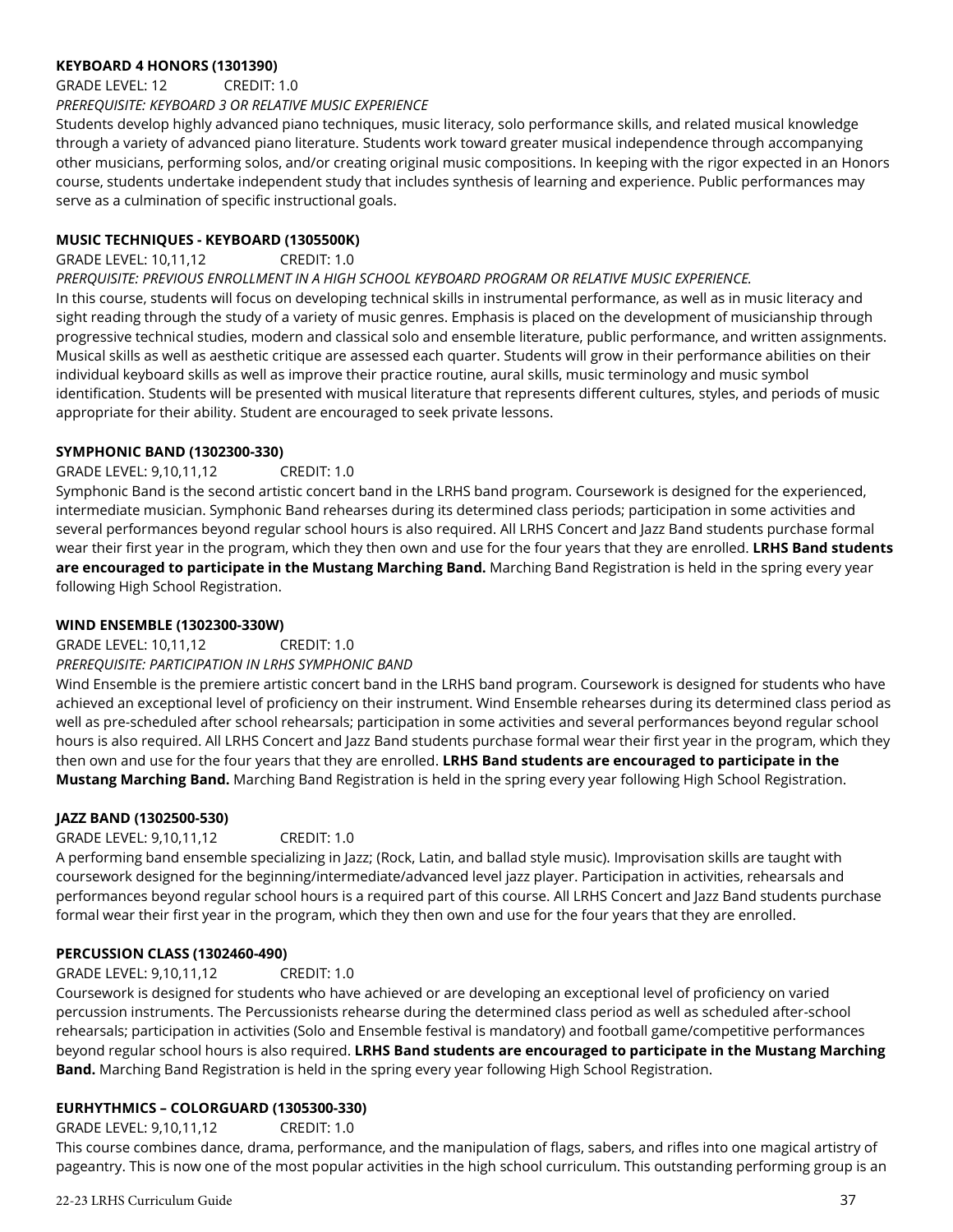### KEYBOARD 4 HONORS (1301390)

GRADE LEVEL: 12 CREDIT: 1.0

*PREREQUISITE: KEYBOARD 3 OR RELATIVE MUSIC EXPERIENCE*

Students develop highly advanced piano techniques, music literacy, solo performance skills, and related musical knowledge through a variety of advanced piano literature. Students work toward greater musical independence through accompanying other musicians, performing solos, and/or creating original music compositions. In keeping with the rigor expected in an Honors course, students undertake independent study that includes synthesis of learning and experience. Public performances may serve as a culmination of specific instructional goals.

### MUSIC TECHNIQUES - KEYBOARD (1305500K)

GRADE LEVEL: 10,11,12 CREDIT: 1.0

*PRERQUISITE: PREVIOUS ENROLLMENT IN A HIGH SCHOOL KEYBOARD PROGRAM OR RELATIVE MUSIC EXPERIENCE.*

In this course, students will focus on developing technical skills in instrumental performance, as well as in music literacy and sight reading through the study of a variety of music genres. Emphasis is placed on the development of musicianship through progressive technical studies, modern and classical solo and ensemble literature, public performance, and written assignments. Musical skills as well as aesthetic critique are assessed each quarter. Students will grow in their performance abilities on their individual keyboard skills as well as improve their practice routine, aural skills, music terminology and music symbol identification. Students will be presented with musical literature that represents different cultures, styles, and periods of music appropriate for their ability. Student are encouraged to seek private lessons.

### SYMPHONIC BAND (1302300-330)

GRADE LEVEL: 9,10,11,12 CREDIT: 1.0

Symphonic Band is the second artistic concert band in the LRHS band program. Coursework is designed for the experienced, intermediate musician. Symphonic Band rehearses during its determined class periods; participation in some activities and several performances beyond regular school hours is also required. All LRHS Concert and Jazz Band students purchase formal wear their first year in the program, which they then own and use for the four years that they are enrolled. **LRHS Band students are encouraged to participate in the Mustang Marching Band.** Marching Band Registration is held in the spring every year following High School Registration.

### WIND ENSEMBLE (1302300-330W)

GRADE LEVEL: 10,11,12 CREDIT: 1.0

*PREREQUISITE: PARTICIPATION IN LRHS SYMPHONIC BAND*

Wind Ensemble is the premiere artistic concert band in the LRHS band program. Coursework is designed for students who have achieved an exceptional level of proficiency on their instrument. Wind Ensemble rehearses during its determined class period as well as pre-scheduled after school rehearsals; participation in some activities and several performances beyond regular school hours is also required. All LRHS Concert and Jazz Band students purchase formal wear their first year in the program, which they then own and use for the four years that they are enrolled. **LRHS Band students are encouraged to participate in the Mustang Marching Band.** Marching Band Registration is held in the spring every year following High School Registration.

### JAZZ BAND (1302500-530)

GRADE LEVEL: 9,10,11,12 CREDIT: 1.0

A performing band ensemble specializing in Jazz; (Rock, Latin, and ballad style music). Improvisation skills are taught with coursework designed for the beginning/intermediate/advanced level jazz player. Participation in activities, rehearsals and performances beyond regular school hours is a required part of this course. All LRHS Concert and Jazz Band students purchase formal wear their first year in the program, which they then own and use for the four years that they are enrolled.

### PERCUSSION CLASS (1302460-490)

GRADE LEVEL: 9,10,11,12 CREDIT: 1.0

Coursework is designed for students who have achieved or are developing an exceptional level of proficiency on varied percussion instruments. The Percussionists rehearse during the determined class period as well as scheduled after-school rehearsals; participation in activities (Solo and Ensemble festival is mandatory) and football game/competitive performances beyond regular school hours is also required. **LRHS Band students are encouraged to participate in the Mustang Marching Band.** Marching Band Registration is held in the spring every year following High School Registration.

### EURHYTHMICS – COLORGUARD (1305300-330)

GRADE LEVEL: 9,10,11,12 CREDIT: 1.0

This course combines dance, drama, performance, and the manipulation of flags, sabers, and rifles into one magical artistry of pageantry. This is now one of the most popular activities in the high school curriculum. This outstanding performing group is an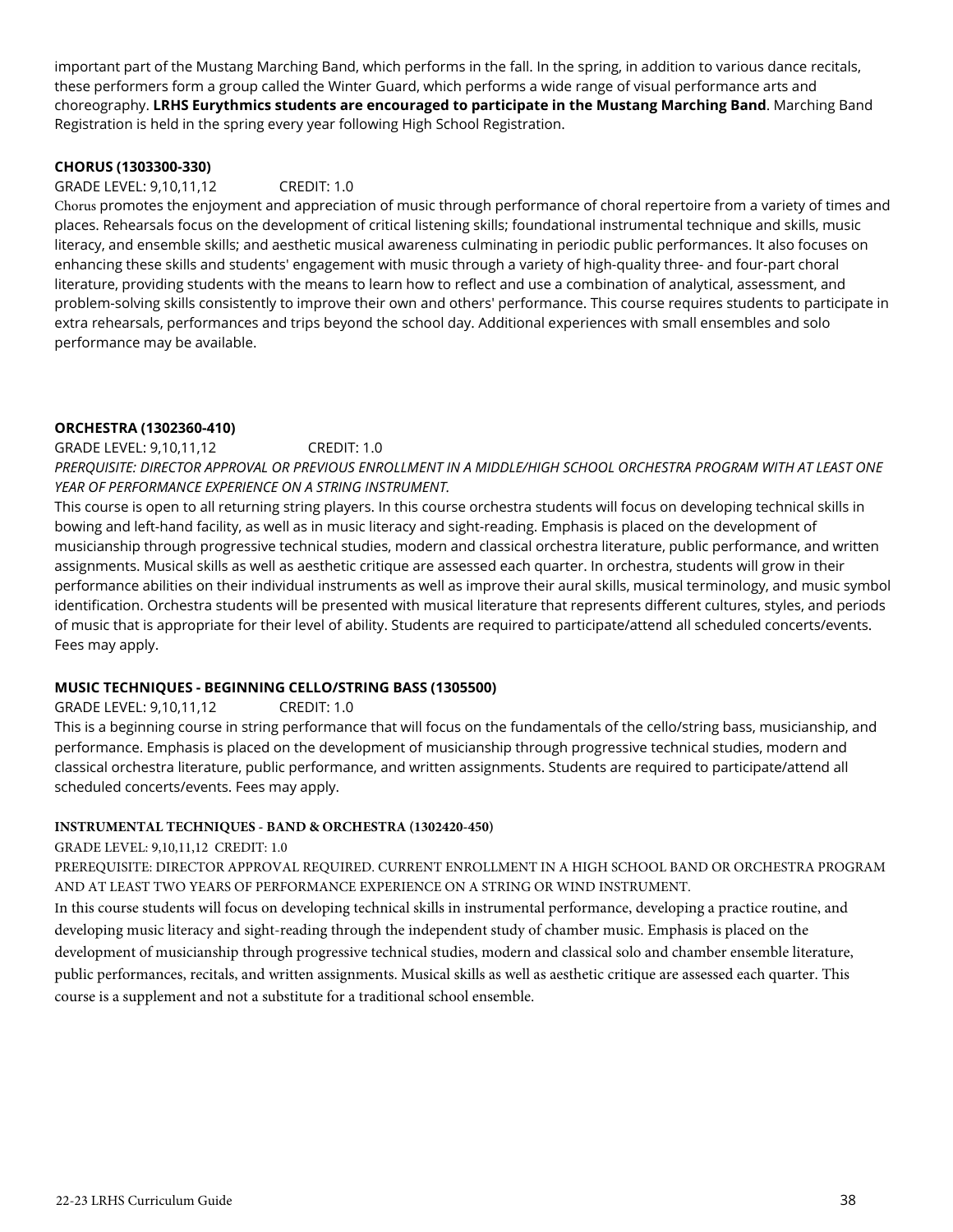important part of the Mustang Marching Band, which performs in the fall. In the spring, in addition to various dance recitals, these performers form a group called the Winter Guard, which performs a wide range of visual performance arts and choreography. **LRHS Eurythmics students are encouraged to participate in the Mustang Marching Band**. Marching Band Registration is held in the spring every year following High School Registration.

**CHORUS (1303300-330)**

GRADE LEVEL: 9,10,11,12 CREDIT: 1.0

Chorus promotes the enjoyment and appreciation of music through performance of choral repertoire from a variety of times and places. Rehearsals focus on the development of critical listening skills; foundational instrumental technique and skills, music literacy, and ensemble skills; and aesthetic musical awareness culminating in periodic public performances. It also focuses on enhancing these skills and students' engagement with music through a variety of high-quality three- and four-part choral literature, providing students with the means to learn how to reflect and use a combination of analytical, assessment, and problem-solving skills consistently to improve their own and others' performance. This course requires students to participate in extra rehearsals, performances and trips beyond the school day. Additional experiences with small ensembles and solo performance may be available.

**ORCHESTRA (1302360-410)**

GRADE LEVEL: 9,10,11,12 CREDIT: 1.0

*PRERQUISITE: DIRECTOR APPROVAL OR PREVIOUS ENROLLMENT IN A MIDDLE/HIGH SCHOOL ORCHESTRA PROGRAM WITH AT LEAST ONE YEAR OF PERFORMANCE EXPERIENCE ON A STRING INSTRUMENT.*

This course is open to all returning string players. In this course orchestra students will focus on developing technical skills in bowing and left-hand facility, as well as in music literacy and sight-reading. Emphasis is placed on the development of musicianship through progressive technical studies, modern and classical orchestra literature, public performance, and written assignments. Musical skills as well as aesthetic critique are assessed each quarter. In orchestra, students will grow in their performance abilities on their individual instruments as well as improve their aural skills, musical terminology, and music symbol identification. Orchestra students will be presented with musical literature that represents different cultures, styles, and periods of music that is appropriate for their level of ability. Students are required to participate/attend all scheduled concerts/events. Fees may apply.

**MUSIC TECHNIQUES - BEGINNING CELLO/STRING BASS (1305500)**

GRADE LEVEL: 9,10,11,12 CREDIT: 1.0

This is a beginning course in string performance that will focus on the fundamentals of the cello/string bass, musicianship, and performance. Emphasis is placed on the development of musicianship through progressive technical studies, modern and classical orchestra literature, public performance, and written assignments. Students are required to participate/attend all scheduled concerts/events. Fees may apply.

**INSTRUMENTAL TECHNIQUES - BAND & ORCHESTRA (1302420-450)**

GRADE LEVEL: 9,10,11,12 CREDIT: 1.0

PREREQUISITE: DIRECTOR APPROVAL REQUIRED. CURRENT ENROLLMENT IN A HIGH SCHOOL BAND OR ORCHESTRA PROGRAM AND AT LEAST TWO YEARS OF PERFORMANCE EXPERIENCE ON A STRING OR WIND INSTRUMENT.

In this course students will focus on developing technical skills in instrumental performance, developing a practice routine, and developing music literacy and sight-reading through the independent study of chamber music. Emphasis is placed on the development of musicianship through progressive technical studies, modern and classical solo and chamber ensemble literature, public performances, recitals, and written assignments. Musical skills as well as aesthetic critique are assessed each quarter. This course is a supplement and not a substitute for a traditional school ensemble.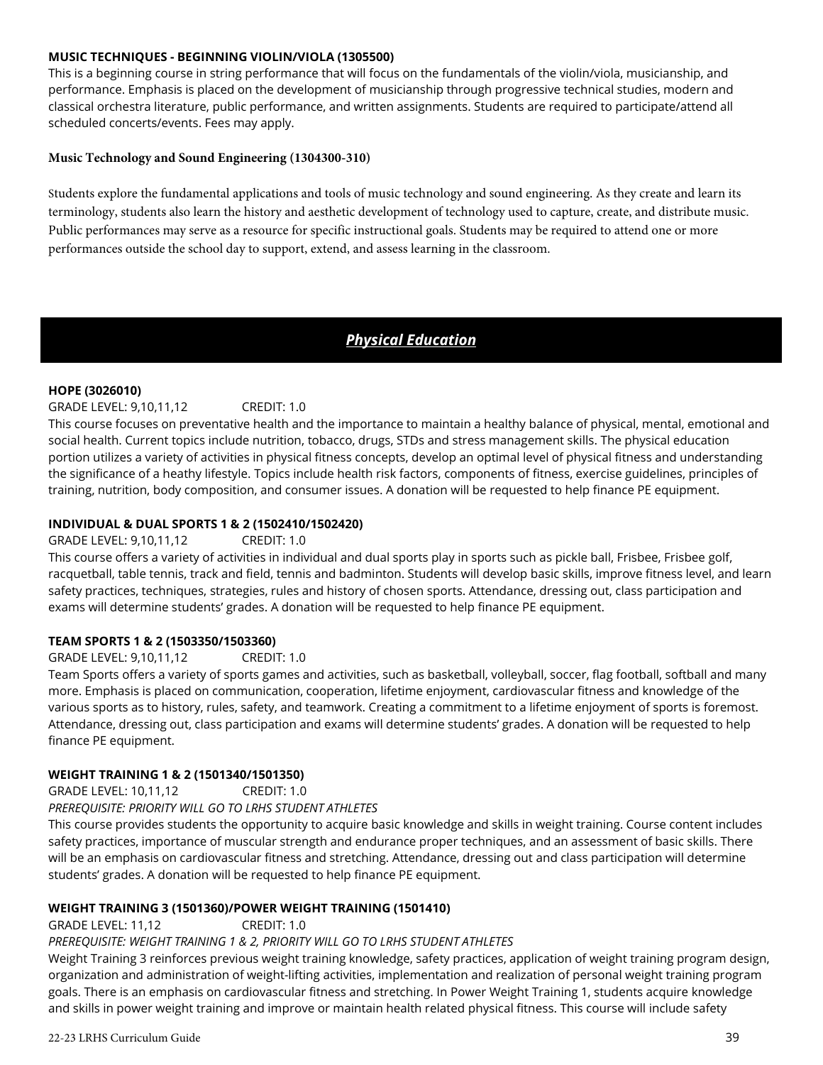**MUSIC TECHNIQUES - BEGINNING VIOLIN/VIOLA (1305500)**
This is a beginning course in string performance that will focus on the fundamentals of the violin/viola, musicianship, and performance. Emphasis is placed on the development of musicianship through progressive technical studies, modern and classical orchestra literature, public performance, and written assignments. Students are required to participate/attend all scheduled concerts/events. Fees may apply.

**Music Technology and Sound Engineering (1304300-310)**

Students explore the fundamental applications and tools of music technology and sound engineering. As they create and learn its terminology, students also learn the history and aesthetic development of technology used to capture, create, and distribute music. Public performances may serve as a resource for specific instructional goals. Students may be required to attend one or more performances outside the school day to support, extend, and assess learning in the classroom.

## ***Physical Education***

**HOPE (3026010)**
GRADE LEVEL: 9,10,11,12 CREDIT: 1.0
This course focuses on preventative health and the importance to maintain a healthy balance of physical, mental, emotional and social health. Current topics include nutrition, tobacco, drugs, STDs and stress management skills. The physical education portion utilizes a variety of activities in physical fitness concepts, develop an optimal level of physical fitness and understanding the significance of a heathy lifestyle. Topics include health risk factors, components of fitness, exercise guidelines, principles of training, nutrition, body composition, and consumer issues. A donation will be requested to help finance PE equipment.

**INDIVIDUAL & DUAL SPORTS 1 & 2 (1502410/1502420)**
GRADE LEVEL: 9,10,11,12 CREDIT: 1.0
This course offers a variety of activities in individual and dual sports play in sports such as pickle ball, Frisbee, Frisbee golf, racquetball, table tennis, track and field, tennis and badminton. Students will develop basic skills, improve fitness level, and learn safety practices, techniques, strategies, rules and history of chosen sports. Attendance, dressing out, class participation and exams will determine students' grades. A donation will be requested to help finance PE equipment.

**TEAM SPORTS 1 & 2 (1503350/1503360)**
GRADE LEVEL: 9,10,11,12 CREDIT: 1.0
Team Sports offers a variety of sports games and activities, such as basketball, volleyball, soccer, flag football, softball and many more. Emphasis is placed on communication, cooperation, lifetime enjoyment, cardiovascular fitness and knowledge of the various sports as to history, rules, safety, and teamwork. Creating a commitment to a lifetime enjoyment of sports is foremost. Attendance, dressing out, class participation and exams will determine students' grades. A donation will be requested to help finance PE equipment.

**WEIGHT TRAINING 1 & 2 (1501340/1501350)**
GRADE LEVEL: 10,11,12 CREDIT: 1.0
*PREREQUISITE: PRIORITY WILL GO TO LRHS STUDENT ATHLETES*
This course provides students the opportunity to acquire basic knowledge and skills in weight training. Course content includes safety practices, importance of muscular strength and endurance proper techniques, and an assessment of basic skills. There will be an emphasis on cardiovascular fitness and stretching. Attendance, dressing out and class participation will determine students' grades. A donation will be requested to help finance PE equipment.

**WEIGHT TRAINING 3 (1501360)/POWER WEIGHT TRAINING (1501410)**
GRADE LEVEL: 11,12 CREDIT: 1.0
*PREREQUISITE: WEIGHT TRAINING 1 & 2, PRIORITY WILL GO TO LRHS STUDENT ATHLETES*
Weight Training 3 reinforces previous weight training knowledge, safety practices, application of weight training program design, organization and administration of weight-lifting activities, implementation and realization of personal weight training program goals. There is an emphasis on cardiovascular fitness and stretching. In Power Weight Training 1, students acquire knowledge and skills in power weight training and improve or maintain health related physical fitness. This course will include safety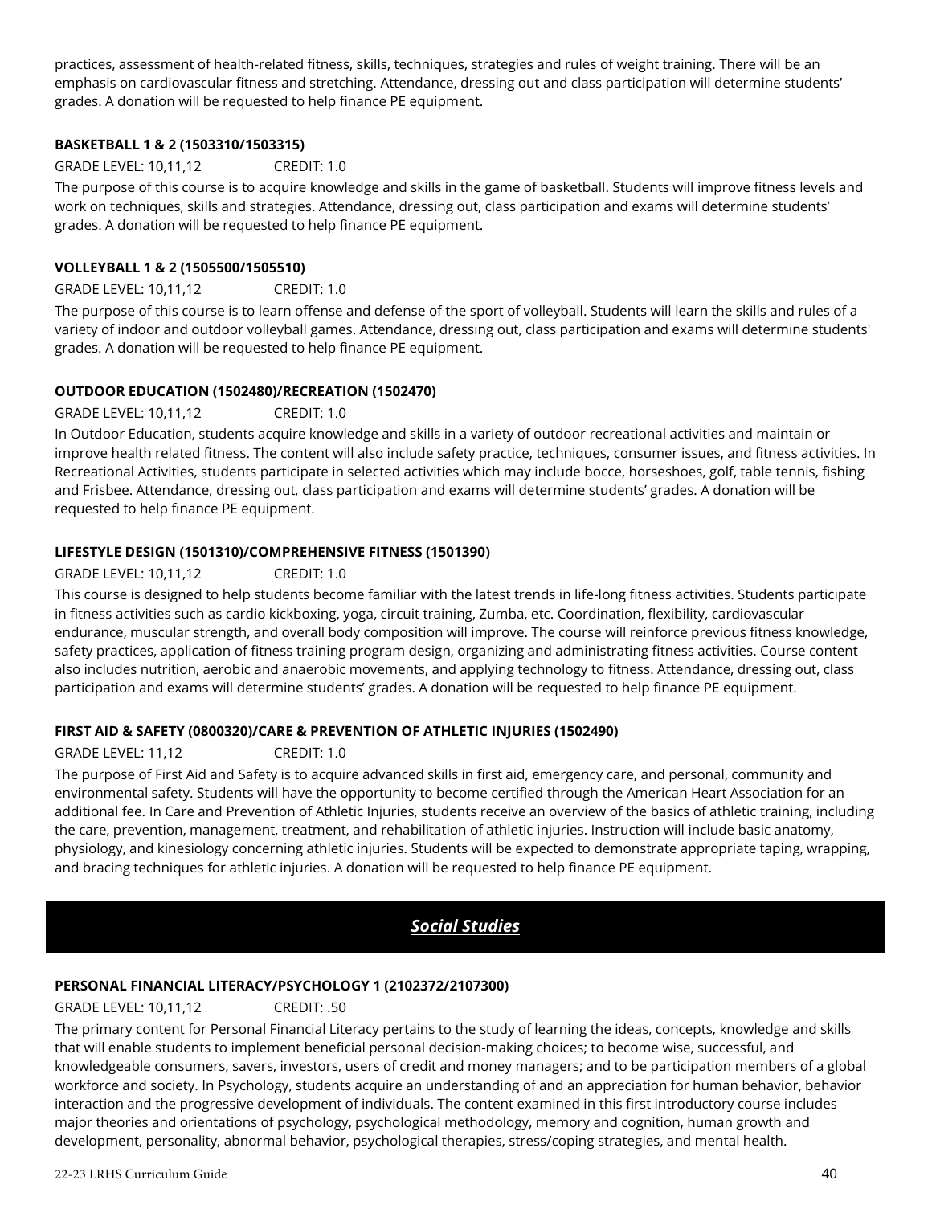practices, assessment of health-related fitness, skills, techniques, strategies and rules of weight training. There will be an emphasis on cardiovascular fitness and stretching. Attendance, dressing out and class participation will determine students' grades. A donation will be requested to help finance PE equipment.

**BASKETBALL 1 & 2 (1503310/1503315)**

GRADE LEVEL: 10,11,12 CREDIT: 1.0

The purpose of this course is to acquire knowledge and skills in the game of basketball. Students will improve fitness levels and work on techniques, skills and strategies. Attendance, dressing out, class participation and exams will determine students' grades. A donation will be requested to help finance PE equipment.

**VOLLEYBALL 1 & 2 (1505500/1505510)**

GRADE LEVEL: 10,11,12 CREDIT: 1.0

The purpose of this course is to learn offense and defense of the sport of volleyball. Students will learn the skills and rules of a variety of indoor and outdoor volleyball games. Attendance, dressing out, class participation and exams will determine students' grades. A donation will be requested to help finance PE equipment.

**OUTDOOR EDUCATION (1502480)/RECREATION (1502470)**

GRADE LEVEL: 10,11,12 CREDIT: 1.0

In Outdoor Education, students acquire knowledge and skills in a variety of outdoor recreational activities and maintain or improve health related fitness. The content will also include safety practice, techniques, consumer issues, and fitness activities. In Recreational Activities, students participate in selected activities which may include bocce, horseshoes, golf, table tennis, fishing and Frisbee. Attendance, dressing out, class participation and exams will determine students' grades. A donation will be requested to help finance PE equipment.

**LIFESTYLE DESIGN (1501310)/COMPREHENSIVE FITNESS (1501390)**

GRADE LEVEL: 10,11,12 CREDIT: 1.0

This course is designed to help students become familiar with the latest trends in life-long fitness activities. Students participate in fitness activities such as cardio kickboxing, yoga, circuit training, Zumba, etc. Coordination, flexibility, cardiovascular endurance, muscular strength, and overall body composition will improve. The course will reinforce previous fitness knowledge, safety practices, application of fitness training program design, organizing and administrating fitness activities. Course content also includes nutrition, aerobic and anaerobic movements, and applying technology to fitness. Attendance, dressing out, class participation and exams will determine students' grades. A donation will be requested to help finance PE equipment.

**FIRST AID & SAFETY (0800320)/CARE & PREVENTION OF ATHLETIC INJURIES (1502490)**

GRADE LEVEL: 11,12 CREDIT: 1.0

The purpose of First Aid and Safety is to acquire advanced skills in first aid, emergency care, and personal, community and environmental safety. Students will have the opportunity to become certified through the American Heart Association for an additional fee. In Care and Prevention of Athletic Injuries, students receive an overview of the basics of athletic training, including the care, prevention, management, treatment, and rehabilitation of athletic injuries. Instruction will include basic anatomy, physiology, and kinesiology concerning athletic injuries. Students will be expected to demonstrate appropriate taping, wrapping, and bracing techniques for athletic injuries. A donation will be requested to help finance PE equipment.

## ***Social Studies***

**PERSONAL FINANCIAL LITERACY/PSYCHOLOGY 1 (2102372/2107300)**

GRADE LEVEL: 10,11,12 CREDIT: .50

The primary content for Personal Financial Literacy pertains to the study of learning the ideas, concepts, knowledge and skills that will enable students to implement beneficial personal decision-making choices; to become wise, successful, and knowledgeable consumers, savers, investors, users of credit and money managers; and to be participation members of a global workforce and society. In Psychology, students acquire an understanding of and an appreciation for human behavior, behavior interaction and the progressive development of individuals. The content examined in this first introductory course includes major theories and orientations of psychology, psychological methodology, memory and cognition, human growth and development, personality, abnormal behavior, psychological therapies, stress/coping strategies, and mental health.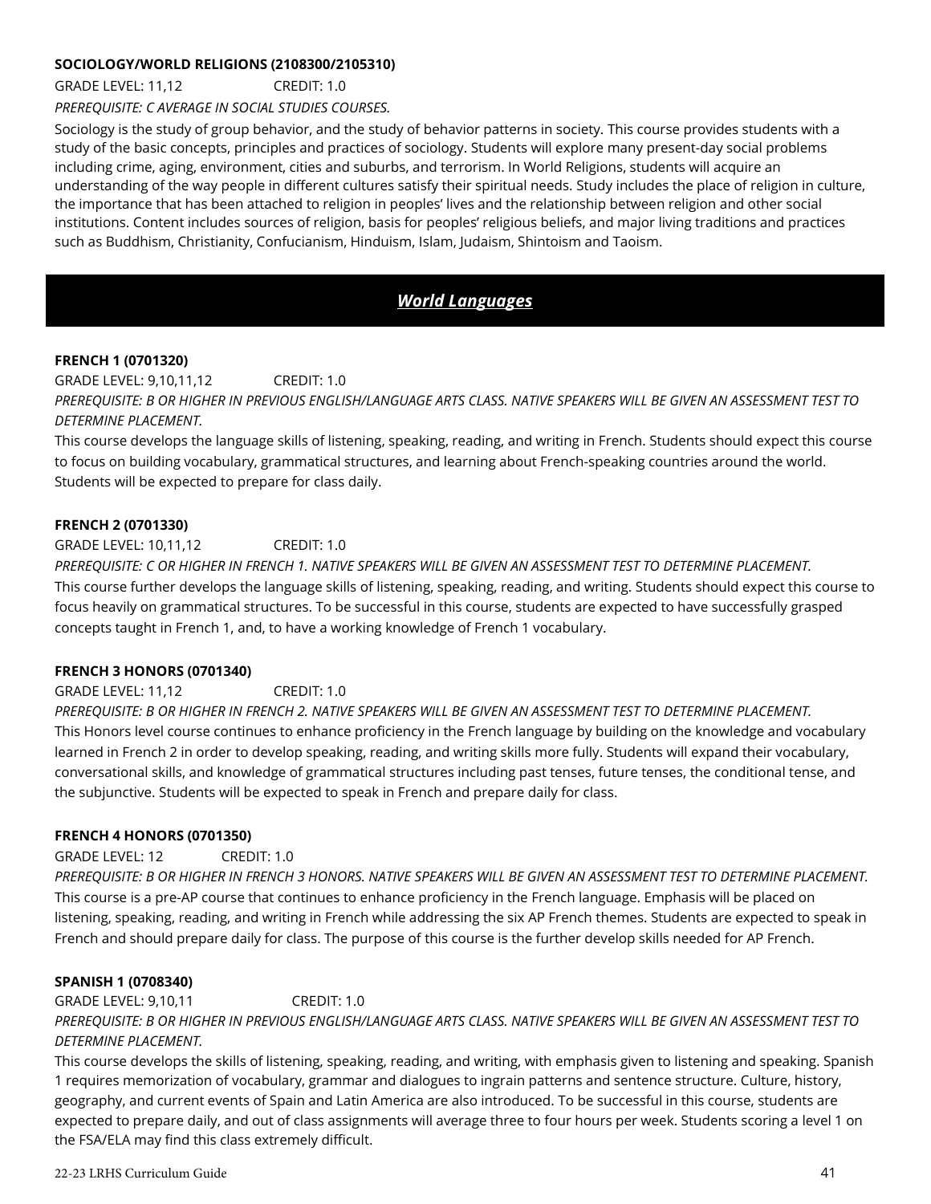**SOCIOLOGY/WORLD RELIGIONS (2108300/2105310)**

GRADE LEVEL: 11,12 CREDIT: 1.0

*PREREQUISITE: C AVERAGE IN SOCIAL STUDIES COURSES.*

Sociology is the study of group behavior, and the study of behavior patterns in society. This course provides students with a study of the basic concepts, principles and practices of sociology. Students will explore many present-day social problems including crime, aging, environment, cities and suburbs, and terrorism. In World Religions, students will acquire an understanding of the way people in different cultures satisfy their spiritual needs. Study includes the place of religion in culture, the importance that has been attached to religion in peoples' lives and the relationship between religion and other social institutions. Content includes sources of religion, basis for peoples' religious beliefs, and major living traditions and practices such as Buddhism, Christianity, Confucianism, Hinduism, Islam, Judaism, Shintoism and Taoism.

## ***World Languages***

**FRENCH 1 (0701320)**

GRADE LEVEL: 9,10,11,12 CREDIT: 1.0

*PREREQUISITE: B OR HIGHER IN PREVIOUS ENGLISH/LANGUAGE ARTS CLASS. NATIVE SPEAKERS WILL BE GIVEN AN ASSESSMENT TEST TO DETERMINE PLACEMENT.*

This course develops the language skills of listening, speaking, reading, and writing in French. Students should expect this course to focus on building vocabulary, grammatical structures, and learning about French-speaking countries around the world. Students will be expected to prepare for class daily.

**FRENCH 2 (0701330)**

GRADE LEVEL: 10,11,12 CREDIT: 1.0

*PREREQUISITE: C OR HIGHER IN FRENCH 1. NATIVE SPEAKERS WILL BE GIVEN AN ASSESSMENT TEST TO DETERMINE PLACEMENT.*

This course further develops the language skills of listening, speaking, reading, and writing. Students should expect this course to focus heavily on grammatical structures. To be successful in this course, students are expected to have successfully grasped concepts taught in French 1, and, to have a working knowledge of French 1 vocabulary.

**FRENCH 3 HONORS (0701340)**

GRADE LEVEL: 11,12 CREDIT: 1.0

*PREREQUISITE: B OR HIGHER IN FRENCH 2. NATIVE SPEAKERS WILL BE GIVEN AN ASSESSMENT TEST TO DETERMINE PLACEMENT.*

This Honors level course continues to enhance proficiency in the French language by building on the knowledge and vocabulary learned in French 2 in order to develop speaking, reading, and writing skills more fully. Students will expand their vocabulary, conversational skills, and knowledge of grammatical structures including past tenses, future tenses, the conditional tense, and the subjunctive. Students will be expected to speak in French and prepare daily for class.

**FRENCH 4 HONORS (0701350)**

GRADE LEVEL: 12 CREDIT: 1.0

*PREREQUISITE: B OR HIGHER IN FRENCH 3 HONORS. NATIVE SPEAKERS WILL BE GIVEN AN ASSESSMENT TEST TO DETERMINE PLACEMENT.*

This course is a pre-AP course that continues to enhance proficiency in the French language. Emphasis will be placed on listening, speaking, reading, and writing in French while addressing the six AP French themes. Students are expected to speak in French and should prepare daily for class. The purpose of this course is the further develop skills needed for AP French.

**SPANISH 1 (0708340)**

GRADE LEVEL: 9,10,11 CREDIT: 1.0

*PREREQUISITE: B OR HIGHER IN PREVIOUS ENGLISH/LANGUAGE ARTS CLASS. NATIVE SPEAKERS WILL BE GIVEN AN ASSESSMENT TEST TO DETERMINE PLACEMENT.*

This course develops the skills of listening, speaking, reading, and writing, with emphasis given to listening and speaking. Spanish 1 requires memorization of vocabulary, grammar and dialogues to ingrain patterns and sentence structure. Culture, history, geography, and current events of Spain and Latin America are also introduced. To be successful in this course, students are expected to prepare daily, and out of class assignments will average three to four hours per week. Students scoring a level 1 on the FSA/ELA may find this class extremely difficult.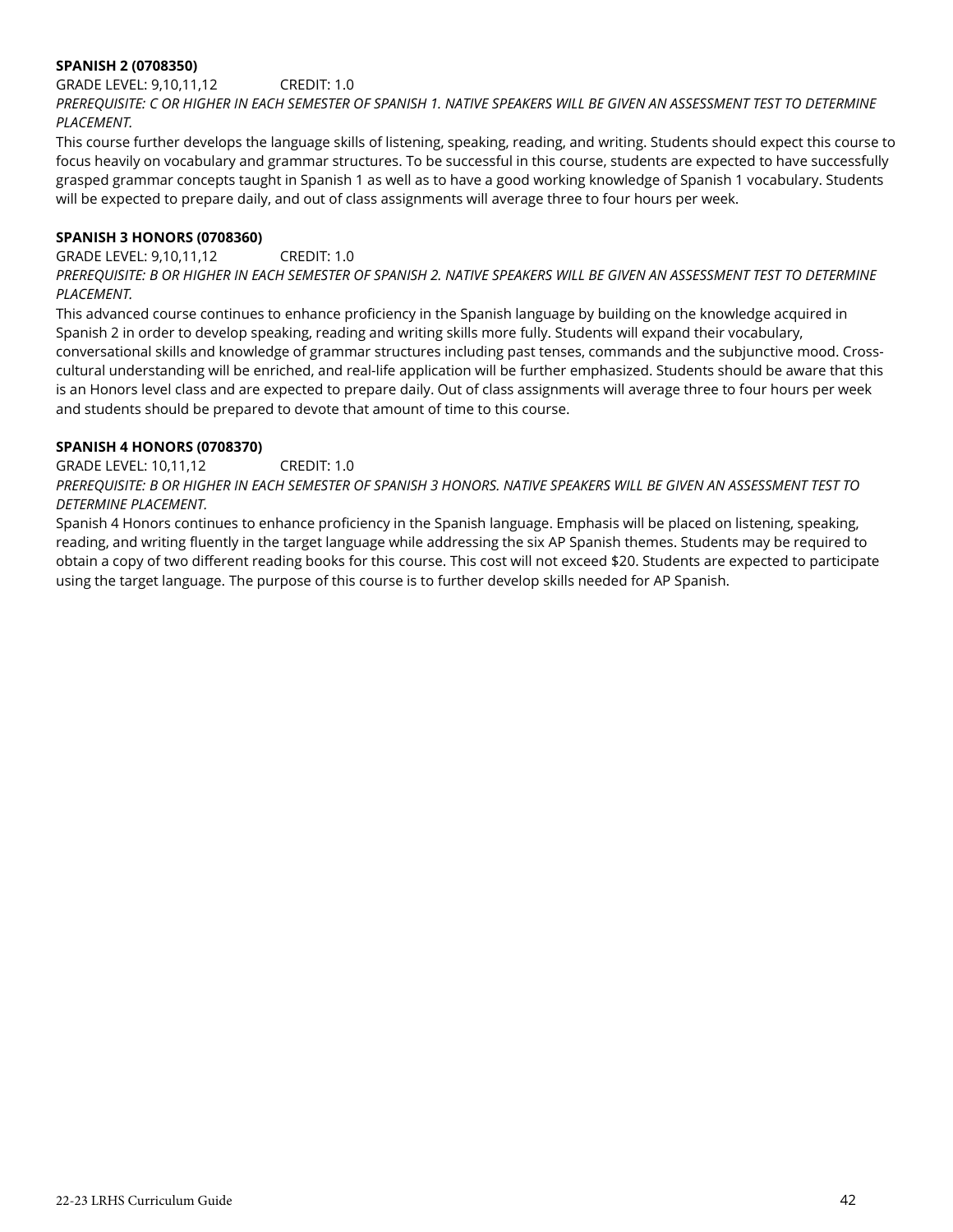**SPANISH 2 (0708350)**

GRADE LEVEL: 9,10,11,12 CREDIT: 1.0

*PREREQUISITE: C OR HIGHER IN EACH SEMESTER OF SPANISH 1. NATIVE SPEAKERS WILL BE GIVEN AN ASSESSMENT TEST TO DETERMINE PLACEMENT.*

This course further develops the language skills of listening, speaking, reading, and writing. Students should expect this course to focus heavily on vocabulary and grammar structures. To be successful in this course, students are expected to have successfully grasped grammar concepts taught in Spanish 1 as well as to have a good working knowledge of Spanish 1 vocabulary. Students will be expected to prepare daily, and out of class assignments will average three to four hours per week.

**SPANISH 3 HONORS (0708360)**

GRADE LEVEL: 9,10,11,12 CREDIT: 1.0

*PREREQUISITE: B OR HIGHER IN EACH SEMESTER OF SPANISH 2. NATIVE SPEAKERS WILL BE GIVEN AN ASSESSMENT TEST TO DETERMINE PLACEMENT.*

This advanced course continues to enhance proficiency in the Spanish language by building on the knowledge acquired in Spanish 2 in order to develop speaking, reading and writing skills more fully. Students will expand their vocabulary, conversational skills and knowledge of grammar structures including past tenses, commands and the subjunctive mood. Cross-cultural understanding will be enriched, and real-life application will be further emphasized. Students should be aware that this is an Honors level class and are expected to prepare daily. Out of class assignments will average three to four hours per week and students should be prepared to devote that amount of time to this course.

**SPANISH 4 HONORS (0708370)**

GRADE LEVEL: 10,11,12 CREDIT: 1.0

*PREREQUISITE: B OR HIGHER IN EACH SEMESTER OF SPANISH 3 HONORS. NATIVE SPEAKERS WILL BE GIVEN AN ASSESSMENT TEST TO DETERMINE PLACEMENT.*

Spanish 4 Honors continues to enhance proficiency in the Spanish language. Emphasis will be placed on listening, speaking, reading, and writing fluently in the target language while addressing the six AP Spanish themes. Students may be required to obtain a copy of two different reading books for this course. This cost will not exceed $20. Students are expected to participate using the target language. The purpose of this course is to further develop skills needed for AP Spanish.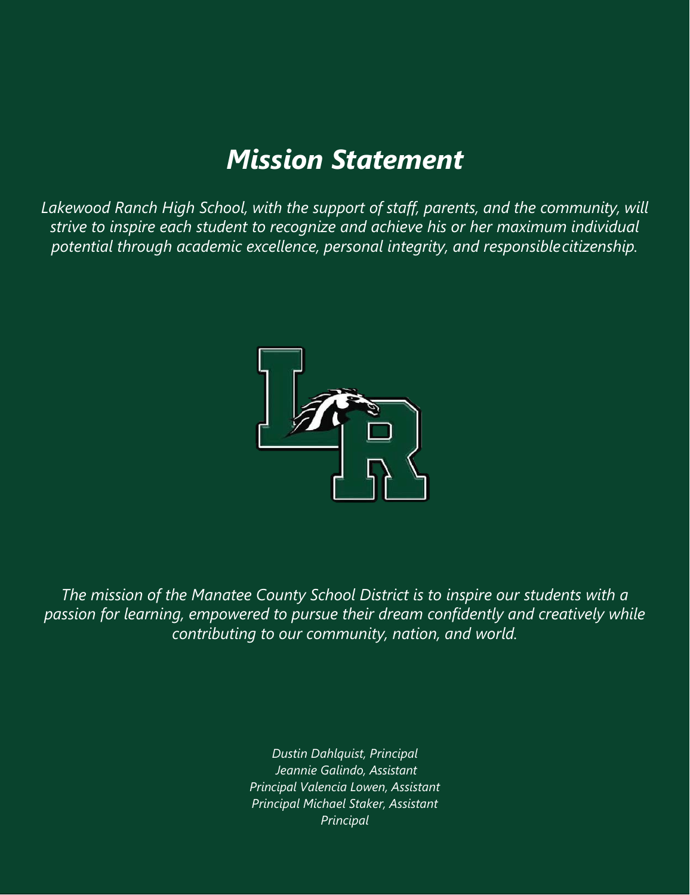# *Mission Statement*

*Lakewood Ranch High School, with the support of staff, parents, and the community, will strive to inspire each student to recognize and achieve his or her maximum individual potential through academic excellence, personal integrity, and responsible citizenship.*

*The mission of the Manatee County School District is to inspire our students with a passion for learning, empowered to pursue their dream confidently and creatively while contributing to our community, nation, and world.*

*Dustin Dahlquist, Principal*
*Jeannie Galindo, Assistant Principal*
*Valencia Lowen, Assistant Principal*
*Michael Staker, Assistant Principal*